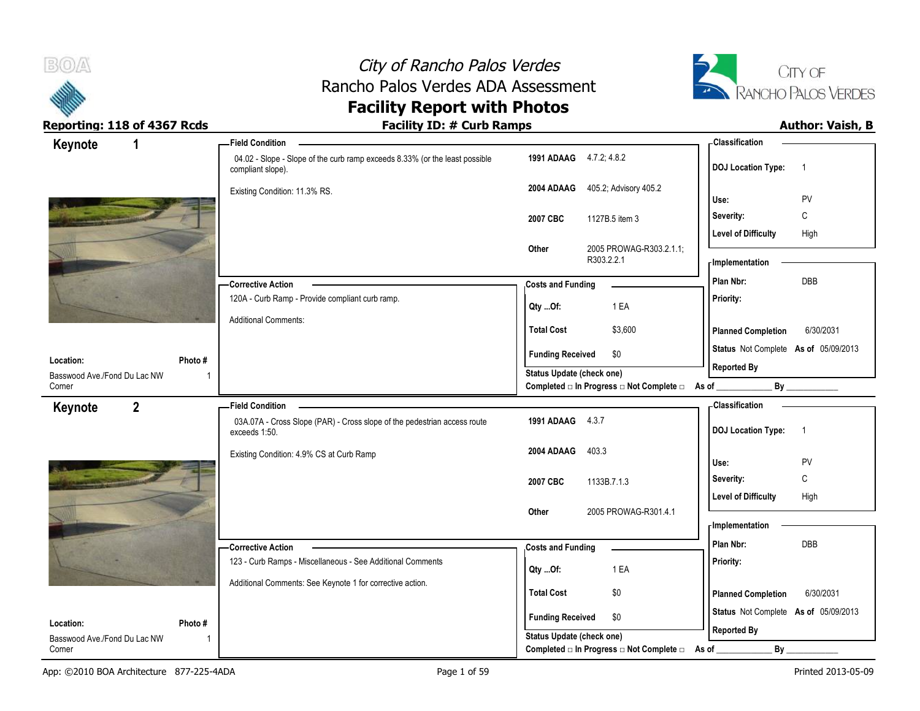# City of Rancho Palos Verdes
## Rancho Palos Verdes ADA Assessment
## Facility Report with Photos

**Reporting: 118 of 4367 Rcds** | **Facility ID: # Curb Ramps** | **Author: Vaish, B**

---

## Keynote 1

**Location:** Basswood Ave./Fond Du Lac NW Corner
**Photo #:** 1

**Field Condition**

04.02 - Slope - Slope of the curb ramp exceeds 8.33% (or the least possible compliant slope).

Existing Condition: 11.3% RS.

| | |
|---|---|
| **1991 ADAAG** | 4.7.2; 4.8.2 |
| **2004 ADAAG** | 405.2; Advisory 405.2 |
| **2007 CBC** | 1127B.5 item 3 |
| **Other** | 2005 PROWAG-R303.2.1.1; R303.2.2.1 |

**Corrective Action**

120A - Curb Ramp - Provide compliant curb ramp.

Additional Comments:

**Costs and Funding**

| | |
|---|---|
| **Qty ...Of:** | 1 EA |
| **Total Cost** | $3,600 |
| **Funding Received** | $0 |

**Status Update (check one)**
Completed □ In Progress □ Not Complete □ As of ____________ By ____________

**Classification**

| | |
|---|---|
| **DOJ Location Type:** | 1 |
| **Use:** | PV |
| **Severity:** | C |
| **Level of Difficulty** | High |

**Implementation**

| | |
|---|---|
| **Plan Nbr:** | DBB |
| **Priority:** | |
| **Planned Completion** | 6/30/2031 |
| **Status** | Not Complete **As of** 05/09/2013 |
| **Reported By** | |

---

## Keynote 2

**Location:** Basswood Ave./Fond Du Lac NW Corner
**Photo #:** 1

**Field Condition**

03A.07A - Cross Slope (PAR) - Cross slope of the pedestrian access route exceeds 1:50.

Existing Condition: 4.9% CS at Curb Ramp

| | |
|---|---|
| **1991 ADAAG** | 4.3.7 |
| **2004 ADAAG** | 403.3 |
| **2007 CBC** | 1133B.7.1.3 |
| **Other** | 2005 PROWAG-R301.4.1 |

**Corrective Action**

123 - Curb Ramps - Miscellaneous - See Additional Comments

Additional Comments: See Keynote 1 for corrective action.

**Costs and Funding**

| | |
|---|---|
| **Qty ...Of:** | 1 EA |
| **Total Cost** | $0 |
| **Funding Received** | $0 |

**Status Update (check one)**
Completed □ In Progress □ Not Complete □ As of ____________ By ____________

**Classification**

| | |
|---|---|
| **DOJ Location Type:** | 1 |
| **Use:** | PV |
| **Severity:** | C |
| **Level of Difficulty** | High |

**Implementation**

| | |
|---|---|
| **Plan Nbr:** | DBB |
| **Priority:** | |
| **Planned Completion** | 6/30/2031 |
| **Status** | Not Complete **As of** 05/09/2013 |
| **Reported By** | |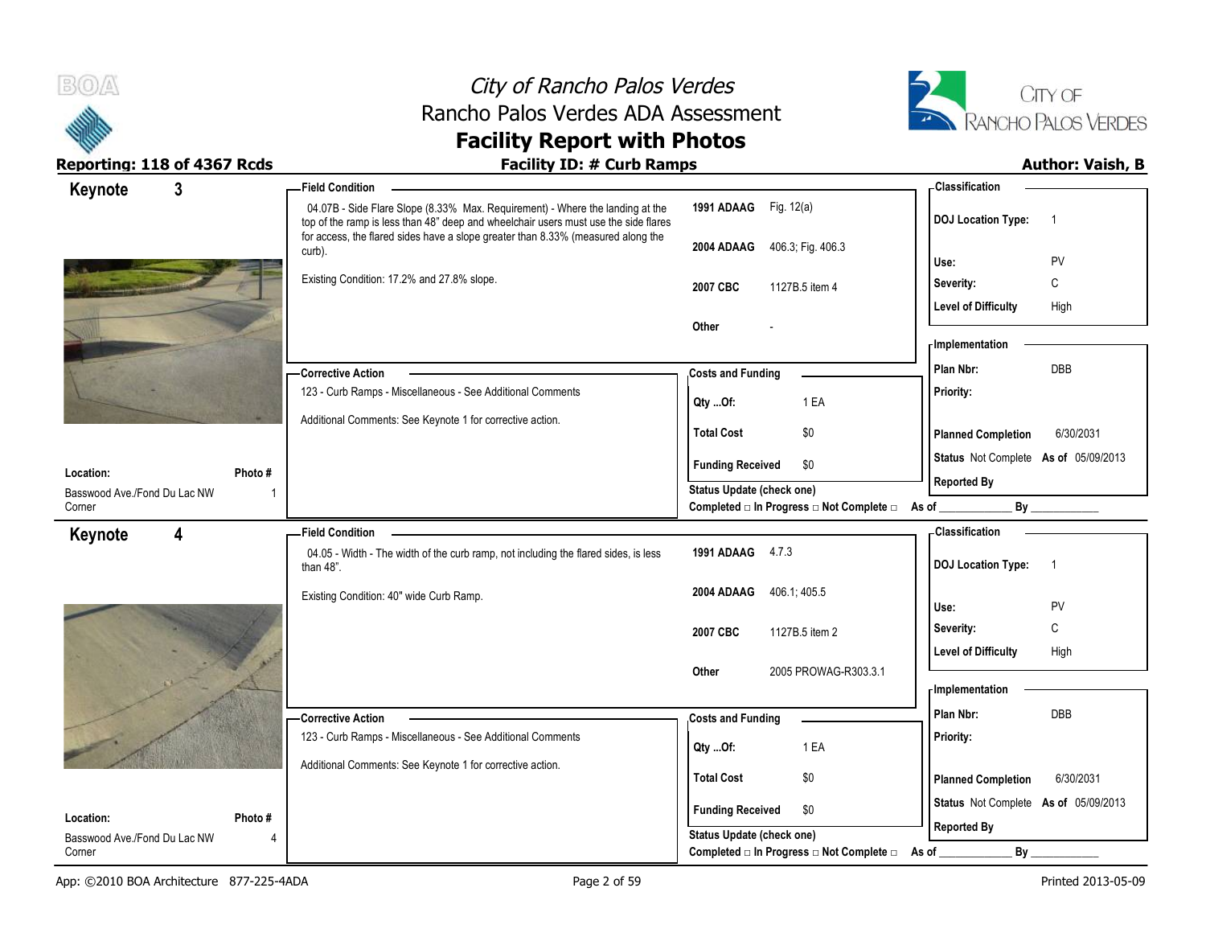# City of Rancho Palos Verdes
## Rancho Palos Verdes ADA Assessment
## Facility Report with Photos

**Reporting: 118 of 4367 Rcds** | **Facility ID: # Curb Ramps** | **Author: Vaish, B**

---

### Keynote 3

**Field Condition**

04.07B - Side Flare Slope (8.33% Max. Requirement) - Where the landing at the top of the ramp is less than 48" deep and wheelchair users must use the side flares for access, the flared sides have a slope greater than 8.33% (measured along the curb).

Existing Condition: 17.2% and 27.8% slope.

| | |
|---|---|
| **1991 ADAAG** | Fig. 12(a) |
| **2004 ADAAG** | 406.3; Fig. 406.3 |
| **2007 CBC** | 1127B.5 item 4 |
| **Other** | - |

**Classification**

| | |
|---|---|
| **DOJ Location Type:** | 1 |
| **Use:** | PV |
| **Severity:** | C |
| **Level of Difficulty** | High |

**Corrective Action**

123 - Curb Ramps - Miscellaneous - See Additional Comments

Additional Comments: See Keynote 1 for corrective action.

**Costs and Funding**

| | |
|---|---|
| **Qty ...Of:** | 1 EA |
| **Total Cost** | $0 |
| **Funding Received** | $0 |

**Status Update (check one)**
Completed □ In Progress □ Not Complete □ As of ____________ By ____________

**Implementation**

| | |
|---|---|
| **Plan Nbr:** | DBB |
| **Priority:** | |
| **Planned Completion** | 6/30/2031 |
| **Status** Not Complete | **As of** 05/09/2013 |
| **Reported By** | |

**Location:** Basswood Ave./Fond Du Lac NW Corner
**Photo #** 1

---

### Keynote 4

**Field Condition**

04.05 - Width - The width of the curb ramp, not including the flared sides, is less than 48".

Existing Condition: 40" wide Curb Ramp.

| | |
|---|---|
| **1991 ADAAG** | 4.7.3 |
| **2004 ADAAG** | 406.1; 405.5 |
| **2007 CBC** | 1127B.5 item 2 |
| **Other** | 2005 PROWAG-R303.3.1 |

**Classification**

| | |
|---|---|
| **DOJ Location Type:** | 1 |
| **Use:** | PV |
| **Severity:** | C |
| **Level of Difficulty** | High |

**Corrective Action**

123 - Curb Ramps - Miscellaneous - See Additional Comments

Additional Comments: See Keynote 1 for corrective action.

**Costs and Funding**

| | |
|---|---|
| **Qty ...Of:** | 1 EA |
| **Total Cost** | $0 |
| **Funding Received** | $0 |

**Status Update (check one)**
Completed □ In Progress □ Not Complete □ As of ____________ By ____________

**Implementation**

| | |
|---|---|
| **Plan Nbr:** | DBB |
| **Priority:** | |
| **Planned Completion** | 6/30/2031 |
| **Status** Not Complete | **As of** 05/09/2013 |
| **Reported By** | |

**Location:** Basswood Ave./Fond Du Lac NW Corner
**Photo #** 4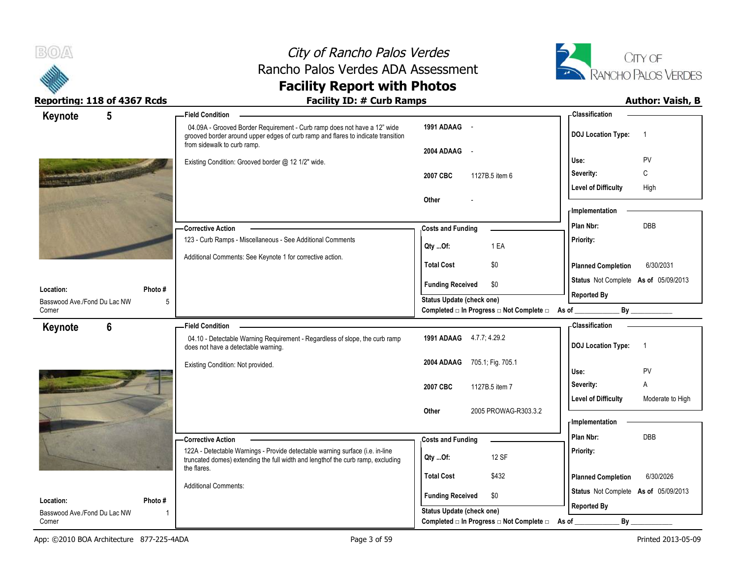# City of Rancho Palos Verdes
## Rancho Palos Verdes ADA Assessment
## Facility Report with Photos

**Reporting: 118 of 4367 Rcds** | **Facility ID: # Curb Ramps** | **Author: Vaish, B**

---

### Keynote 5

**Field Condition**

04.09A - Grooved Border Requirement - Curb ramp does not have a 12" wide grooved border around upper edges of curb ramp and flares to indicate transition from sidewalk to curb ramp.

Existing Condition: Grooved border @ 12 1/2" wide.

| | |
|---|---|
| 1991 ADAAG | - |
| 2004 ADAAG | - |
| 2007 CBC | 1127B.5 item 6 |
| Other | - |

**Classification**

| | |
|---|---|
| DOJ Location Type: | 1 |
| Use: | PV |
| Severity: | C |
| Level of Difficulty | High |

**Corrective Action**

123 - Curb Ramps - Miscellaneous - See Additional Comments

Additional Comments: See Keynote 1 for corrective action.

**Costs and Funding**

| | |
|---|---|
| Qty ...Of: | 1 EA |
| Total Cost | $0 |
| Funding Received | $0 |

Status Update (check one)

Completed □ In Progress □ Not Complete □ As of ____________ By ____________

**Implementation**

| | |
|---|---|
| Plan Nbr: | DBB |
| Priority: | |
| Planned Completion | 6/30/2031 |
| Status | Not Complete As of 05/09/2013 |
| Reported By | |

**Location:** Basswood Ave./Fond Du Lac NW Corner

**Photo #** 5

---

### Keynote 6

**Field Condition**

04.10 - Detectable Warning Requirement - Regardless of slope, the curb ramp does not have a detectable warning.

Existing Condition: Not provided.

| | |
|---|---|
| 1991 ADAAG | 4.7.7; 4.29.2 |
| 2004 ADAAG | 705.1; Fig. 705.1 |
| 2007 CBC | 1127B.5 item 7 |
| Other | 2005 PROWAG-R303.3.2 |

**Classification**

| | |
|---|---|
| DOJ Location Type: | 1 |
| Use: | PV |
| Severity: | A |
| Level of Difficulty | Moderate to High |

**Corrective Action**

122A - Detectable Warnings - Provide detectable warning surface (i.e. in-line truncated domes) extending the full width and lengthof the curb ramp, excluding the flares.

Additional Comments:

**Costs and Funding**

| | |
|---|---|
| Qty ...Of: | 12 SF |
| Total Cost | $432 |
| Funding Received | $0 |

Status Update (check one)

Completed □ In Progress □ Not Complete □ As of ____________ By ____________

**Implementation**

| | |
|---|---|
| Plan Nbr: | DBB |
| Priority: | |
| Planned Completion | 6/30/2026 |
| Status | Not Complete As of 05/09/2013 |
| Reported By | |

**Location:** Basswood Ave./Fond Du Lac NW Corner

**Photo #** 1

---

App: ©2010 BOA Architecture 877-225-4ADA | Printed 2013-05-09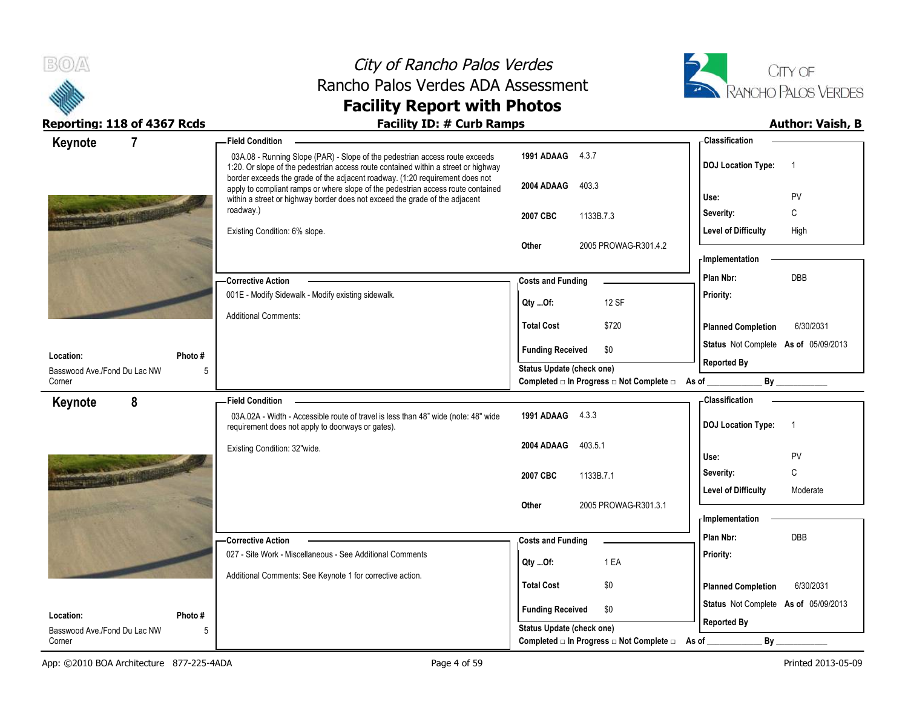# City of Rancho Palos Verdes
## Rancho Palos Verdes ADA Assessment
## Facility Report with Photos

**Reporting: 118 of 4367 Rcds** — **Facility ID: # Curb Ramps** — **Author: Vaish, B**

---

### Keynote 7

**Field Condition**

03A.08 - Running Slope (PAR) - Slope of the pedestrian access route exceeds 1:20. Or slope of the pedestrian access route contained within a street or highway border exceeds the grade of the adjacent roadway. (1:20 requirement does not apply to compliant ramps or where slope of the pedestrian access route contained within a street or highway border does not exceed the grade of the adjacent roadway.)

Existing Condition: 6% slope.

| Code | Reference |
|---|---|
| 1991 ADAAG | 4.3.7 |
| 2004 ADAAG | 403.3 |
| 2007 CBC | 1133B.7.3 |
| Other | 2005 PROWAG-R301.4.2 |

**Classification**

| | |
|---|---|
| DOJ Location Type: | 1 |
| Use: | PV |
| Severity: | C |
| Level of Difficulty | High |

**Corrective Action**

001E - Modify Sidewalk - Modify existing sidewalk.

Additional Comments:

**Costs and Funding**

| | |
|---|---|
| Qty ...Of: | 12 SF |
| Total Cost | $720 |
| Funding Received | $0 |

Status Update (check one)
Completed □ In Progress □ Not Complete □ As of ____________ By ____________

**Implementation**

| | |
|---|---|
| Plan Nbr: | DBB |
| Priority: | |
| Planned Completion | 6/30/2031 |
| Status | Not Complete As of 05/09/2013 |
| Reported By | |

**Location:** Basswood Ave./Fond Du Lac NW Corner
**Photo #:** 5

---

### Keynote 8

**Field Condition**

03A.02A - Width - Accessible route of travel is less than 48" wide (note: 48" wide requirement does not apply to doorways or gates).

Existing Condition: 32"wide.

| Code | Reference |
|---|---|
| 1991 ADAAG | 4.3.3 |
| 2004 ADAAG | 403.5.1 |
| 2007 CBC | 1133B.7.1 |
| Other | 2005 PROWAG-R301.3.1 |

**Classification**

| | |
|---|---|
| DOJ Location Type: | 1 |
| Use: | PV |
| Severity: | C |
| Level of Difficulty | Moderate |

**Corrective Action**

027 - Site Work - Miscellaneous - See Additional Comments

Additional Comments: See Keynote 1 for corrective action.

**Costs and Funding**

| | |
|---|---|
| Qty ...Of: | 1 EA |
| Total Cost | $0 |
| Funding Received | $0 |

Status Update (check one)
Completed □ In Progress □ Not Complete □ As of ____________ By ____________

**Implementation**

| | |
|---|---|
| Plan Nbr: | DBB |
| Priority: | |
| Planned Completion | 6/30/2031 |
| Status | Not Complete As of 05/09/2013 |
| Reported By | |

**Location:** Basswood Ave./Fond Du Lac NW Corner
**Photo #:** 5

---

App: ©2010 BOA Architecture 877-225-4ADA — Printed 2013-05-09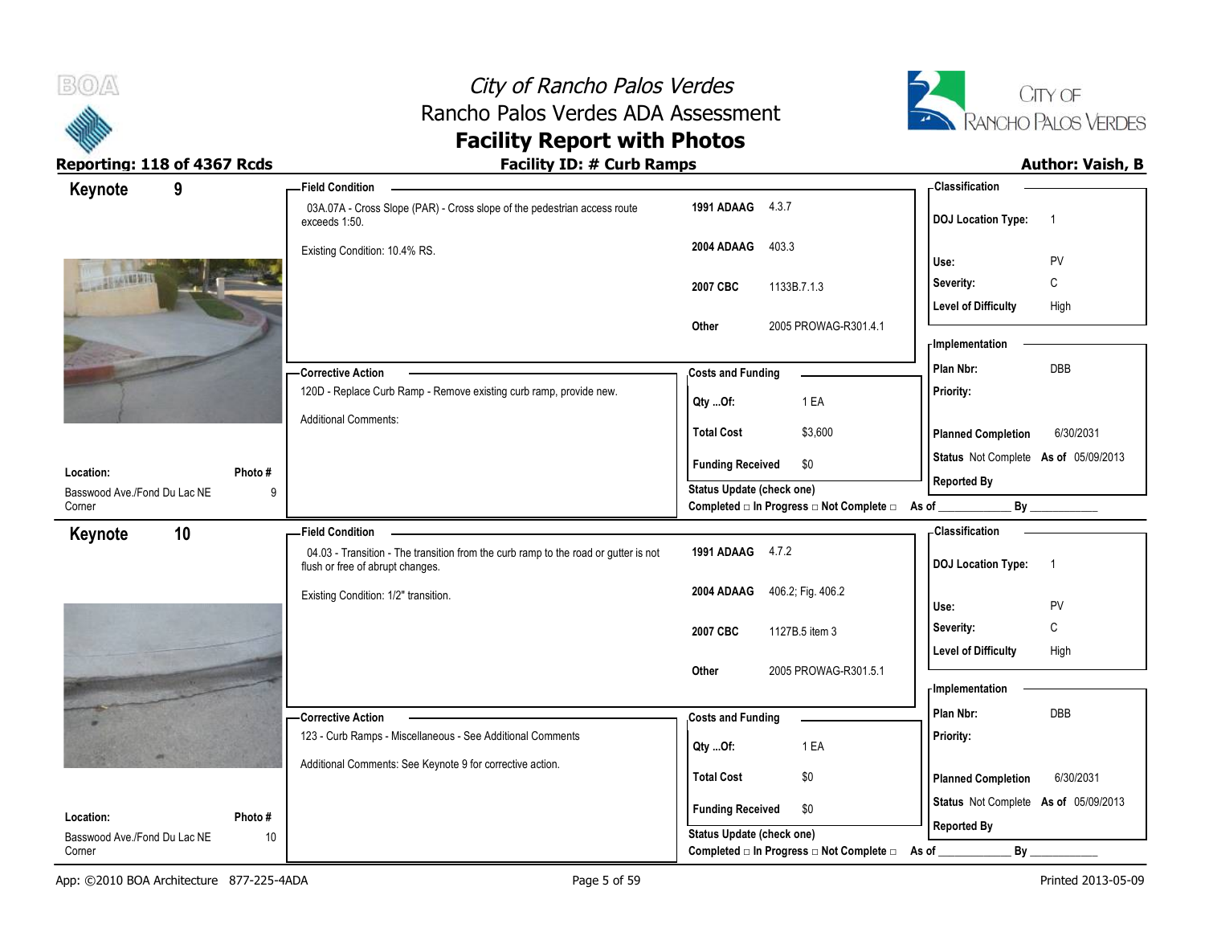# City of Rancho Palos Verdes
## Rancho Palos Verdes ADA Assessment
## Facility Report with Photos

**Reporting: 118 of 4367 Rcds** | **Facility ID: # Curb Ramps** | **Author: Vaish, B**

---

### Keynote 9

**Location:** Basswood Ave./Fond Du Lac NE Corner
**Photo #:** 9

**Field Condition**

03A.07A - Cross Slope (PAR) - Cross slope of the pedestrian access route exceeds 1:50.

Existing Condition: 10.4% RS.

| | |
|---|---|
| **1991 ADAAG** | 4.3.7 |
| **2004 ADAAG** | 403.3 |
| **2007 CBC** | 1133B.7.1.3 |
| **Other** | 2005 PROWAG-R301.4.1 |

**Classification**

| | |
|---|---|
| **DOJ Location Type:** | 1 |
| **Use:** | PV |
| **Severity:** | C |
| **Level of Difficulty** | High |

**Corrective Action**

120D - Replace Curb Ramp - Remove existing curb ramp, provide new.

Additional Comments:

**Costs and Funding**

| | |
|---|---|
| **Qty ...Of:** | 1 EA |
| **Total Cost** | $3,600 |
| **Funding Received** | $0 |

**Implementation**

| | |
|---|---|
| **Plan Nbr:** | DBB |
| **Priority:** | |
| **Planned Completion** | 6/30/2031 |
| **Status** | Not Complete **As of** 05/09/2013 |
| **Reported By** | |

**Status Update (check one)**
Completed □ In Progress □ Not Complete □ As of ____________ By ____________

---

### Keynote 10

**Location:** Basswood Ave./Fond Du Lac NE Corner
**Photo #:** 10

**Field Condition**

04.03 - Transition - The transition from the curb ramp to the road or gutter is not flush or free of abrupt changes.

Existing Condition: 1/2" transition.

| | |
|---|---|
| **1991 ADAAG** | 4.7.2 |
| **2004 ADAAG** | 406.2; Fig. 406.2 |
| **2007 CBC** | 1127B.5 item 3 |
| **Other** | 2005 PROWAG-R301.5.1 |

**Classification**

| | |
|---|---|
| **DOJ Location Type:** | 1 |
| **Use:** | PV |
| **Severity:** | C |
| **Level of Difficulty** | High |

**Corrective Action**

123 - Curb Ramps - Miscellaneous - See Additional Comments

Additional Comments: See Keynote 9 for corrective action.

**Costs and Funding**

| | |
|---|---|
| **Qty ...Of:** | 1 EA |
| **Total Cost** | $0 |
| **Funding Received** | $0 |

**Implementation**

| | |
|---|---|
| **Plan Nbr:** | DBB |
| **Priority:** | |
| **Planned Completion** | 6/30/2031 |
| **Status** | Not Complete **As of** 05/09/2013 |
| **Reported By** | |

**Status Update (check one)**
Completed □ In Progress □ Not Complete □ As of ____________ By ____________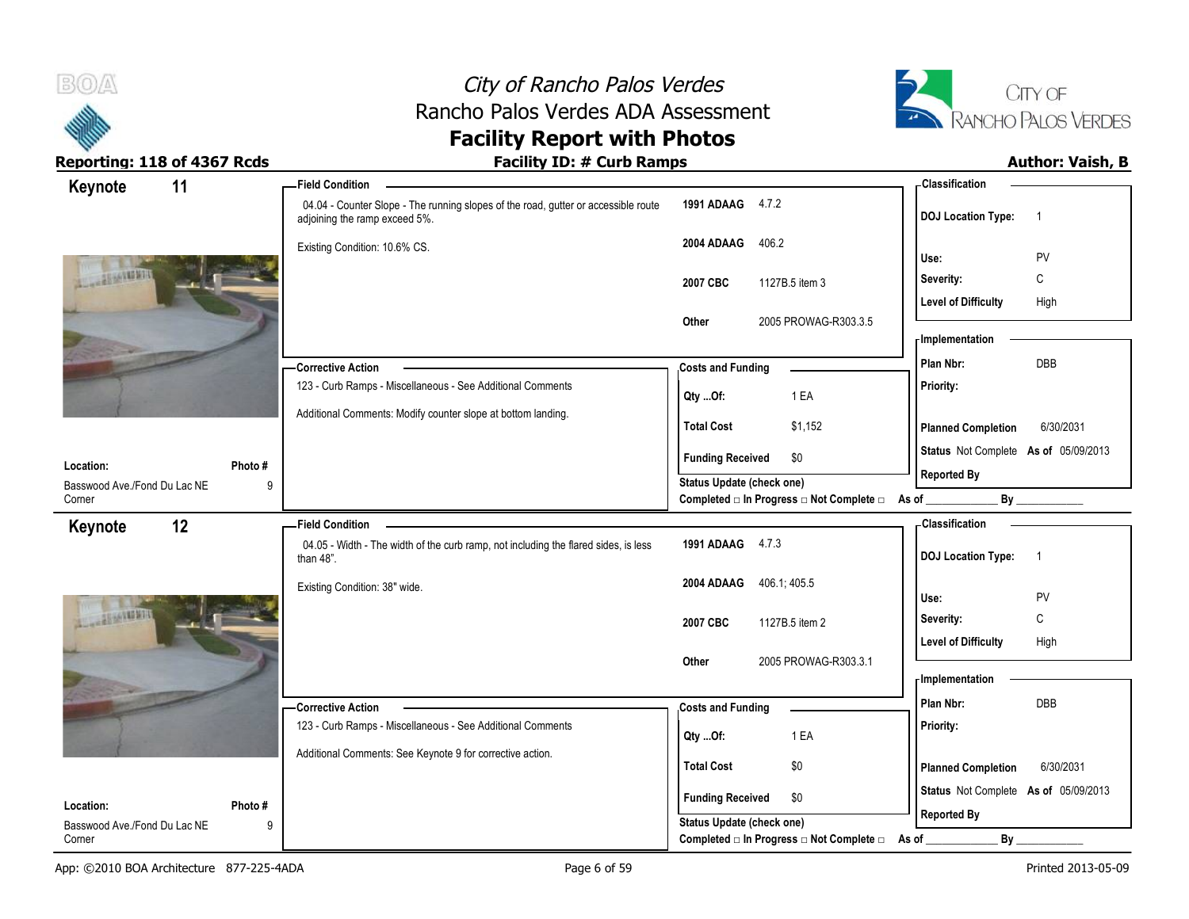# City of Rancho Palos Verdes
## Rancho Palos Verdes ADA Assessment
## Facility Report with Photos

**Reporting: 118 of 4367 Rcds** | **Facility ID: # Curb Ramps** | **Author: Vaish, B**

---

### Keynote 11

**Field Condition**

04.04 - Counter Slope - The running slopes of the road, gutter or accessible route adjoining the ramp exceed 5%.

Existing Condition: 10.6% CS.

| | |
|---|---|
| **1991 ADAAG** | 4.7.2 |
| **2004 ADAAG** | 406.2 |
| **2007 CBC** | 1127B.5 item 3 |
| **Other** | 2005 PROWAG-R303.3.5 |

**Classification**

| | |
|---|---|
| **DOJ Location Type:** | 1 |
| **Use:** | PV |
| **Severity:** | C |
| **Level of Difficulty** | High |

**Corrective Action**

123 - Curb Ramps - Miscellaneous - See Additional Comments

Additional Comments: Modify counter slope at bottom landing.

**Costs and Funding**

| | |
|---|---|
| **Qty ...Of:** | 1 EA |
| **Total Cost** | $1,152 |
| **Funding Received** | $0 |

**Implementation**

| | |
|---|---|
| **Plan Nbr:** | DBB |
| **Priority:** | |
| **Planned Completion** | 6/30/2031 |
| **Status** | Not Complete **As of** 05/09/2013 |
| **Reported By** | |

**Location:** Basswood Ave./Fond Du Lac NE Corner | **Photo #** 9

**Status Update (check one)**
Completed □ In Progress □ Not Complete □ As of ____________ By ____________

---

### Keynote 12

**Field Condition**

04.05 - Width - The width of the curb ramp, not including the flared sides, is less than 48".

Existing Condition: 38" wide.

| | |
|---|---|
| **1991 ADAAG** | 4.7.3 |
| **2004 ADAAG** | 406.1; 405.5 |
| **2007 CBC** | 1127B.5 item 2 |
| **Other** | 2005 PROWAG-R303.3.1 |

**Classification**

| | |
|---|---|
| **DOJ Location Type:** | 1 |
| **Use:** | PV |
| **Severity:** | C |
| **Level of Difficulty** | High |

**Corrective Action**

123 - Curb Ramps - Miscellaneous - See Additional Comments

Additional Comments: See Keynote 9 for corrective action.

**Costs and Funding**

| | |
|---|---|
| **Qty ...Of:** | 1 EA |
| **Total Cost** | $0 |
| **Funding Received** | $0 |

**Implementation**

| | |
|---|---|
| **Plan Nbr:** | DBB |
| **Priority:** | |
| **Planned Completion** | 6/30/2031 |
| **Status** | Not Complete **As of** 05/09/2013 |
| **Reported By** | |

**Location:** Basswood Ave./Fond Du Lac NE Corner | **Photo #** 9

**Status Update (check one)**
Completed □ In Progress □ Not Complete □ As of ____________ By ____________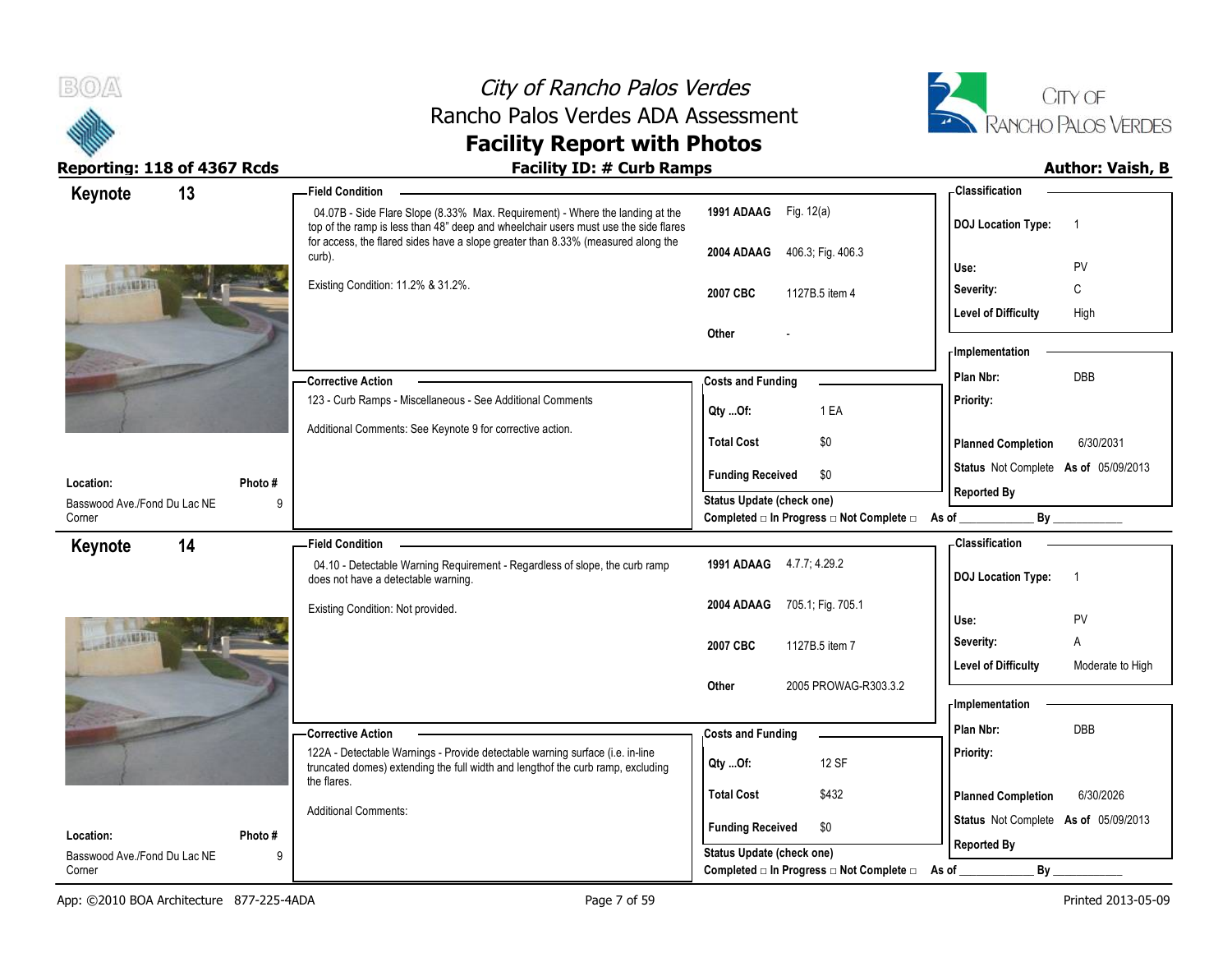# City of Rancho Palos Verdes
## Rancho Palos Verdes ADA Assessment
## Facility Report with Photos

**Reporting: 118 of 4367 Rcds** | **Facility ID: # Curb Ramps** | **Author: Vaish, B**

---

## Keynote 13

**Field Condition**

04.07B - Side Flare Slope (8.33% Max. Requirement) - Where the landing at the top of the ramp is less than 48" deep and wheelchair users must use the side flares for access, the flared sides have a slope greater than 8.33% (measured along the curb).

Existing Condition: 11.2% & 31.2%.

| | |
|---|---|
| 1991 ADAAG | Fig. 12(a) |
| 2004 ADAAG | 406.3; Fig. 406.3 |
| 2007 CBC | 1127B.5 item 4 |
| Other | - |

**Classification**

| | |
|---|---|
| DOJ Location Type: | 1 |
| Use: | PV |
| Severity: | C |
| Level of Difficulty | High |

**Corrective Action**

123 - Curb Ramps - Miscellaneous - See Additional Comments

Additional Comments: See Keynote 9 for corrective action.

**Costs and Funding**

| | |
|---|---|
| Qty ...Of: | 1 EA |
| Total Cost | $0 |
| Funding Received | $0 |

Status Update (check one)
Completed □ In Progress □ Not Complete □ As of ____________ By ____________

**Implementation**

| | |
|---|---|
| Plan Nbr: | DBB |
| Priority: | |
| Planned Completion | 6/30/2031 |
| Status | Not Complete As of 05/09/2013 |
| Reported By | |

**Location:** Basswood Ave./Fond Du Lac NE Corner
**Photo #:** 9

---

## Keynote 14

**Field Condition**

04.10 - Detectable Warning Requirement - Regardless of slope, the curb ramp does not have a detectable warning.

Existing Condition: Not provided.

| | |
|---|---|
| 1991 ADAAG | 4.7.7; 4.29.2 |
| 2004 ADAAG | 705.1; Fig. 705.1 |
| 2007 CBC | 1127B.5 item 7 |
| Other | 2005 PROWAG-R303.3.2 |

**Classification**

| | |
|---|---|
| DOJ Location Type: | 1 |
| Use: | PV |
| Severity: | A |
| Level of Difficulty | Moderate to High |

**Corrective Action**

122A - Detectable Warnings - Provide detectable warning surface (i.e. in-line truncated domes) extending the full width and lengthof the curb ramp, excluding the flares.

Additional Comments:

**Costs and Funding**

| | |
|---|---|
| Qty ...Of: | 12 SF |
| Total Cost | $432 |
| Funding Received | $0 |

Status Update (check one)
Completed □ In Progress □ Not Complete □ As of ____________ By ____________

**Implementation**

| | |
|---|---|
| Plan Nbr: | DBB |
| Priority: | |
| Planned Completion | 6/30/2026 |
| Status | Not Complete As of 05/09/2013 |
| Reported By | |

**Location:** Basswood Ave./Fond Du Lac NE Corner
**Photo #:** 9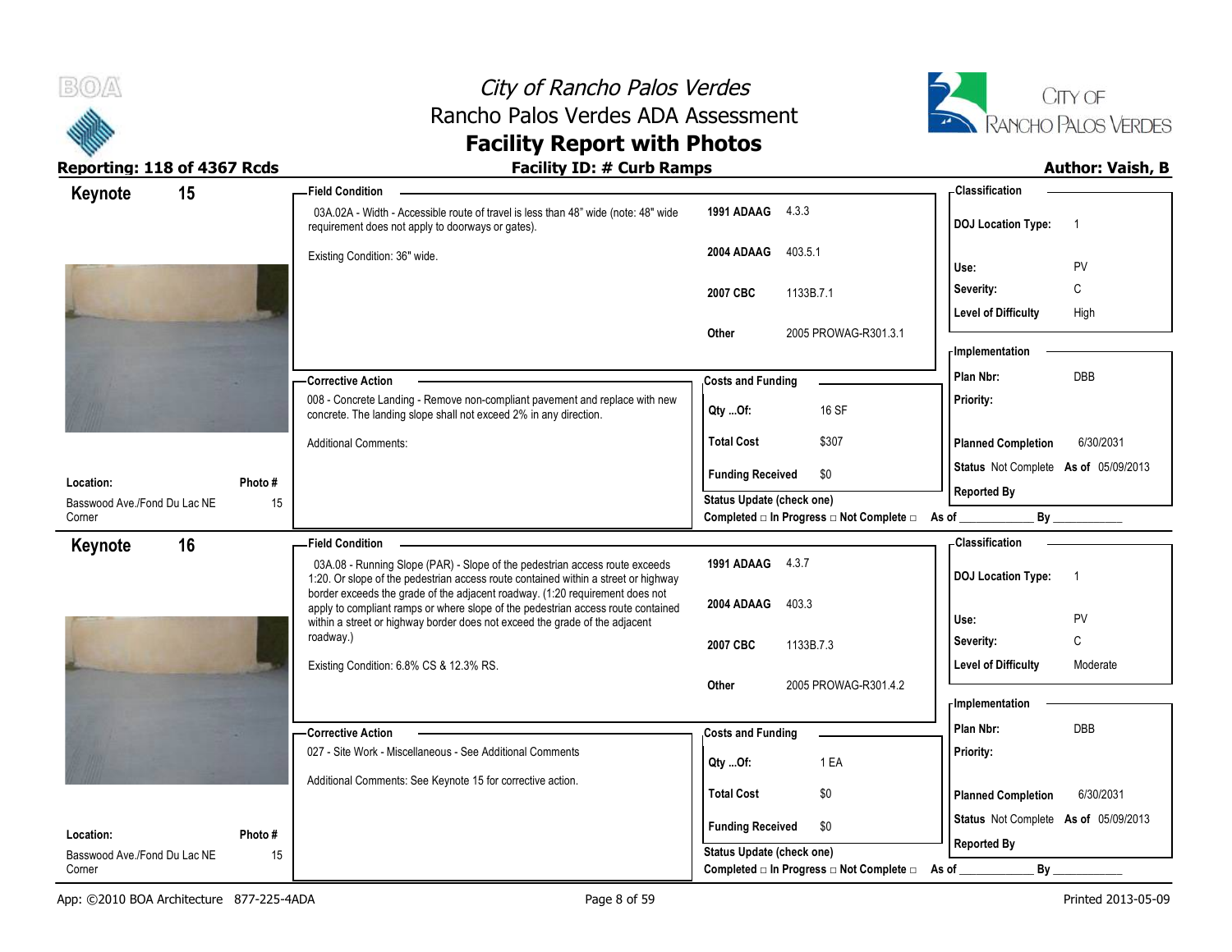# City of Rancho Palos Verdes
## Rancho Palos Verdes ADA Assessment
## Facility Report with Photos

**Reporting: 118 of 4367 Rcds** | **Facility ID: # Curb Ramps** | **Author: Vaish, B**

---

### Keynote 15

**Field Condition**

03A.02A - Width - Accessible route of travel is less than 48" wide (note: 48" wide requirement does not apply to doorways or gates).

Existing Condition: 36" wide.

| | |
|---|---|
| **1991 ADAAG** | 4.3.3 |
| **2004 ADAAG** | 403.5.1 |
| **2007 CBC** | 1133B.7.1 |
| **Other** | 2005 PROWAG-R301.3.1 |

**Classification**

| | |
|---|---|
| **DOJ Location Type:** | 1 |
| **Use:** | PV |
| **Severity:** | C |
| **Level of Difficulty** | High |

**Corrective Action**

008 - Concrete Landing - Remove non-compliant pavement and replace with new concrete. The landing slope shall not exceed 2% in any direction.

Additional Comments:

**Costs and Funding**

| | |
|---|---|
| **Qty ...Of:** | 16 SF |
| **Total Cost** | $307 |
| **Funding Received** | $0 |

**Implementation**

| | |
|---|---|
| **Plan Nbr:** | DBB |
| **Priority:** | |
| **Planned Completion** | 6/30/2031 |
| **Status** | Not Complete **As of** 05/09/2013 |
| **Reported By** | |

**Location:** Basswood Ave./Fond Du Lac NE Corner

**Photo #** 15

**Status Update (check one)**
Completed □ In Progress □ Not Complete □ As of ____________ By ____________

---

### Keynote 16

**Field Condition**

03A.08 - Running Slope (PAR) - Slope of the pedestrian access route exceeds 1:20. Or slope of the pedestrian access route contained within a street or highway border exceeds the grade of the adjacent roadway. (1:20 requirement does not apply to compliant ramps or where slope of the pedestrian access route contained within a street or highway border does not exceed the grade of the adjacent roadway.)

Existing Condition: 6.8% CS & 12.3% RS.

| | |
|---|---|
| **1991 ADAAG** | 4.3.7 |
| **2004 ADAAG** | 403.3 |
| **2007 CBC** | 1133B.7.3 |
| **Other** | 2005 PROWAG-R301.4.2 |

**Classification**

| | |
|---|---|
| **DOJ Location Type:** | 1 |
| **Use:** | PV |
| **Severity:** | C |
| **Level of Difficulty** | Moderate |

**Corrective Action**

027 - Site Work - Miscellaneous - See Additional Comments

Additional Comments: See Keynote 15 for corrective action.

**Costs and Funding**

| | |
|---|---|
| **Qty ...Of:** | 1 EA |
| **Total Cost** | $0 |
| **Funding Received** | $0 |

**Implementation**

| | |
|---|---|
| **Plan Nbr:** | DBB |
| **Priority:** | |
| **Planned Completion** | 6/30/2031 |
| **Status** | Not Complete **As of** 05/09/2013 |
| **Reported By** | |

**Location:** Basswood Ave./Fond Du Lac NE Corner

**Photo #** 15

**Status Update (check one)**
Completed □ In Progress □ Not Complete □ As of ____________ By ____________

---

App: ©2010 BOA Architecture 877-225-4ADA | Printed 2013-05-09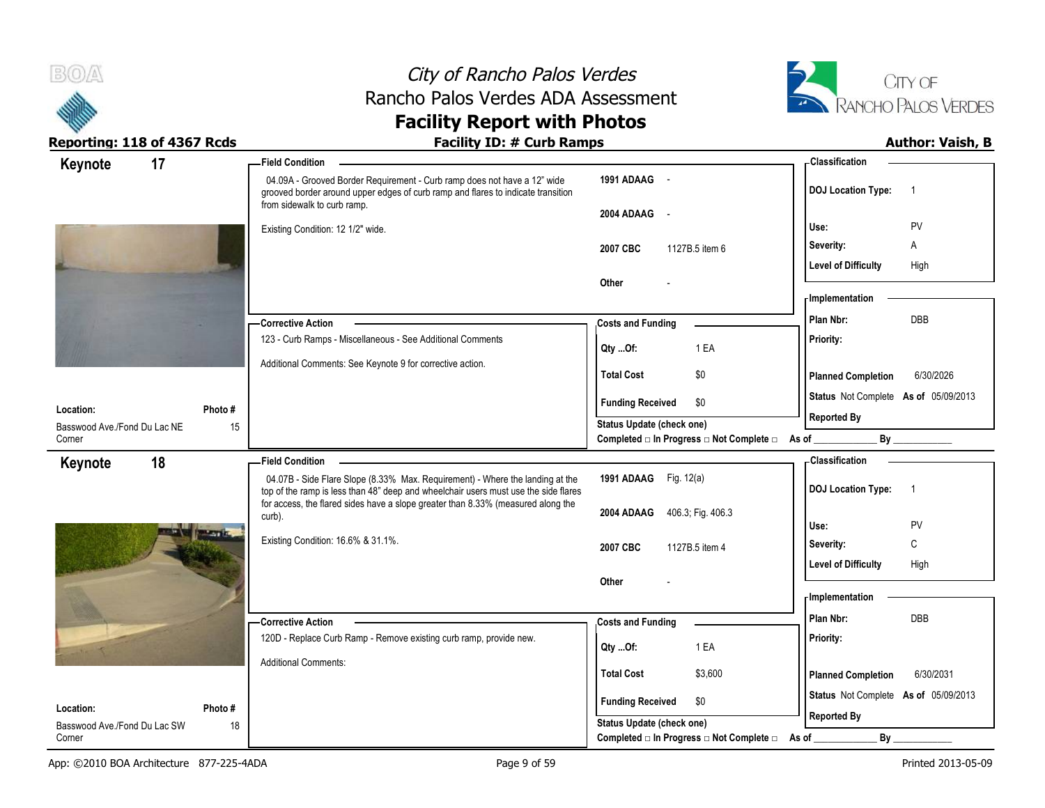# City of Rancho Palos Verdes
## Rancho Palos Verdes ADA Assessment
## Facility Report with Photos

**Reporting: 118 of 4367 Rcds** | **Facility ID: # Curb Ramps** | **Author: Vaish, B**

---

## Keynote 17

**Field Condition**

04.09A - Grooved Border Requirement - Curb ramp does not have a 12" wide grooved border around upper edges of curb ramp and flares to indicate transition from sidewalk to curb ramp.

Existing Condition: 12 1/2" wide.

| | |
|---|---|
| 1991 ADAAG | - |
| 2004 ADAAG | - |
| 2007 CBC | 1127B.5 item 6 |
| Other | - |

**Classification**

| | |
|---|---|
| DOJ Location Type: | 1 |
| Use: | PV |
| Severity: | A |
| Level of Difficulty | High |

**Corrective Action**

123 - Curb Ramps - Miscellaneous - See Additional Comments

Additional Comments: See Keynote 9 for corrective action.

**Costs and Funding**

| | |
|---|---|
| Qty ...Of: | 1 EA |
| Total Cost | $0 |
| Funding Received | $0 |

Status Update (check one)
Completed □ In Progress □ Not Complete □ As of ____________ By ____________

**Implementation**

| | |
|---|---|
| Plan Nbr: | DBB |
| Priority: | |
| Planned Completion | 6/30/2026 |
| Status | Not Complete As of 05/09/2013 |
| Reported By | |

**Location:** Basswood Ave./Fond Du Lac NE Corner
**Photo #** 15

---

## Keynote 18

**Field Condition**

04.07B - Side Flare Slope (8.33% Max. Requirement) - Where the landing at the top of the ramp is less than 48" deep and wheelchair users must use the side flares for access, the flared sides have a slope greater than 8.33% (measured along the curb).

Existing Condition: 16.6% & 31.1%.

| | |
|---|---|
| 1991 ADAAG | Fig. 12(a) |
| 2004 ADAAG | 406.3; Fig. 406.3 |
| 2007 CBC | 1127B.5 item 4 |
| Other | - |

**Classification**

| | |
|---|---|
| DOJ Location Type: | 1 |
| Use: | PV |
| Severity: | C |
| Level of Difficulty | High |

**Corrective Action**

120D - Replace Curb Ramp - Remove existing curb ramp, provide new.

Additional Comments:

**Costs and Funding**

| | |
|---|---|
| Qty ...Of: | 1 EA |
| Total Cost | $3,600 |
| Funding Received | $0 |

Status Update (check one)
Completed □ In Progress □ Not Complete □ As of ____________ By ____________

**Implementation**

| | |
|---|---|
| Plan Nbr: | DBB |
| Priority: | |
| Planned Completion | 6/30/2031 |
| Status | Not Complete As of 05/09/2013 |
| Reported By | |

**Location:** Basswood Ave./Fond Du Lac SW Corner
**Photo #** 18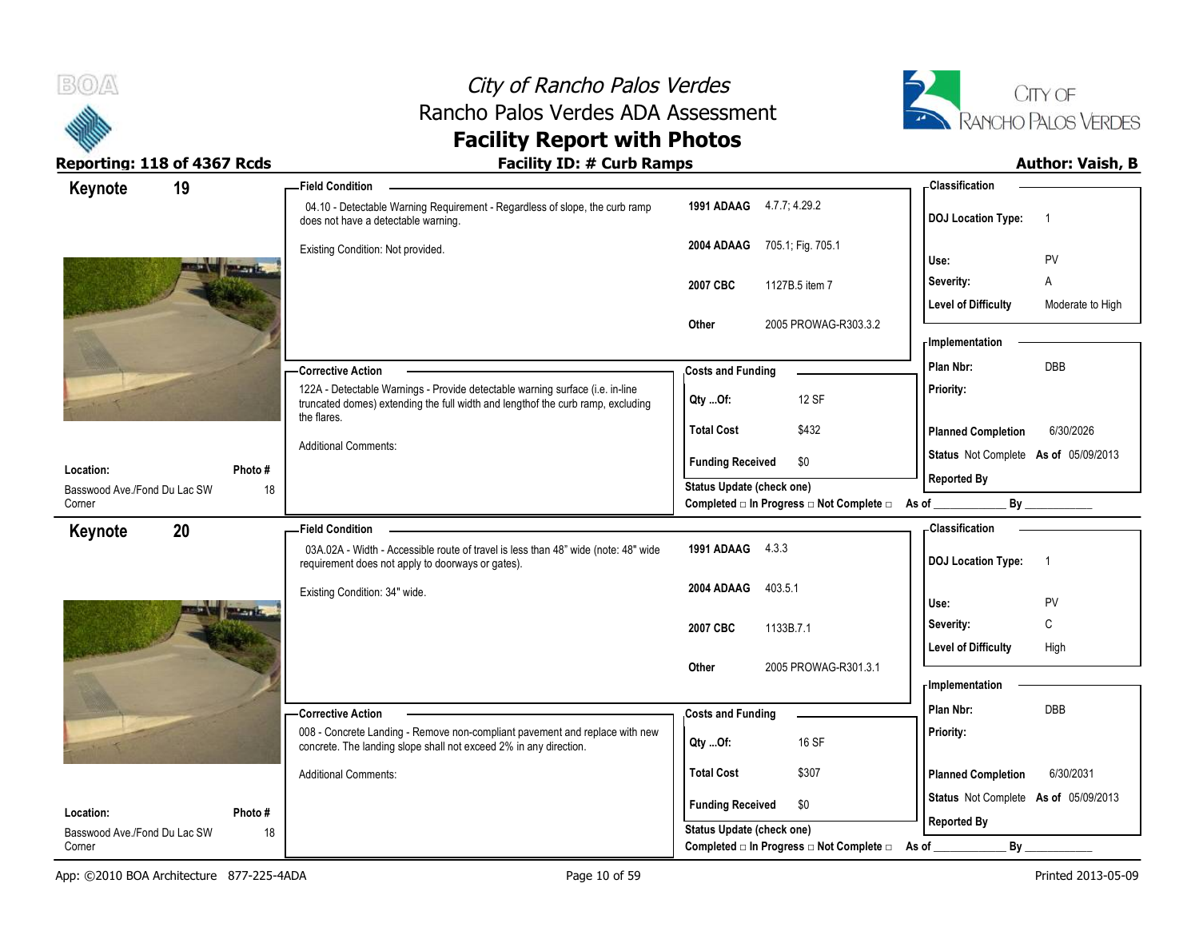# City of Rancho Palos Verdes
## Rancho Palos Verdes ADA Assessment
## Facility Report with Photos

**Reporting: 118 of 4367 Rcds** — **Facility ID: # Curb Ramps** — **Author: Vaish, B**

---

### Keynote 19

**Field Condition**

04.10 - Detectable Warning Requirement - Regardless of slope, the curb ramp does not have a detectable warning.

Existing Condition: Not provided.

| Code | Reference |
|---|---|
| 1991 ADAAG | 4.7.7; 4.29.2 |
| 2004 ADAAG | 705.1; Fig. 705.1 |
| 2007 CBC | 1127B.5 item 7 |
| Other | 2005 PROWAG-R303.3.2 |

**Classification**

| | |
|---|---|
| DOJ Location Type: | 1 |
| Use: | PV |
| Severity: | A |
| Level of Difficulty | Moderate to High |

**Corrective Action**

122A - Detectable Warnings - Provide detectable warning surface (i.e. in-line truncated domes) extending the full width and lengthof the curb ramp, excluding the flares.

Additional Comments:

**Costs and Funding**

| | |
|---|---|
| Qty ...Of: | 12 SF |
| Total Cost | $432 |
| Funding Received | $0 |

Status Update (check one)
Completed □ In Progress □ Not Complete □ As of ____________ By ____________

**Implementation**

| | |
|---|---|
| Plan Nbr: | DBB |
| Priority: | |
| Planned Completion | 6/30/2026 |
| Status | Not Complete As of 05/09/2013 |
| Reported By | |

**Location:** Basswood Ave./Fond Du Lac SW Corner — **Photo #** 18

---

### Keynote 20

**Field Condition**

03A.02A - Width - Accessible route of travel is less than 48" wide (note: 48" wide requirement does not apply to doorways or gates).

Existing Condition: 34" wide.

| Code | Reference |
|---|---|
| 1991 ADAAG | 4.3.3 |
| 2004 ADAAG | 403.5.1 |
| 2007 CBC | 1133B.7.1 |
| Other | 2005 PROWAG-R301.3.1 |

**Classification**

| | |
|---|---|
| DOJ Location Type: | 1 |
| Use: | PV |
| Severity: | C |
| Level of Difficulty | High |

**Corrective Action**

008 - Concrete Landing - Remove non-compliant pavement and replace with new concrete. The landing slope shall not exceed 2% in any direction.

Additional Comments:

**Costs and Funding**

| | |
|---|---|
| Qty ...Of: | 16 SF |
| Total Cost | $307 |
| Funding Received | $0 |

Status Update (check one)
Completed □ In Progress □ Not Complete □ As of ____________ By ____________

**Implementation**

| | |
|---|---|
| Plan Nbr: | DBB |
| Priority: | |
| Planned Completion | 6/30/2031 |
| Status | Not Complete As of 05/09/2013 |
| Reported By | |

**Location:** Basswood Ave./Fond Du Lac SW Corner — **Photo #** 18

---

App: ©2010 BOA Architecture 877-225-4ADA — Printed 2013-05-09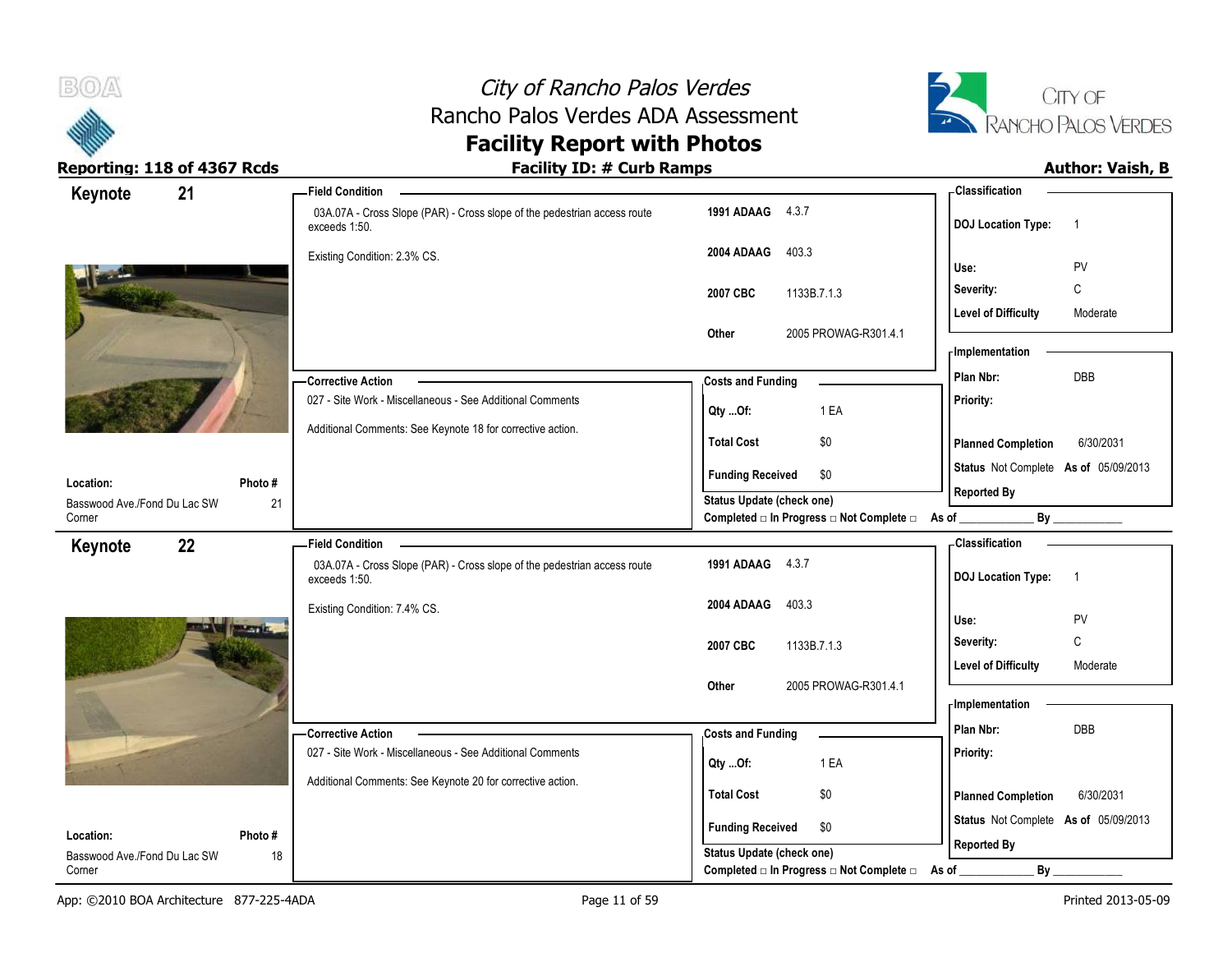# City of Rancho Palos Verdes
## Rancho Palos Verdes ADA Assessment
## Facility Report with Photos

**Reporting: 118 of 4367 Rcds** | **Facility ID: # Curb Ramps** | **Author: Vaish, B**

---

## Keynote 21

**Field Condition**

03A.07A - Cross Slope (PAR) - Cross slope of the pedestrian access route exceeds 1:50.

Existing Condition: 2.3% CS.

| | |
|---|---|
| **1991 ADAAG** | 4.3.7 |
| **2004 ADAAG** | 403.3 |
| **2007 CBC** | 1133B.7.1.3 |
| **Other** | 2005 PROWAG-R301.4.1 |

**Classification**

| | |
|---|---|
| **DOJ Location Type:** | 1 |
| **Use:** | PV |
| **Severity:** | C |
| **Level of Difficulty** | Moderate |

**Corrective Action**

027 - Site Work - Miscellaneous - See Additional Comments

Additional Comments: See Keynote 18 for corrective action.

**Costs and Funding**

| | |
|---|---|
| **Qty ...Of:** | 1 EA |
| **Total Cost** | $0 |
| **Funding Received** | $0 |

**Implementation**

| | |
|---|---|
| **Plan Nbr:** | DBB |
| **Priority:** | |
| **Planned Completion** | 6/30/2031 |
| **Status** | Not Complete **As of** 05/09/2013 |
| **Reported By** | |

**Location:** Basswood Ave./Fond Du Lac SW Corner

**Photo #** 21

**Status Update (check one)**
Completed □ In Progress □ Not Complete □ As of ____________ By ____________

---

## Keynote 22

**Field Condition**

03A.07A - Cross Slope (PAR) - Cross slope of the pedestrian access route exceeds 1:50.

Existing Condition: 7.4% CS.

| | |
|---|---|
| **1991 ADAAG** | 4.3.7 |
| **2004 ADAAG** | 403.3 |
| **2007 CBC** | 1133B.7.1.3 |
| **Other** | 2005 PROWAG-R301.4.1 |

**Classification**

| | |
|---|---|
| **DOJ Location Type:** | 1 |
| **Use:** | PV |
| **Severity:** | C |
| **Level of Difficulty** | Moderate |

**Corrective Action**

027 - Site Work - Miscellaneous - See Additional Comments

Additional Comments: See Keynote 20 for corrective action.

**Costs and Funding**

| | |
|---|---|
| **Qty ...Of:** | 1 EA |
| **Total Cost** | $0 |
| **Funding Received** | $0 |

**Implementation**

| | |
|---|---|
| **Plan Nbr:** | DBB |
| **Priority:** | |
| **Planned Completion** | 6/30/2031 |
| **Status** | Not Complete **As of** 05/09/2013 |
| **Reported By** | |

**Location:** Basswood Ave./Fond Du Lac SW Corner

**Photo #** 18

**Status Update (check one)**
Completed □ In Progress □ Not Complete □ As of ____________ By ____________

---

App: ©2010 BOA Architecture 877-225-4ADA | Printed 2013-05-09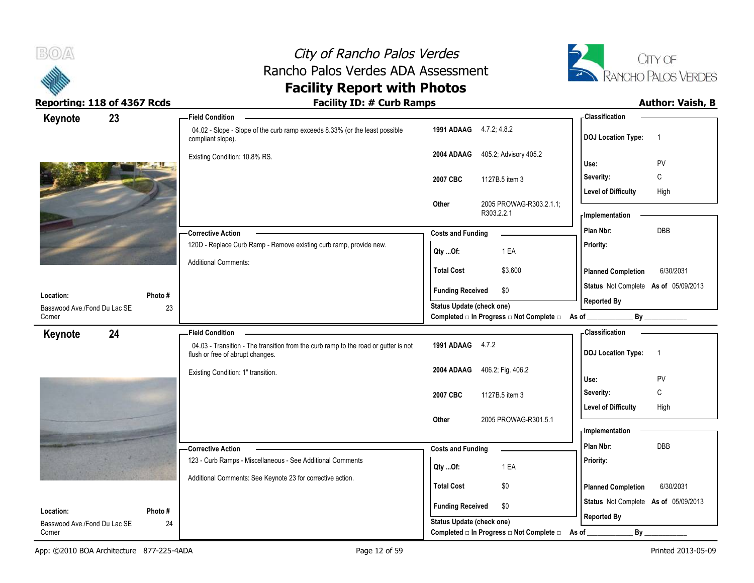# City of Rancho Palos Verdes
## Rancho Palos Verdes ADA Assessment
## Facility Report with Photos

**Reporting: 118 of 4367 Rcds** | **Facility ID: # Curb Ramps** | **Author: Vaish, B**

---

### Keynote 23

**Field Condition**

04.02 - Slope - Slope of the curb ramp exceeds 8.33% (or the least possible compliant slope).

Existing Condition: 10.8% RS.

| | |
|---|---|
| **1991 ADAAG** | 4.7.2; 4.8.2 |
| **2004 ADAAG** | 405.2; Advisory 405.2 |
| **2007 CBC** | 1127B.5 item 3 |
| **Other** | 2005 PROWAG-R303.2.1.1; R303.2.2.1 |

**Classification**

| | |
|---|---|
| **DOJ Location Type:** | 1 |
| **Use:** | PV |
| **Severity:** | C |
| **Level of Difficulty** | High |

**Corrective Action**

120D - Replace Curb Ramp - Remove existing curb ramp, provide new.

Additional Comments:

**Costs and Funding**

| | |
|---|---|
| **Qty ...Of:** | 1 EA |
| **Total Cost** | $3,600 |
| **Funding Received** | $0 |

**Status Update (check one)**
Completed □ In Progress □ Not Complete □ As of ____________ By ____________

**Implementation**

| | |
|---|---|
| **Plan Nbr:** | DBB |
| **Priority:** | |
| **Planned Completion** | 6/30/2031 |
| **Status** Not Complete | **As of** 05/09/2013 |
| **Reported By** | |

**Location:** Basswood Ave./Fond Du Lac SE Corner
**Photo #** 23

---

### Keynote 24

**Field Condition**

04.03 - Transition - The transition from the curb ramp to the road or gutter is not flush or free of abrupt changes.

Existing Condition: 1" transition.

| | |
|---|---|
| **1991 ADAAG** | 4.7.2 |
| **2004 ADAAG** | 406.2; Fig. 406.2 |
| **2007 CBC** | 1127B.5 item 3 |
| **Other** | 2005 PROWAG-R301.5.1 |

**Classification**

| | |
|---|---|
| **DOJ Location Type:** | 1 |
| **Use:** | PV |
| **Severity:** | C |
| **Level of Difficulty** | High |

**Corrective Action**

123 - Curb Ramps - Miscellaneous - See Additional Comments

Additional Comments: See Keynote 23 for corrective action.

**Costs and Funding**

| | |
|---|---|
| **Qty ...Of:** | 1 EA |
| **Total Cost** | $0 |
| **Funding Received** | $0 |

**Status Update (check one)**
Completed □ In Progress □ Not Complete □ As of ____________ By ____________

**Implementation**

| | |
|---|---|
| **Plan Nbr:** | DBB |
| **Priority:** | |
| **Planned Completion** | 6/30/2031 |
| **Status** Not Complete | **As of** 05/09/2013 |
| **Reported By** | |

**Location:** Basswood Ave./Fond Du Lac SE Corner
**Photo #** 24

---

App: ©2010 BOA Architecture 877-225-4ADA | Printed 2013-05-09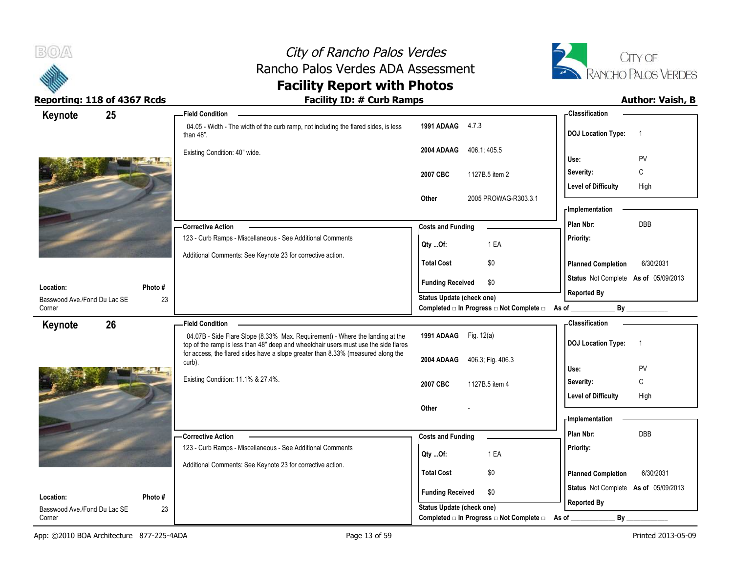# City of Rancho Palos Verdes
## Rancho Palos Verdes ADA Assessment
## Facility Report with Photos

**Reporting: 118 of 4367 Rcds** | **Facility ID: # Curb Ramps** | **Author: Vaish, B**

---

### Keynote 25

**Location:** Basswood Ave./Fond Du Lac SE Corner
**Photo #:** 23

**Field Condition**

04.05 - Width - The width of the curb ramp, not including the flared sides, is less than 48".

Existing Condition: 40" wide.

| | |
|---|---|
| **1991 ADAAG** | 4.7.3 |
| **2004 ADAAG** | 406.1; 405.5 |
| **2007 CBC** | 1127B.5 item 2 |
| **Other** | 2005 PROWAG-R303.3.1 |

**Corrective Action**

123 - Curb Ramps - Miscellaneous - See Additional Comments

Additional Comments: See Keynote 23 for corrective action.

**Costs and Funding**

| | |
|---|---|
| **Qty ...Of:** | 1 EA |
| **Total Cost** | $0 |
| **Funding Received** | $0 |

**Status Update (check one)**
Completed □ In Progress □ Not Complete □ As of ____________ By ____________

**Classification**

| | |
|---|---|
| **DOJ Location Type:** | 1 |
| **Use:** | PV |
| **Severity:** | C |
| **Level of Difficulty** | High |

**Implementation**

| | |
|---|---|
| **Plan Nbr:** | DBB |
| **Priority:** | |
| **Planned Completion** | 6/30/2031 |
| **Status** | Not Complete **As of** 05/09/2013 |
| **Reported By** | |

---

### Keynote 26

**Location:** Basswood Ave./Fond Du Lac SE Corner
**Photo #:** 23

**Field Condition**

04.07B - Side Flare Slope (8.33% Max. Requirement) - Where the landing at the top of the ramp is less than 48" deep and wheelchair users must use the side flares for access, the flared sides have a slope greater than 8.33% (measured along the curb).

Existing Condition: 11.1% & 27.4%.

| | |
|---|---|
| **1991 ADAAG** | Fig. 12(a) |
| **2004 ADAAG** | 406.3; Fig. 406.3 |
| **2007 CBC** | 1127B.5 item 4 |
| **Other** | - |

**Corrective Action**

123 - Curb Ramps - Miscellaneous - See Additional Comments

Additional Comments: See Keynote 23 for corrective action.

**Costs and Funding**

| | |
|---|---|
| **Qty ...Of:** | 1 EA |
| **Total Cost** | $0 |
| **Funding Received** | $0 |

**Status Update (check one)**
Completed □ In Progress □ Not Complete □ As of ____________ By ____________

**Classification**

| | |
|---|---|
| **DOJ Location Type:** | 1 |
| **Use:** | PV |
| **Severity:** | C |
| **Level of Difficulty** | High |

**Implementation**

| | |
|---|---|
| **Plan Nbr:** | DBB |
| **Priority:** | |
| **Planned Completion** | 6/30/2031 |
| **Status** | Not Complete **As of** 05/09/2013 |
| **Reported By** | |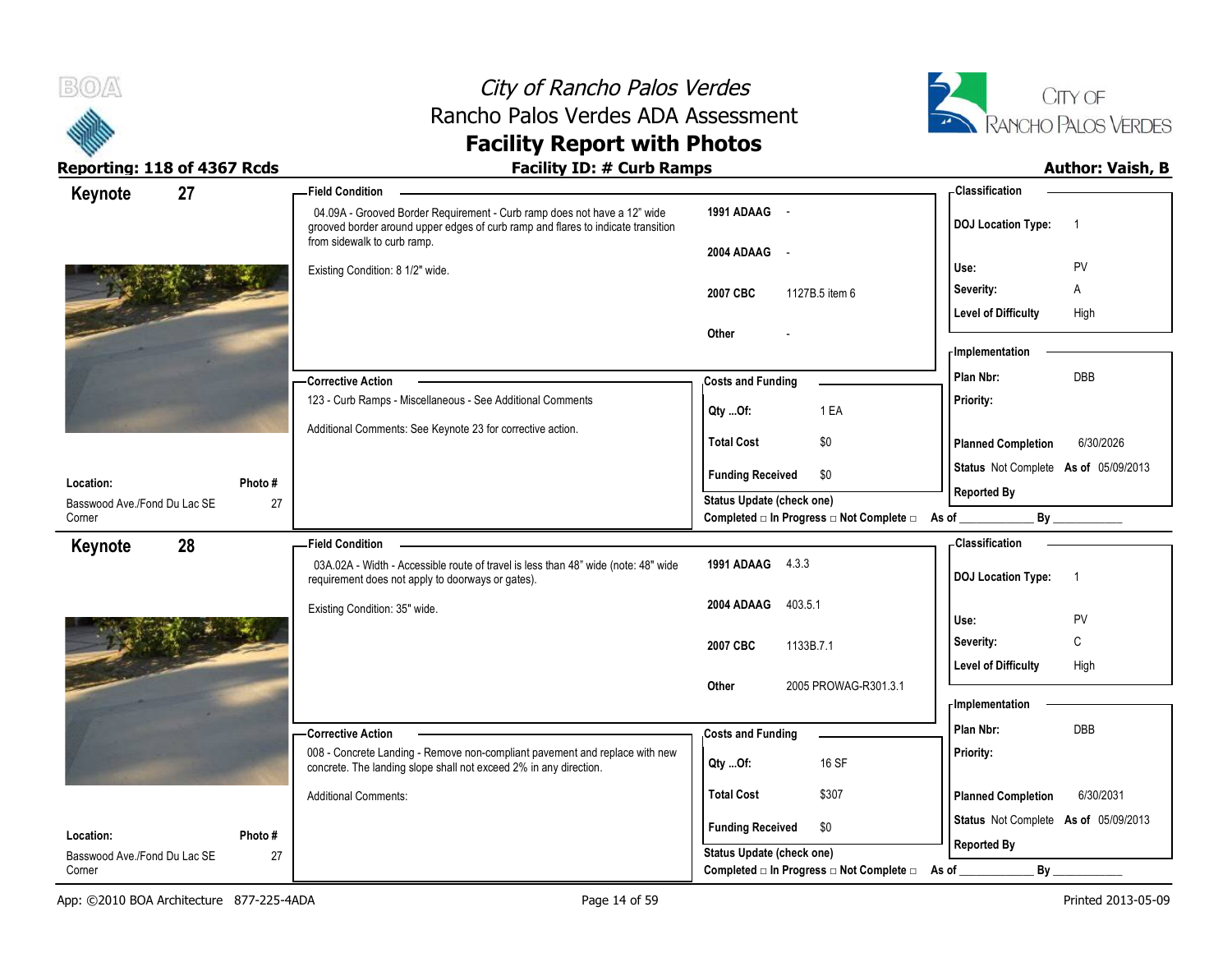# City of Rancho Palos Verdes
## Rancho Palos Verdes ADA Assessment
## Facility Report with Photos

**Reporting: 118 of 4367 Rcds** | **Facility ID: # Curb Ramps** | **Author: Vaish, B**

---

## Keynote 27

**Field Condition**

04.09A - Grooved Border Requirement - Curb ramp does not have a 12" wide grooved border around upper edges of curb ramp and flares to indicate transition from sidewalk to curb ramp.

Existing Condition: 8 1/2" wide.

| Code | Reference |
|---|---|
| 1991 ADAAG | - |
| 2004 ADAAG | - |
| 2007 CBC | 1127B.5 item 6 |
| Other | - |

**Classification**

| | |
|---|---|
| DOJ Location Type: | 1 |
| Use: | PV |
| Severity: | A |
| Level of Difficulty | High |

**Corrective Action**

123 - Curb Ramps - Miscellaneous - See Additional Comments

Additional Comments: See Keynote 23 for corrective action.

**Costs and Funding**

| | |
|---|---|
| Qty ...Of: | 1 EA |
| Total Cost | $0 |
| Funding Received | $0 |

**Implementation**

| | |
|---|---|
| Plan Nbr: | DBB |
| Priority: | |
| Planned Completion | 6/30/2026 |
| Status | Not Complete As of 05/09/2013 |
| Reported By | |

**Location:** Basswood Ave./Fond Du Lac SE Corner
**Photo #:** 27

Status Update (check one)
Completed □ In Progress □ Not Complete □ As of ____________ By ____________

---

## Keynote 28

**Field Condition**

03A.02A - Width - Accessible route of travel is less than 48" wide (note: 48" wide requirement does not apply to doorways or gates).

Existing Condition: 35" wide.

| Code | Reference |
|---|---|
| 1991 ADAAG | 4.3.3 |
| 2004 ADAAG | 403.5.1 |
| 2007 CBC | 1133B.7.1 |
| Other | 2005 PROWAG-R301.3.1 |

**Classification**

| | |
|---|---|
| DOJ Location Type: | 1 |
| Use: | PV |
| Severity: | C |
| Level of Difficulty | High |

**Corrective Action**

008 - Concrete Landing - Remove non-compliant pavement and replace with new concrete. The landing slope shall not exceed 2% in any direction.

Additional Comments:

**Costs and Funding**

| | |
|---|---|
| Qty ...Of: | 16 SF |
| Total Cost | $307 |
| Funding Received | $0 |

**Implementation**

| | |
|---|---|
| Plan Nbr: | DBB |
| Priority: | |
| Planned Completion | 6/30/2031 |
| Status | Not Complete As of 05/09/2013 |
| Reported By | |

**Location:** Basswood Ave./Fond Du Lac SE Corner
**Photo #:** 27

Status Update (check one)
Completed □ In Progress □ Not Complete □ As of ____________ By ____________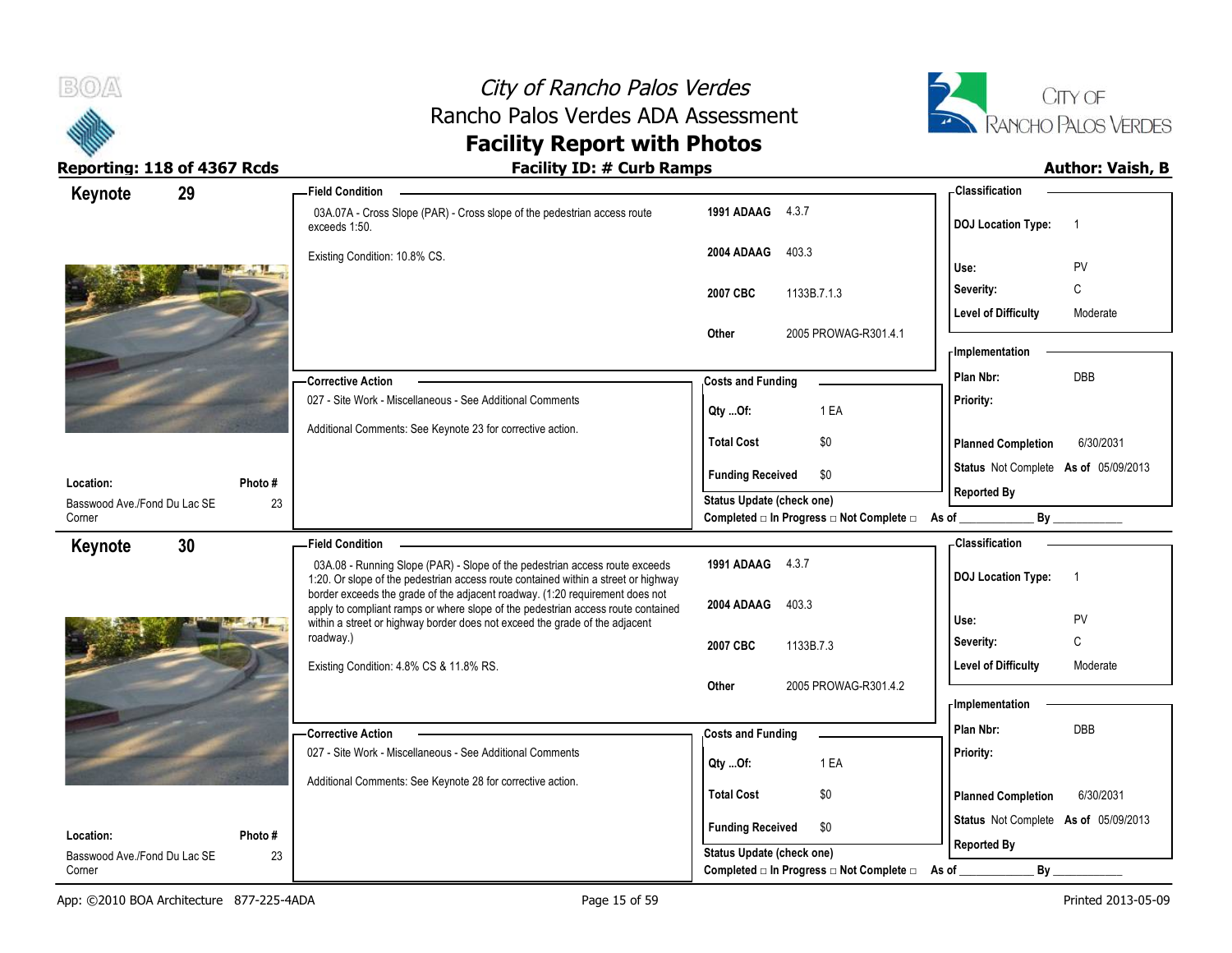# City of Rancho Palos Verdes
## Rancho Palos Verdes ADA Assessment
## Facility Report with Photos

**Reporting: 118 of 4367 Rcds** | **Facility ID: # Curb Ramps** | **Author: Vaish, B**

---

## Keynote 29

**Field Condition**

03A.07A - Cross Slope (PAR) - Cross slope of the pedestrian access route exceeds 1:50.

Existing Condition: 10.8% CS.

| | |
|---|---|
| 1991 ADAAG | 4.3.7 |
| 2004 ADAAG | 403.3 |
| 2007 CBC | 1133B.7.1.3 |
| Other | 2005 PROWAG-R301.4.1 |

**Classification**

| | |
|---|---|
| DOJ Location Type: | 1 |
| Use: | PV |
| Severity: | C |
| Level of Difficulty | Moderate |

**Corrective Action**

027 - Site Work - Miscellaneous - See Additional Comments

Additional Comments: See Keynote 23 for corrective action.

**Costs and Funding**

| | |
|---|---|
| Qty ...Of: | 1 EA |
| Total Cost | $0 |
| Funding Received | $0 |

**Implementation**

| | |
|---|---|
| Plan Nbr: | DBB |
| Priority: | |
| Planned Completion | 6/30/2031 |
| Status | Not Complete As of 05/09/2013 |
| Reported By | |

**Location:** Basswood Ave./Fond Du Lac SE Corner

**Photo #** 23

Status Update (check one)
Completed □ In Progress □ Not Complete □ As of ____________ By ____________

---

## Keynote 30

**Field Condition**

03A.08 - Running Slope (PAR) - Slope of the pedestrian access route exceeds 1:20. Or slope of the pedestrian access route contained within a street or highway border exceeds the grade of the adjacent roadway. (1:20 requirement does not apply to compliant ramps or where slope of the pedestrian access route contained within a street or highway border does not exceed the grade of the adjacent roadway.)

Existing Condition: 4.8% CS & 11.8% RS.

| | |
|---|---|
| 1991 ADAAG | 4.3.7 |
| 2004 ADAAG | 403.3 |
| 2007 CBC | 1133B.7.3 |
| Other | 2005 PROWAG-R301.4.2 |

**Classification**

| | |
|---|---|
| DOJ Location Type: | 1 |
| Use: | PV |
| Severity: | C |
| Level of Difficulty | Moderate |

**Corrective Action**

027 - Site Work - Miscellaneous - See Additional Comments

Additional Comments: See Keynote 28 for corrective action.

**Costs and Funding**

| | |
|---|---|
| Qty ...Of: | 1 EA |
| Total Cost | $0 |
| Funding Received | $0 |

**Implementation**

| | |
|---|---|
| Plan Nbr: | DBB |
| Priority: | |
| Planned Completion | 6/30/2031 |
| Status | Not Complete As of 05/09/2013 |
| Reported By | |

**Location:** Basswood Ave./Fond Du Lac SE Corner

**Photo #** 23

Status Update (check one)
Completed □ In Progress □ Not Complete □ As of ____________ By ____________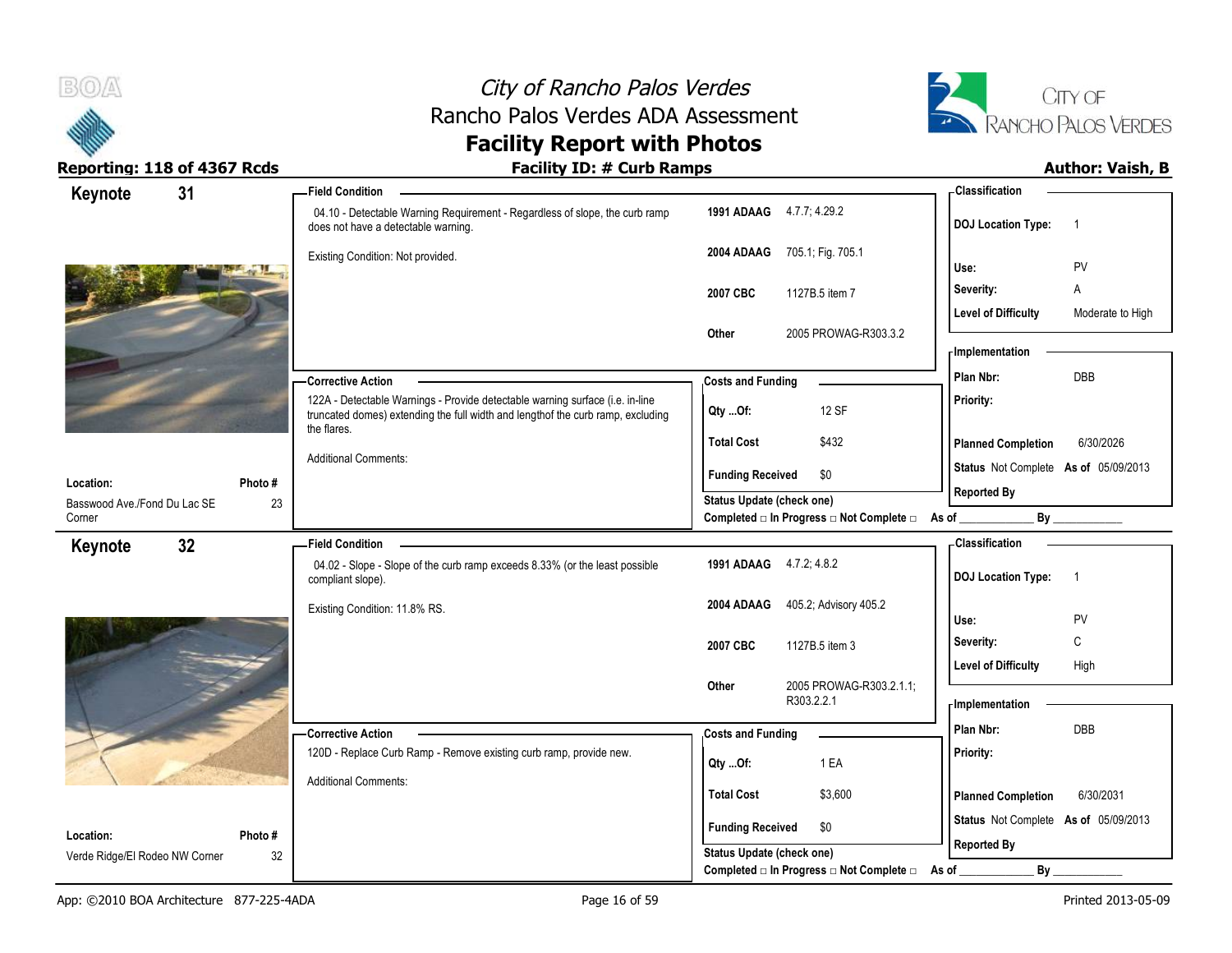# City of Rancho Palos Verdes
## Rancho Palos Verdes ADA Assessment
## Facility Report with Photos

**Reporting: 118 of 4367 Rcds** | **Facility ID: # Curb Ramps** | **Author: Vaish, B**

---

### Keynote 31

**Field Condition**

04.10 - Detectable Warning Requirement - Regardless of slope, the curb ramp does not have a detectable warning.

Existing Condition: Not provided.

| | |
|---|---|
| **1991 ADAAG** | 4.7.7; 4.29.2 |
| **2004 ADAAG** | 705.1; Fig. 705.1 |
| **2007 CBC** | 1127B.5 item 7 |
| **Other** | 2005 PROWAG-R303.3.2 |

**Classification**

| | |
|---|---|
| **DOJ Location Type:** | 1 |
| **Use:** | PV |
| **Severity:** | A |
| **Level of Difficulty** | Moderate to High |

**Corrective Action**

122A - Detectable Warnings - Provide detectable warning surface (i.e. in-line truncated domes) extending the full width and lengthof the curb ramp, excluding the flares.

Additional Comments:

**Costs and Funding**

| | |
|---|---|
| **Qty ...Of:** | 12 SF |
| **Total Cost** | $432 |
| **Funding Received** | $0 |

**Implementation**

| | |
|---|---|
| **Plan Nbr:** | DBB |
| **Priority:** | |
| **Planned Completion** | 6/30/2026 |
| **Status** | Not Complete **As of** 05/09/2013 |
| **Reported By** | |

**Location:** Basswood Ave./Fond Du Lac SE Corner

**Photo #** 23

**Status Update (check one)**
Completed □ In Progress □ Not Complete □ As of ____________ By ____________

---

### Keynote 32

**Field Condition**

04.02 - Slope - Slope of the curb ramp exceeds 8.33% (or the least possible compliant slope).

Existing Condition: 11.8% RS.

| | |
|---|---|
| **1991 ADAAG** | 4.7.2; 4.8.2 |
| **2004 ADAAG** | 405.2; Advisory 405.2 |
| **2007 CBC** | 1127B.5 item 3 |
| **Other** | 2005 PROWAG-R303.2.1.1; R303.2.2.1 |

**Classification**

| | |
|---|---|
| **DOJ Location Type:** | 1 |
| **Use:** | PV |
| **Severity:** | C |
| **Level of Difficulty** | High |

**Corrective Action**

120D - Replace Curb Ramp - Remove existing curb ramp, provide new.

Additional Comments:

**Costs and Funding**

| | |
|---|---|
| **Qty ...Of:** | 1 EA |
| **Total Cost** | $3,600 |
| **Funding Received** | $0 |

**Implementation**

| | |
|---|---|
| **Plan Nbr:** | DBB |
| **Priority:** | |
| **Planned Completion** | 6/30/2031 |
| **Status** | Not Complete **As of** 05/09/2013 |
| **Reported By** | |

**Location:** Verde Ridge/El Rodeo NW Corner

**Photo #** 32

**Status Update (check one)**
Completed □ In Progress □ Not Complete □ As of ____________ By ____________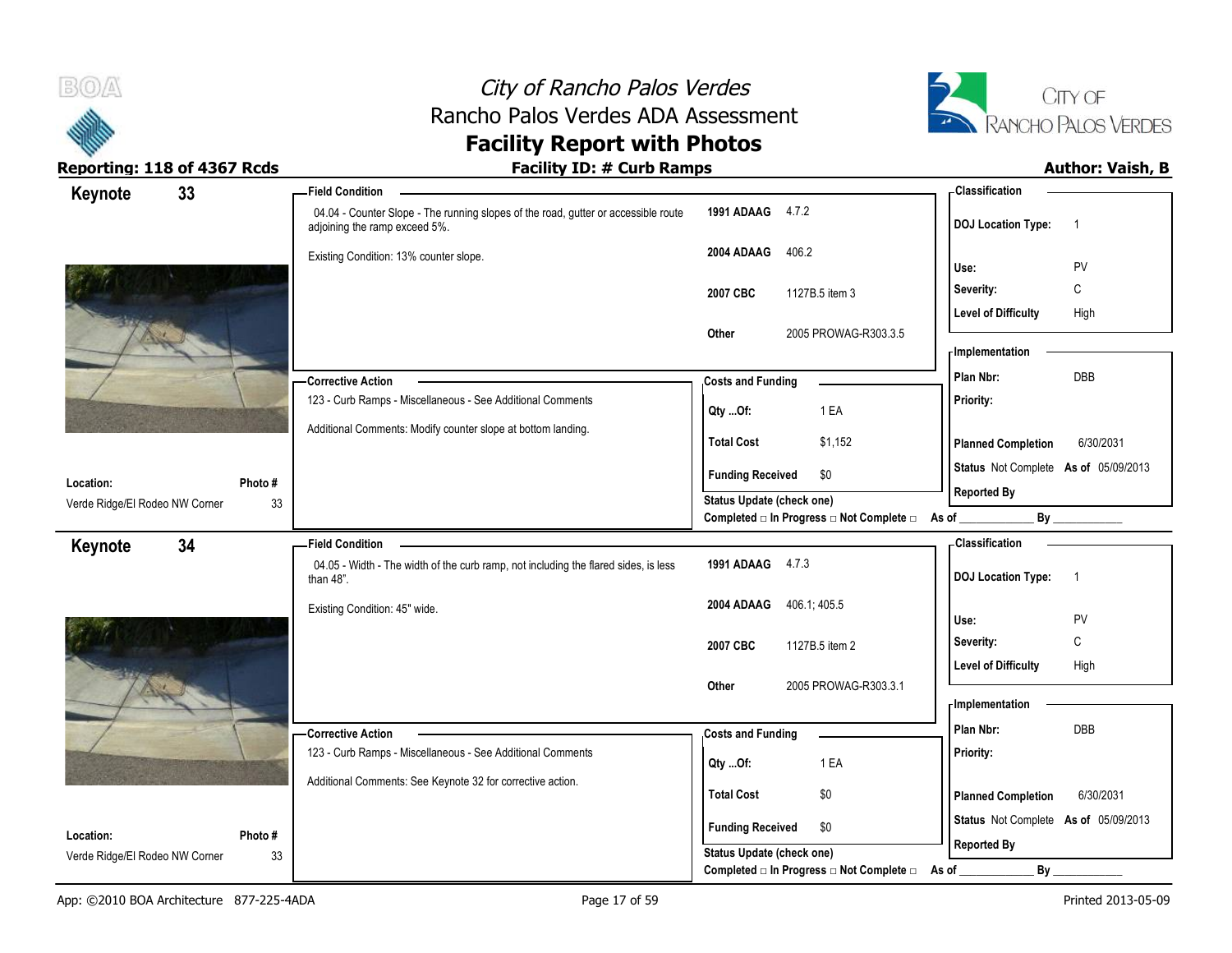# City of Rancho Palos Verdes
## Rancho Palos Verdes ADA Assessment
## Facility Report with Photos

**Reporting: 118 of 4367 Rcds** | **Facility ID: # Curb Ramps** | **Author: Vaish, B**

---

### Keynote 33

**Field Condition**

04.04 - Counter Slope - The running slopes of the road, gutter or accessible route adjoining the ramp exceed 5%.

Existing Condition: 13% counter slope.

| Code | Reference |
|---|---|
| 1991 ADAAG | 4.7.2 |
| 2004 ADAAG | 406.2 |
| 2007 CBC | 1127B.5 item 3 |
| Other | 2005 PROWAG-R303.3.5 |

**Classification**

| | |
|---|---|
| DOJ Location Type: | 1 |
| Use: | PV |
| Severity: | C |
| Level of Difficulty | High |

**Corrective Action**

123 - Curb Ramps - Miscellaneous - See Additional Comments

Additional Comments: Modify counter slope at bottom landing.

**Costs and Funding**

| | |
|---|---|
| Qty ...Of: | 1 EA |
| Total Cost | $1,152 |
| Funding Received | $0 |

Status Update (check one)
Completed □ In Progress □ Not Complete □ As of ____________ By ____________

**Implementation**

| | |
|---|---|
| Plan Nbr: | DBB |
| Priority: | |
| Planned Completion | 6/30/2031 |
| Status | Not Complete As of 05/09/2013 |
| Reported By | |

**Location:** Verde Ridge/El Rodeo NW Corner
**Photo #:** 33

---

### Keynote 34

**Field Condition**

04.05 - Width - The width of the curb ramp, not including the flared sides, is less than 48".

Existing Condition: 45" wide.

| Code | Reference |
|---|---|
| 1991 ADAAG | 4.7.3 |
| 2004 ADAAG | 406.1; 405.5 |
| 2007 CBC | 1127B.5 item 2 |
| Other | 2005 PROWAG-R303.3.1 |

**Classification**

| | |
|---|---|
| DOJ Location Type: | 1 |
| Use: | PV |
| Severity: | C |
| Level of Difficulty | High |

**Corrective Action**

123 - Curb Ramps - Miscellaneous - See Additional Comments

Additional Comments: See Keynote 32 for corrective action.

**Costs and Funding**

| | |
|---|---|
| Qty ...Of: | 1 EA |
| Total Cost | $0 |
| Funding Received | $0 |

Status Update (check one)
Completed □ In Progress □ Not Complete □ As of ____________ By ____________

**Implementation**

| | |
|---|---|
| Plan Nbr: | DBB |
| Priority: | |
| Planned Completion | 6/30/2031 |
| Status | Not Complete As of 05/09/2013 |
| Reported By | |

**Location:** Verde Ridge/El Rodeo NW Corner
**Photo #:** 33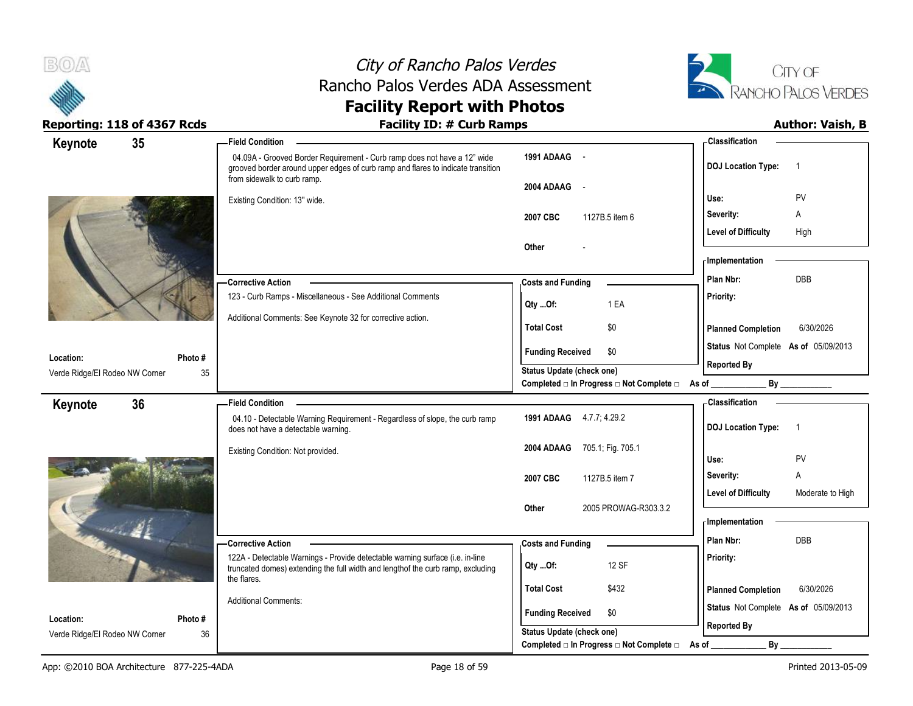# City of Rancho Palos Verdes
## Rancho Palos Verdes ADA Assessment
## Facility Report with Photos

**Reporting: 118 of 4367 Rcds** | **Facility ID: # Curb Ramps** | **Author: Vaish, B**

---

## Keynote 35

**Field Condition**

04.09A - Grooved Border Requirement - Curb ramp does not have a 12" wide grooved border around upper edges of curb ramp and flares to indicate transition from sidewalk to curb ramp.

Existing Condition: 13" wide.

| | |
|---|---|
| **1991 ADAAG** | - |
| **2004 ADAAG** | - |
| **2007 CBC** | 1127B.5 item 6 |
| **Other** | - |

**Classification**

| | |
|---|---|
| **DOJ Location Type:** | 1 |
| **Use:** | PV |
| **Severity:** | A |
| **Level of Difficulty** | High |

**Corrective Action**

123 - Curb Ramps - Miscellaneous - See Additional Comments

Additional Comments: See Keynote 32 for corrective action.

**Costs and Funding**

| | |
|---|---|
| **Qty ...Of:** | 1 EA |
| **Total Cost** | $0 |
| **Funding Received** | $0 |

**Implementation**

| | |
|---|---|
| **Plan Nbr:** | DBB |
| **Priority:** | |
| **Planned Completion** | 6/30/2026 |
| **Status** | Not Complete **As of** 05/09/2013 |
| **Reported By** | |

**Location:** Verde Ridge/El Rodeo NW Corner **Photo #** 35

**Status Update (check one)**
Completed □ In Progress □ Not Complete □ As of ____________ By ____________

---

## Keynote 36

**Field Condition**

04.10 - Detectable Warning Requirement - Regardless of slope, the curb ramp does not have a detectable warning.

Existing Condition: Not provided.

| | |
|---|---|
| **1991 ADAAG** | 4.7.7; 4.29.2 |
| **2004 ADAAG** | 705.1; Fig. 705.1 |
| **2007 CBC** | 1127B.5 item 7 |
| **Other** | 2005 PROWAG-R303.3.2 |

**Classification**

| | |
|---|---|
| **DOJ Location Type:** | 1 |
| **Use:** | PV |
| **Severity:** | A |
| **Level of Difficulty** | Moderate to High |

**Corrective Action**

122A - Detectable Warnings - Provide detectable warning surface (i.e. in-line truncated domes) extending the full width and lengthof the curb ramp, excluding the flares.

Additional Comments:

**Costs and Funding**

| | |
|---|---|
| **Qty ...Of:** | 12 SF |
| **Total Cost** | $432 |
| **Funding Received** | $0 |

**Implementation**

| | |
|---|---|
| **Plan Nbr:** | DBB |
| **Priority:** | |
| **Planned Completion** | 6/30/2026 |
| **Status** | Not Complete **As of** 05/09/2013 |
| **Reported By** | |

**Location:** Verde Ridge/El Rodeo NW Corner **Photo #** 36

**Status Update (check one)**
Completed □ In Progress □ Not Complete □ As of ____________ By ____________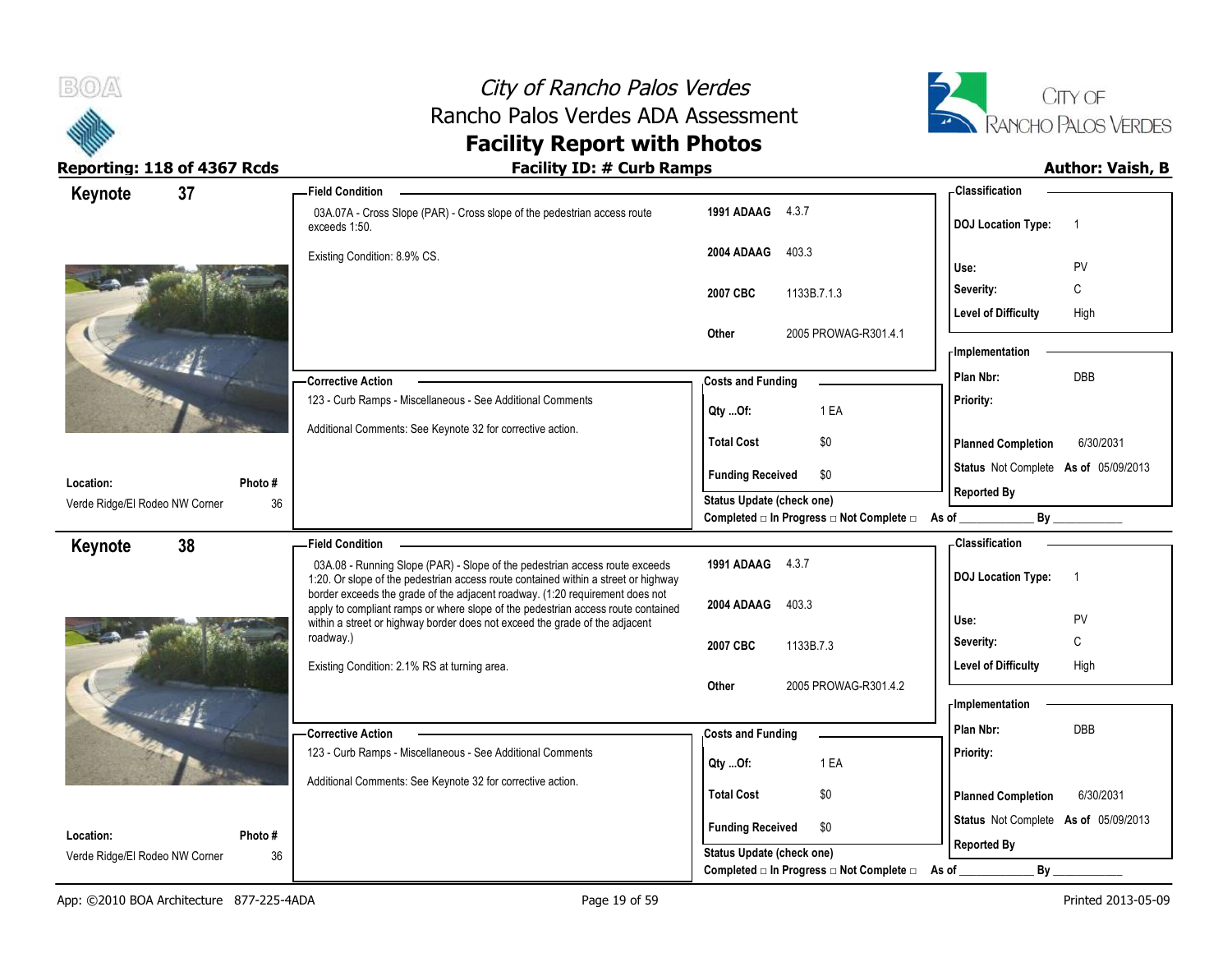# City of Rancho Palos Verdes
## Rancho Palos Verdes ADA Assessment
## Facility Report with Photos

**Reporting: 118 of 4367 Rcds** — **Facility ID: # Curb Ramps** — **Author: Vaish, B**

---

### Keynote 37

**Location:** Verde Ridge/El Rodeo NW Corner
**Photo #:** 36

**Field Condition**

03A.07A - Cross Slope (PAR) - Cross slope of the pedestrian access route exceeds 1:50.

Existing Condition: 8.9% CS.

| | |
|---|---|
| 1991 ADAAG | 4.3.7 |
| 2004 ADAAG | 403.3 |
| 2007 CBC | 1133B.7.1.3 |
| Other | 2005 PROWAG-R301.4.1 |

**Corrective Action**

123 - Curb Ramps - Miscellaneous - See Additional Comments

Additional Comments: See Keynote 32 for corrective action.

**Costs and Funding**

| | |
|---|---|
| Qty ...Of: | 1 EA |
| Total Cost | $0 |
| Funding Received | $0 |

Status Update (check one)
Completed □ In Progress □ Not Complete □ As of ____________ By ____________

**Classification**

| | |
|---|---|
| DOJ Location Type: | 1 |
| Use: | PV |
| Severity: | C |
| Level of Difficulty | High |

**Implementation**

| | |
|---|---|
| Plan Nbr: | DBB |
| Priority: | |
| Planned Completion | 6/30/2031 |
| Status | Not Complete As of 05/09/2013 |
| Reported By | |

---

### Keynote 38

**Location:** Verde Ridge/El Rodeo NW Corner
**Photo #:** 36

**Field Condition**

03A.08 - Running Slope (PAR) - Slope of the pedestrian access route exceeds 1:20. Or slope of the pedestrian access route contained within a street or highway border exceeds the grade of the adjacent roadway. (1:20 requirement does not apply to compliant ramps or where slope of the pedestrian access route contained within a street or highway border does not exceed the grade of the adjacent roadway.)

Existing Condition: 2.1% RS at turning area.

| | |
|---|---|
| 1991 ADAAG | 4.3.7 |
| 2004 ADAAG | 403.3 |
| 2007 CBC | 1133B.7.3 |
| Other | 2005 PROWAG-R301.4.2 |

**Corrective Action**

123 - Curb Ramps - Miscellaneous - See Additional Comments

Additional Comments: See Keynote 32 for corrective action.

**Costs and Funding**

| | |
|---|---|
| Qty ...Of: | 1 EA |
| Total Cost | $0 |
| Funding Received | $0 |

Status Update (check one)
Completed □ In Progress □ Not Complete □ As of ____________ By ____________

**Classification**

| | |
|---|---|
| DOJ Location Type: | 1 |
| Use: | PV |
| Severity: | C |
| Level of Difficulty | High |

**Implementation**

| | |
|---|---|
| Plan Nbr: | DBB |
| Priority: | |
| Planned Completion | 6/30/2031 |
| Status | Not Complete As of 05/09/2013 |
| Reported By | |

App: ©2010 BOA Architecture 877-225-4ADA — Printed 2013-05-09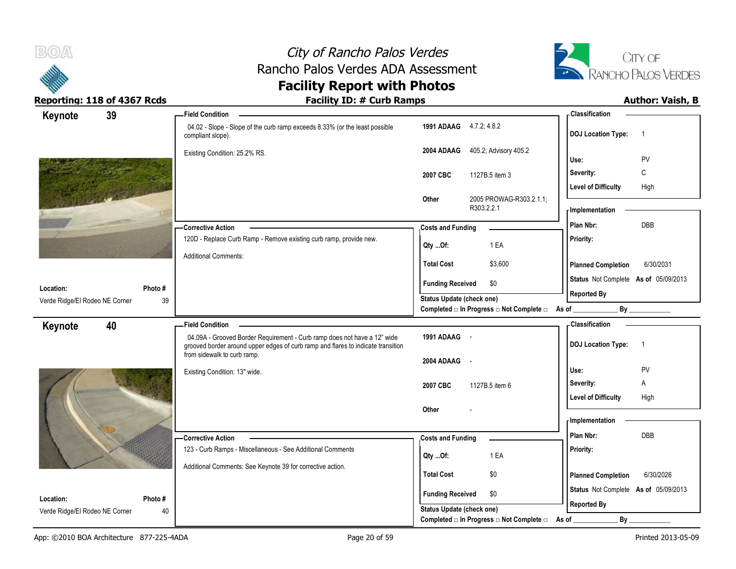# City of Rancho Palos Verdes
## Rancho Palos Verdes ADA Assessment
## Facility Report with Photos

**Reporting: 118 of 4367 Rcds** | **Facility ID: # Curb Ramps** | **Author: Vaish, B**

---

### Keynote 39

**Field Condition**

04.02 - Slope - Slope of the curb ramp exceeds 8.33% (or the least possible compliant slope).

Existing Condition: 25.2% RS.

| | |
|---|---|
| **1991 ADAAG** | 4.7.2; 4.8.2 |
| **2004 ADAAG** | 405.2; Advisory 405.2 |
| **2007 CBC** | 1127B.5 item 3 |
| **Other** | 2005 PROWAG-R303.2.1.1; R303.2.2.1 |

**Classification**

| | |
|---|---|
| **DOJ Location Type:** | 1 |
| **Use:** | PV |
| **Severity:** | C |
| **Level of Difficulty** | High |

**Corrective Action**

120D - Replace Curb Ramp - Remove existing curb ramp, provide new.

Additional Comments:

**Costs and Funding**

| | |
|---|---|
| **Qty ...Of:** | 1 EA |
| **Total Cost** | $3,600 |
| **Funding Received** | $0 |

**Status Update (check one)**

Completed □ In Progress □ Not Complete □ As of ____________ By ____________

**Implementation**

| | |
|---|---|
| **Plan Nbr:** | DBB |
| **Priority:** | |
| **Planned Completion** | 6/30/2031 |
| **Status** Not Complete | **As of** 05/09/2013 |
| **Reported By** | |

| **Location:** | **Photo #** |
|---|---|
| Verde Ridge/El Rodeo NE Corner | 39 |

---

### Keynote 40

**Field Condition**

04.09A - Grooved Border Requirement - Curb ramp does not have a 12" wide grooved border around upper edges of curb ramp and flares to indicate transition from sidewalk to curb ramp.

Existing Condition: 13" wide.

| | |
|---|---|
| **1991 ADAAG** | - |
| **2004 ADAAG** | - |
| **2007 CBC** | 1127B.5 item 6 |
| **Other** | - |

**Classification**

| | |
|---|---|
| **DOJ Location Type:** | 1 |
| **Use:** | PV |
| **Severity:** | A |
| **Level of Difficulty** | High |

**Corrective Action**

123 - Curb Ramps - Miscellaneous - See Additional Comments

Additional Comments: See Keynote 39 for corrective action.

**Costs and Funding**

| | |
|---|---|
| **Qty ...Of:** | 1 EA |
| **Total Cost** | $0 |
| **Funding Received** | $0 |

**Status Update (check one)**

Completed □ In Progress □ Not Complete □ As of ____________ By ____________

**Implementation**

| | |
|---|---|
| **Plan Nbr:** | DBB |
| **Priority:** | |
| **Planned Completion** | 6/30/2026 |
| **Status** Not Complete | **As of** 05/09/2013 |
| **Reported By** | |

| **Location:** | **Photo #** |
|---|---|
| Verde Ridge/El Rodeo NE Corner | 40 |

---

App: ©2010 BOA Architecture 877-225-4ADA | Printed 2013-05-09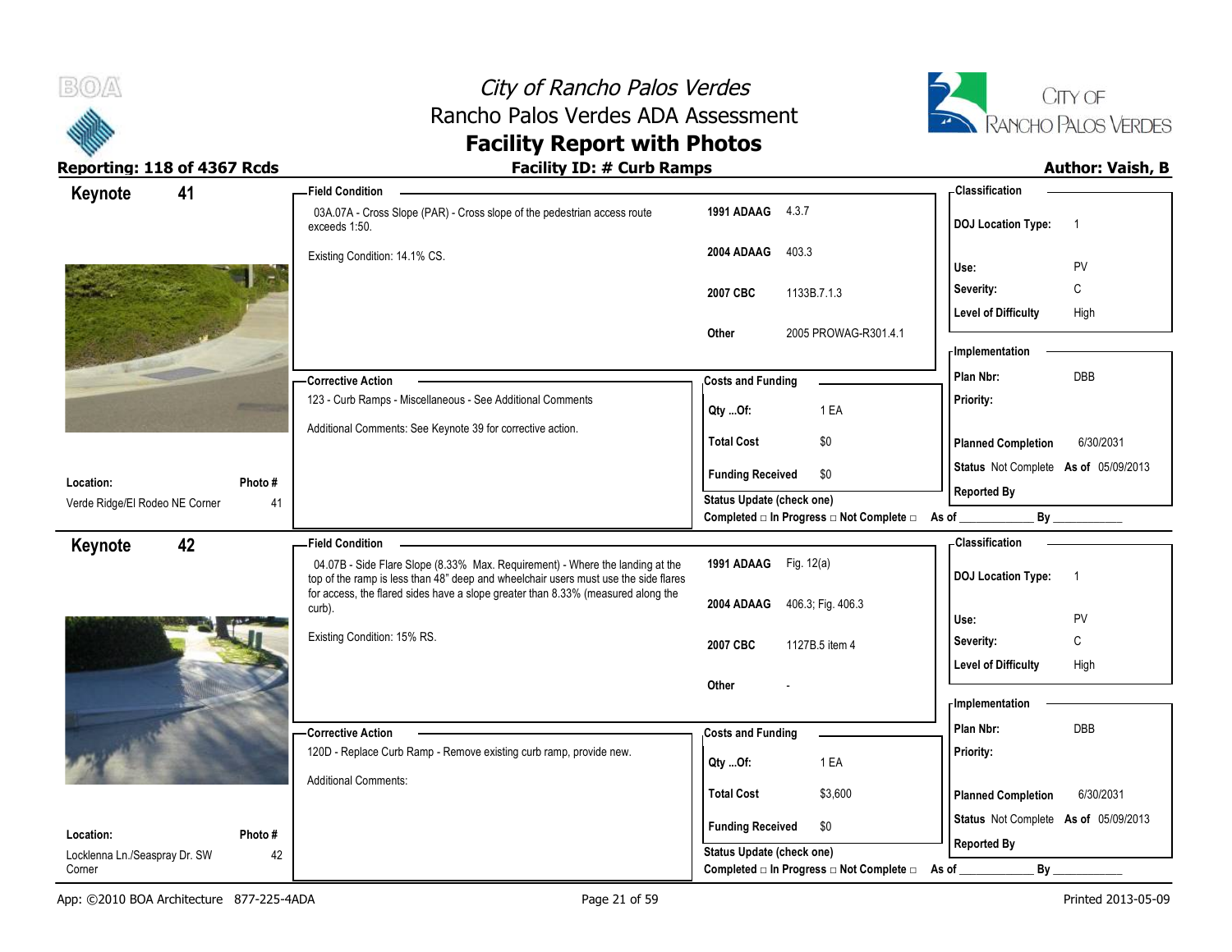# City of Rancho Palos Verdes
## Rancho Palos Verdes ADA Assessment
## Facility Report with Photos

**Reporting: 118 of 4367 Rcds** | **Facility ID: # Curb Ramps** | **Author: Vaish, B**

---

### Keynote 41

**Field Condition**

03A.07A - Cross Slope (PAR) - Cross slope of the pedestrian access route exceeds 1:50.

Existing Condition: 14.1% CS.

| | |
|---|---|
| **1991 ADAAG** | 4.3.7 |
| **2004 ADAAG** | 403.3 |
| **2007 CBC** | 1133B.7.1.3 |
| **Other** | 2005 PROWAG-R301.4.1 |

**Classification**

| | |
|---|---|
| **DOJ Location Type:** | 1 |
| **Use:** | PV |
| **Severity:** | C |
| **Level of Difficulty** | High |

**Corrective Action**

123 - Curb Ramps - Miscellaneous - See Additional Comments

Additional Comments: See Keynote 39 for corrective action.

**Costs and Funding**

| | |
|---|---|
| **Qty ...Of:** | 1 EA |
| **Total Cost** | $0 |
| **Funding Received** | $0 |

**Status Update (check one)**
Completed □ In Progress □ Not Complete □ As of ____________ By ____________

**Implementation**

| | |
|---|---|
| **Plan Nbr:** | DBB |
| **Priority:** | |
| **Planned Completion** | 6/30/2031 |
| **Status** | Not Complete **As of** 05/09/2013 |
| **Reported By** | |

**Location:** Verde Ridge/El Rodeo NE Corner
**Photo #** 41

---

### Keynote 42

**Field Condition**

04.07B - Side Flare Slope (8.33% Max. Requirement) - Where the landing at the top of the ramp is less than 48" deep and wheelchair users must use the side flares for access, the flared sides have a slope greater than 8.33% (measured along the curb).

Existing Condition: 15% RS.

| | |
|---|---|
| **1991 ADAAG** | Fig. 12(a) |
| **2004 ADAAG** | 406.3; Fig. 406.3 |
| **2007 CBC** | 1127B.5 item 4 |
| **Other** | - |

**Classification**

| | |
|---|---|
| **DOJ Location Type:** | 1 |
| **Use:** | PV |
| **Severity:** | C |
| **Level of Difficulty** | High |

**Corrective Action**

120D - Replace Curb Ramp - Remove existing curb ramp, provide new.

Additional Comments:

**Costs and Funding**

| | |
|---|---|
| **Qty ...Of:** | 1 EA |
| **Total Cost** | $3,600 |
| **Funding Received** | $0 |

**Status Update (check one)**
Completed □ In Progress □ Not Complete □ As of ____________ By ____________

**Implementation**

| | |
|---|---|
| **Plan Nbr:** | DBB |
| **Priority:** | |
| **Planned Completion** | 6/30/2031 |
| **Status** | Not Complete **As of** 05/09/2013 |
| **Reported By** | |

**Location:** Locklenna Ln./Seaspray Dr. SW Corner
**Photo #** 42

---

App: ©2010 BOA Architecture 877-225-4ADA | Printed 2013-05-09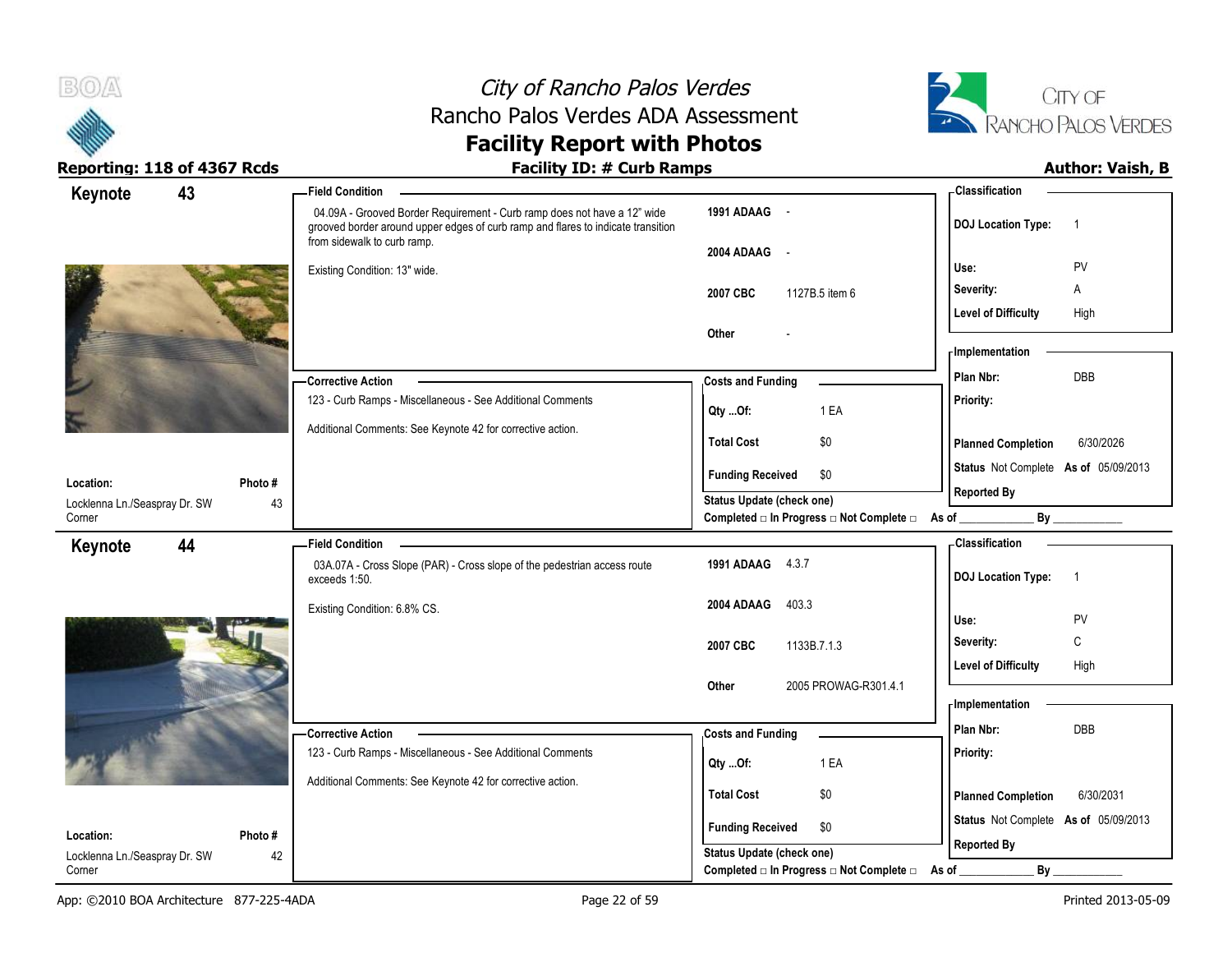# City of Rancho Palos Verdes
## Rancho Palos Verdes ADA Assessment
## Facility Report with Photos

**Reporting: 118 of 4367 Rcds** | **Facility ID: # Curb Ramps** | **Author: Vaish, B**

---

## Keynote 43

**Field Condition**

04.09A - Grooved Border Requirement - Curb ramp does not have a 12" wide grooved border around upper edges of curb ramp and flares to indicate transition from sidewalk to curb ramp.

Existing Condition: 13" wide.

| | |
|---|---|
| 1991 ADAAG | - |
| 2004 ADAAG | - |
| 2007 CBC | 1127B.5 item 6 |
| Other | - |

**Classification**

| | |
|---|---|
| DOJ Location Type: | 1 |
| Use: | PV |
| Severity: | A |
| Level of Difficulty | High |

**Corrective Action**

123 - Curb Ramps - Miscellaneous - See Additional Comments

Additional Comments: See Keynote 42 for corrective action.

**Costs and Funding**

| | |
|---|---|
| Qty ...Of: | 1 EA |
| Total Cost | $0 |
| Funding Received | $0 |

**Implementation**

| | |
|---|---|
| Plan Nbr: | DBB |
| Priority: | |
| Planned Completion | 6/30/2026 |
| Status | Not Complete As of 05/09/2013 |
| Reported By | |

**Location:** Locklenna Ln./Seaspray Dr. SW Corner

**Photo #:** 43

Status Update (check one)
Completed □ In Progress □ Not Complete □ As of ____________ By ____________

---

## Keynote 44

**Field Condition**

03A.07A - Cross Slope (PAR) - Cross slope of the pedestrian access route exceeds 1:50.

Existing Condition: 6.8% CS.

| | |
|---|---|
| 1991 ADAAG | 4.3.7 |
| 2004 ADAAG | 403.3 |
| 2007 CBC | 1133B.7.1.3 |
| Other | 2005 PROWAG-R301.4.1 |

**Classification**

| | |
|---|---|
| DOJ Location Type: | 1 |
| Use: | PV |
| Severity: | C |
| Level of Difficulty | High |

**Corrective Action**

123 - Curb Ramps - Miscellaneous - See Additional Comments

Additional Comments: See Keynote 42 for corrective action.

**Costs and Funding**

| | |
|---|---|
| Qty ...Of: | 1 EA |
| Total Cost | $0 |
| Funding Received | $0 |

**Implementation**

| | |
|---|---|
| Plan Nbr: | DBB |
| Priority: | |
| Planned Completion | 6/30/2031 |
| Status | Not Complete As of 05/09/2013 |
| Reported By | |

**Location:** Locklenna Ln./Seaspray Dr. SW Corner

**Photo #:** 42

Status Update (check one)
Completed □ In Progress □ Not Complete □ As of ____________ By ____________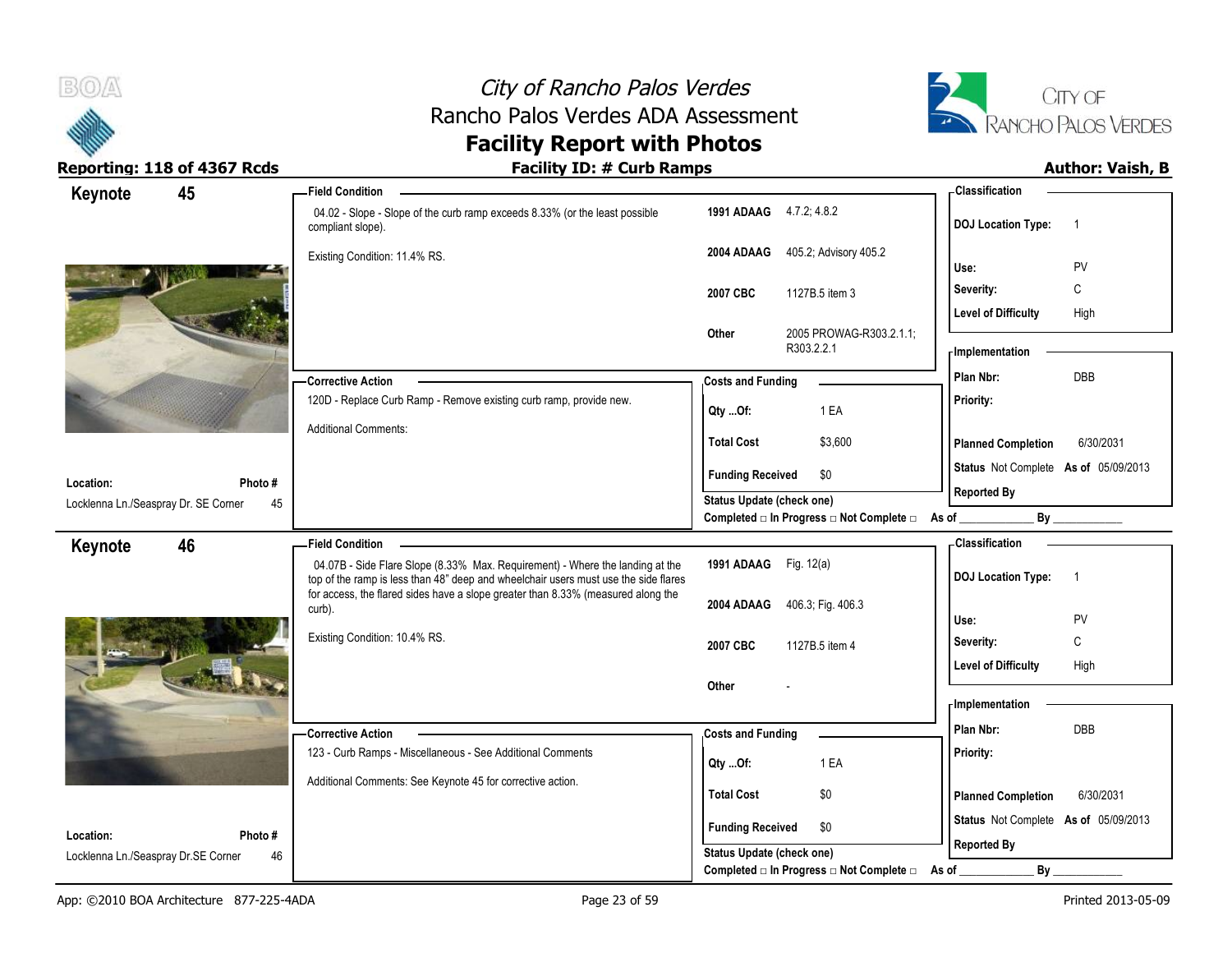# City of Rancho Palos Verdes
## Rancho Palos Verdes ADA Assessment
## Facility Report with Photos

**Reporting: 118 of 4367 Rcds**

**Facility ID: # Curb Ramps**

**Author: Vaish, B**

---

## Keynote 45

**Field Condition**

04.02 - Slope - Slope of the curb ramp exceeds 8.33% (or the least possible compliant slope).

Existing Condition: 11.4% RS.

| | |
|---|---|
| **1991 ADAAG** | 4.7.2; 4.8.2 |
| **2004 ADAAG** | 405.2; Advisory 405.2 |
| **2007 CBC** | 1127B.5 item 3 |
| **Other** | 2005 PROWAG-R303.2.1.1; R303.2.2.1 |

**Classification**

| | |
|---|---|
| **DOJ Location Type:** | 1 |
| **Use:** | PV |
| **Severity:** | C |
| **Level of Difficulty** | High |

**Corrective Action**

120D - Replace Curb Ramp - Remove existing curb ramp, provide new.

Additional Comments:

**Costs and Funding**

| | |
|---|---|
| **Qty ...Of:** | 1 EA |
| **Total Cost** | $3,600 |
| **Funding Received** | $0 |

**Status Update (check one)**

Completed □ In Progress □ Not Complete □ As of ____________ By ____________

**Implementation**

| | |
|---|---|
| **Plan Nbr:** | DBB |
| **Priority:** | |
| **Planned Completion** | 6/30/2031 |
| **Status** | Not Complete **As of** 05/09/2013 |
| **Reported By** | |

**Location:** Locklenna Ln./Seaspray Dr. SE Corner

**Photo #** 45

---

## Keynote 46

**Field Condition**

04.07B - Side Flare Slope (8.33% Max. Requirement) - Where the landing at the top of the ramp is less than 48" deep and wheelchair users must use the side flares for access, the flared sides have a slope greater than 8.33% (measured along the curb).

Existing Condition: 10.4% RS.

| | |
|---|---|
| **1991 ADAAG** | Fig. 12(a) |
| **2004 ADAAG** | 406.3; Fig. 406.3 |
| **2007 CBC** | 1127B.5 item 4 |
| **Other** | - |

**Classification**

| | |
|---|---|
| **DOJ Location Type:** | 1 |
| **Use:** | PV |
| **Severity:** | C |
| **Level of Difficulty** | High |

**Corrective Action**

123 - Curb Ramps - Miscellaneous - See Additional Comments

Additional Comments: See Keynote 45 for corrective action.

**Costs and Funding**

| | |
|---|---|
| **Qty ...Of:** | 1 EA |
| **Total Cost** | $0 |
| **Funding Received** | $0 |

**Status Update (check one)**

Completed □ In Progress □ Not Complete □ As of ____________ By ____________

**Implementation**

| | |
|---|---|
| **Plan Nbr:** | DBB |
| **Priority:** | |
| **Planned Completion** | 6/30/2031 |
| **Status** | Not Complete **As of** 05/09/2013 |
| **Reported By** | |

**Location:** Locklenna Ln./Seaspray Dr.SE Corner

**Photo #** 46

---

App: ©2010 BOA Architecture 877-225-4ADA

Printed 2013-05-09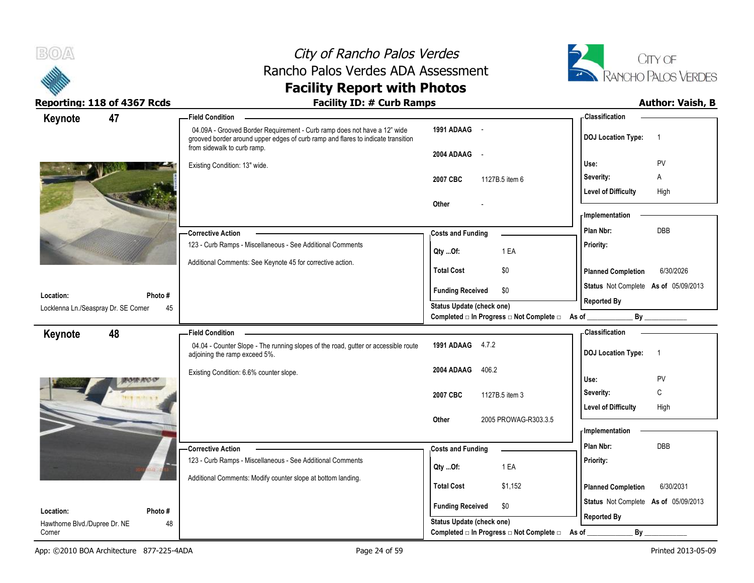# City of Rancho Palos Verdes

Rancho Palos Verdes ADA Assessment

**Facility Report with Photos**

**Reporting: 118 of 4367 Rcds** | **Facility ID: # Curb Ramps** | **Author: Vaish, B**

## Keynote 47

**Field Condition**

04.09A - Grooved Border Requirement - Curb ramp does not have a 12" wide grooved border around upper edges of curb ramp and flares to indicate transition from sidewalk to curb ramp.

Existing Condition: 13" wide.

| | |
|---|---|
| **1991 ADAAG** | - |
| **2004 ADAAG** | - |
| **2007 CBC** | 1127B.5 item 6 |
| **Other** | - |

**Classification**

| | |
|---|---|
| **DOJ Location Type:** | 1 |
| **Use:** | PV |
| **Severity:** | A |
| **Level of Difficulty** | High |

**Corrective Action**

123 - Curb Ramps - Miscellaneous - See Additional Comments

Additional Comments: See Keynote 45 for corrective action.

**Costs and Funding**

| | |
|---|---|
| **Qty ...Of:** | 1 EA |
| **Total Cost** | $0 |
| **Funding Received** | $0 |

**Implementation**

| | |
|---|---|
| **Plan Nbr:** | DBB |
| **Priority:** | |
| **Planned Completion** | 6/30/2026 |
| **Status** | Not Complete **As of** 05/09/2013 |
| **Reported By** | |

**Location:** Locklenna Ln./Seaspray Dr. SE Corner | **Photo #** 45

**Status Update (check one)**

Completed □ In Progress □ Not Complete □ As of ____________ By ____________

## Keynote 48

**Field Condition**

04.04 - Counter Slope - The running slopes of the road, gutter or accessible route adjoining the ramp exceed 5%.

Existing Condition: 6.6% counter slope.

| | |
|---|---|
| **1991 ADAAG** | 4.7.2 |
| **2004 ADAAG** | 406.2 |
| **2007 CBC** | 1127B.5 item 3 |
| **Other** | 2005 PROWAG-R303.3.5 |

**Classification**

| | |
|---|---|
| **DOJ Location Type:** | 1 |
| **Use:** | PV |
| **Severity:** | C |
| **Level of Difficulty** | High |

**Corrective Action**

123 - Curb Ramps - Miscellaneous - See Additional Comments

Additional Comments: Modify counter slope at bottom landing.

**Costs and Funding**

| | |
|---|---|
| **Qty ...Of:** | 1 EA |
| **Total Cost** | $1,152 |
| **Funding Received** | $0 |

**Implementation**

| | |
|---|---|
| **Plan Nbr:** | DBB |
| **Priority:** | |
| **Planned Completion** | 6/30/2031 |
| **Status** | Not Complete **As of** 05/09/2013 |
| **Reported By** | |

**Location:** Hawthorne Blvd./Dupree Dr. NE Corner | **Photo #** 48

**Status Update (check one)**

Completed □ In Progress □ Not Complete □ As of ____________ By ____________

App: ©2010 BOA Architecture 877-225-4ADA | Printed 2013-05-09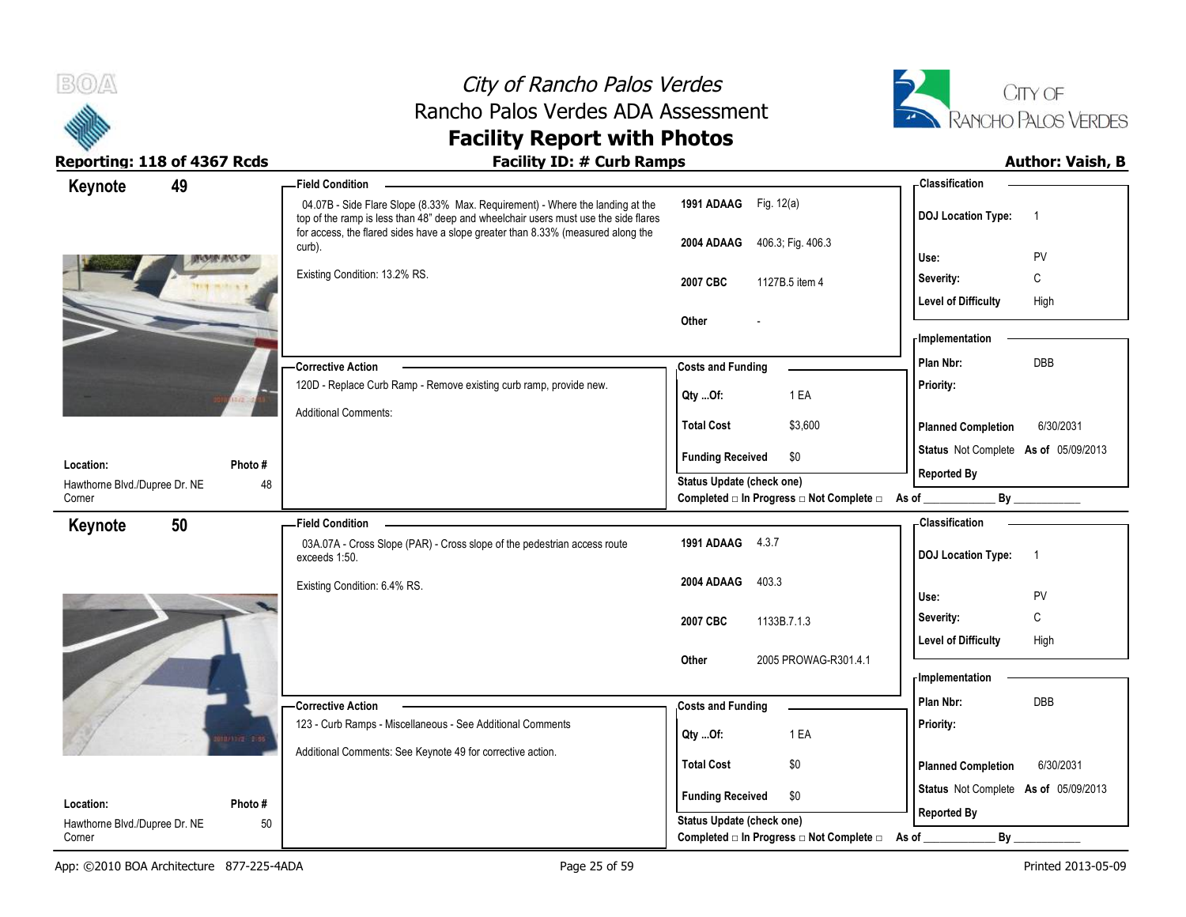# City of Rancho Palos Verdes
## Rancho Palos Verdes ADA Assessment
## Facility Report with Photos

**Reporting: 118 of 4367 Rcds** — **Facility ID: # Curb Ramps** — **Author: Vaish, B**

---

### Keynote 49

**Field Condition**

04.07B - Side Flare Slope (8.33% Max. Requirement) - Where the landing at the top of the ramp is less than 48" deep and wheelchair users must use the side flares for access, the flared sides have a slope greater than 8.33% (measured along the curb).

Existing Condition: 13.2% RS.

| | |
|---|---|
| 1991 ADAAG | Fig. 12(a) |
| 2004 ADAAG | 406.3; Fig. 406.3 |
| 2007 CBC | 1127B.5 item 4 |
| Other | - |

**Classification**

| | |
|---|---|
| DOJ Location Type: | 1 |
| Use: | PV |
| Severity: | C |
| Level of Difficulty | High |

**Corrective Action**

120D - Replace Curb Ramp - Remove existing curb ramp, provide new.

Additional Comments:

**Costs and Funding**

| | |
|---|---|
| Qty ...Of: | 1 EA |
| Total Cost | $3,600 |
| Funding Received | $0 |

**Implementation**

| | |
|---|---|
| Plan Nbr: | DBB |
| Priority: | |
| Planned Completion | 6/30/2031 |
| Status | Not Complete As of 05/09/2013 |
| Reported By | |

Status Update (check one)
Completed □ In Progress □ Not Complete □ As of ____________ By ____________

**Location:** Hawthorne Blvd./Dupree Dr. NE Corner — **Photo #** 48

---

### Keynote 50

**Field Condition**

03A.07A - Cross Slope (PAR) - Cross slope of the pedestrian access route exceeds 1:50.

Existing Condition: 6.4% RS.

| | |
|---|---|
| 1991 ADAAG | 4.3.7 |
| 2004 ADAAG | 403.3 |
| 2007 CBC | 1133B.7.1.3 |
| Other | 2005 PROWAG-R301.4.1 |

**Classification**

| | |
|---|---|
| DOJ Location Type: | 1 |
| Use: | PV |
| Severity: | C |
| Level of Difficulty | High |

**Corrective Action**

123 - Curb Ramps - Miscellaneous - See Additional Comments

Additional Comments: See Keynote 49 for corrective action.

**Costs and Funding**

| | |
|---|---|
| Qty ...Of: | 1 EA |
| Total Cost | $0 |
| Funding Received | $0 |

**Implementation**

| | |
|---|---|
| Plan Nbr: | DBB |
| Priority: | |
| Planned Completion | 6/30/2031 |
| Status | Not Complete As of 05/09/2013 |
| Reported By | |

Status Update (check one)
Completed □ In Progress □ Not Complete □ As of ____________ By ____________

**Location:** Hawthorne Blvd./Dupree Dr. NE Corner — **Photo #** 50

---

App: ©2010 BOA Architecture 877-225-4ADA — Printed 2013-05-09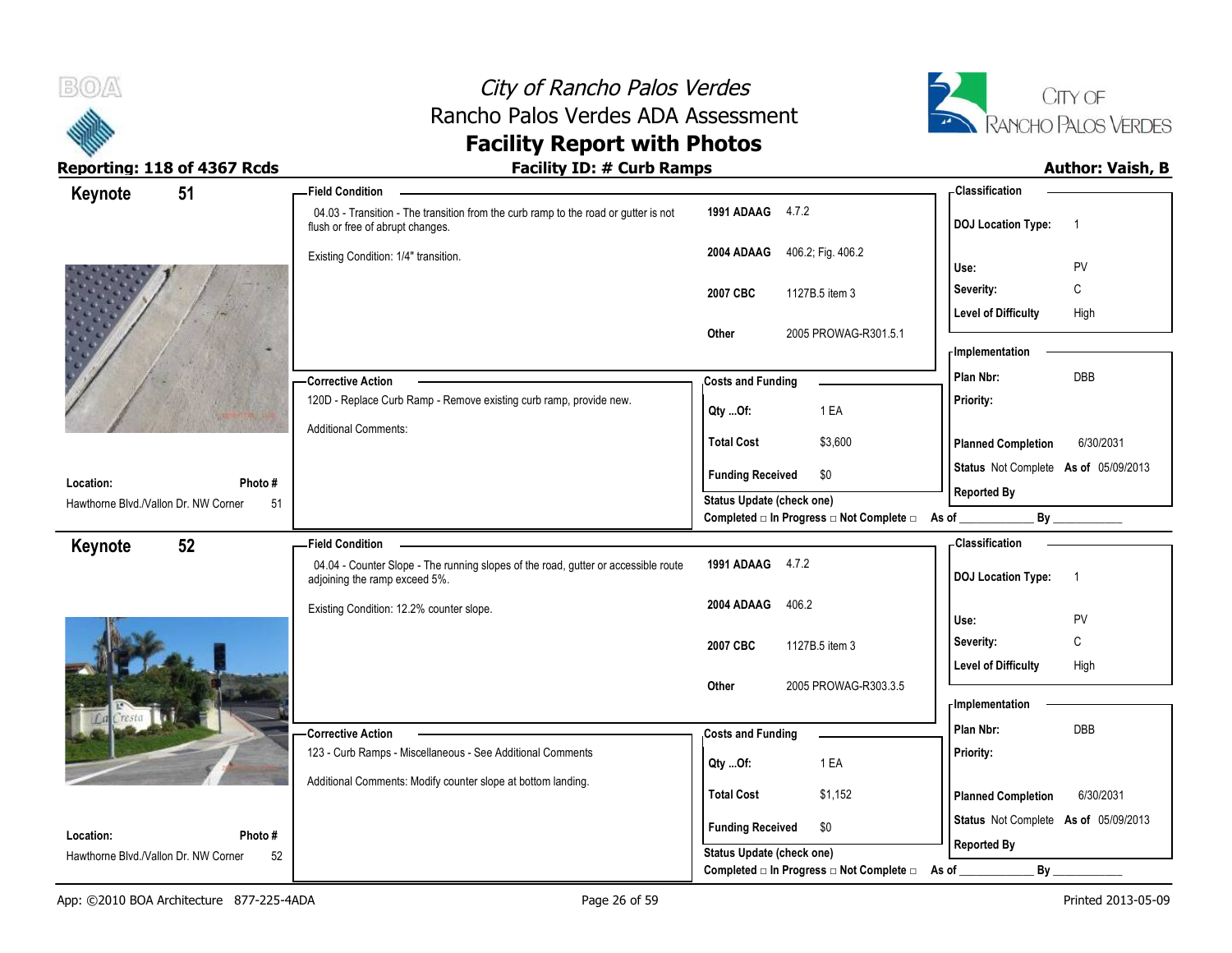# City of Rancho Palos Verdes
## Rancho Palos Verdes ADA Assessment
## Facility Report with Photos

**Reporting: 118 of 4367 Rcds** | **Facility ID: # Curb Ramps** | **Author: Vaish, B**

---

### Keynote 51

**Field Condition**

04.03 - Transition - The transition from the curb ramp to the road or gutter is not flush or free of abrupt changes.

Existing Condition: 1/4" transition.

| | |
|---|---|
| **1991 ADAAG** | 4.7.2 |
| **2004 ADAAG** | 406.2; Fig. 406.2 |
| **2007 CBC** | 1127B.5 item 3 |
| **Other** | 2005 PROWAG-R301.5.1 |

**Classification**

| | |
|---|---|
| **DOJ Location Type:** | 1 |
| **Use:** | PV |
| **Severity:** | C |
| **Level of Difficulty** | High |

**Corrective Action**

120D - Replace Curb Ramp - Remove existing curb ramp, provide new.

Additional Comments:

**Costs and Funding**

| | |
|---|---|
| **Qty ...Of:** | 1 EA |
| **Total Cost** | $3,600 |
| **Funding Received** | $0 |

**Implementation**

| | |
|---|---|
| **Plan Nbr:** | DBB |
| **Priority:** | |
| **Planned Completion** | 6/30/2031 |
| **Status** | Not Complete **As of** 05/09/2013 |
| **Reported By** | |

**Location:** Hawthorne Blvd./Vallon Dr. NW Corner — **Photo #** 51

**Status Update (check one)**
Completed □ In Progress □ Not Complete □ As of ____________ By ____________

---

### Keynote 52

**Field Condition**

04.04 - Counter Slope - The running slopes of the road, gutter or accessible route adjoining the ramp exceed 5%.

Existing Condition: 12.2% counter slope.

| | |
|---|---|
| **1991 ADAAG** | 4.7.2 |
| **2004 ADAAG** | 406.2 |
| **2007 CBC** | 1127B.5 item 3 |
| **Other** | 2005 PROWAG-R303.3.5 |

**Classification**

| | |
|---|---|
| **DOJ Location Type:** | 1 |
| **Use:** | PV |
| **Severity:** | C |
| **Level of Difficulty** | High |

**Corrective Action**

123 - Curb Ramps - Miscellaneous - See Additional Comments

Additional Comments: Modify counter slope at bottom landing.

**Costs and Funding**

| | |
|---|---|
| **Qty ...Of:** | 1 EA |
| **Total Cost** | $1,152 |
| **Funding Received** | $0 |

**Implementation**

| | |
|---|---|
| **Plan Nbr:** | DBB |
| **Priority:** | |
| **Planned Completion** | 6/30/2031 |
| **Status** | Not Complete **As of** 05/09/2013 |
| **Reported By** | |

**Location:** Hawthorne Blvd./Vallon Dr. NW Corner — **Photo #** 52

**Status Update (check one)**
Completed □ In Progress □ Not Complete □ As of ____________ By ____________

---

App: ©2010 BOA Architecture 877-225-4ADA | Printed 2013-05-09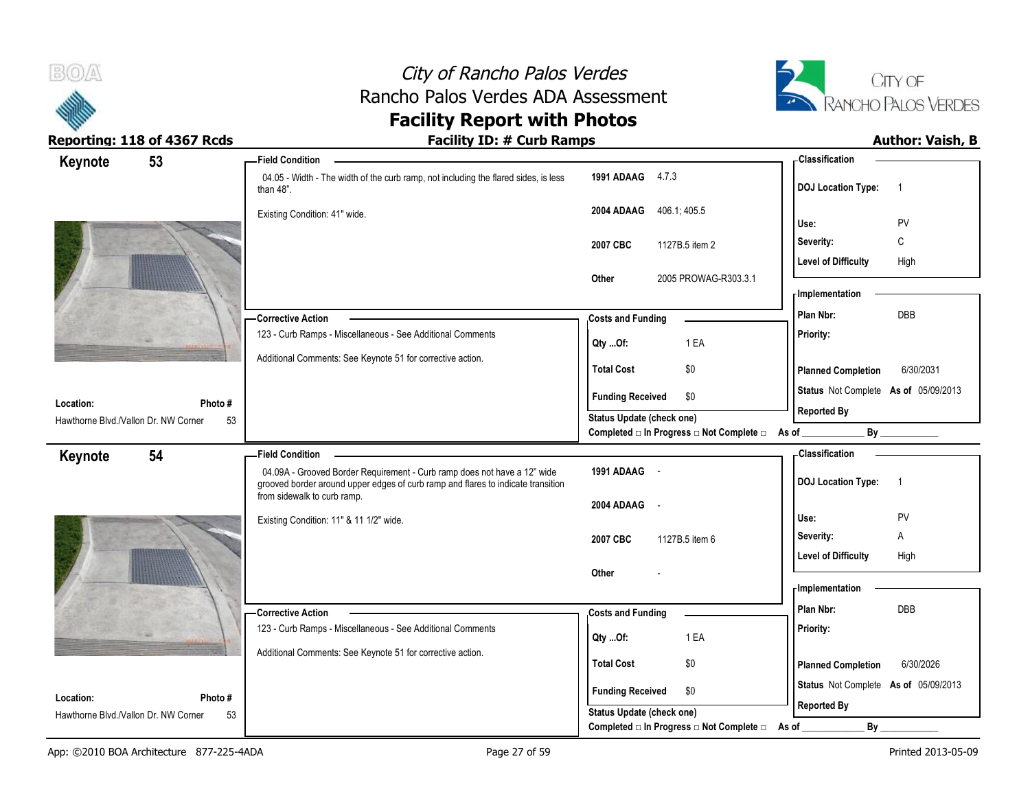# City of Rancho Palos Verdes
## Rancho Palos Verdes ADA Assessment
## Facility Report with Photos

**Reporting: 118 of 4367 Rcds** | **Facility ID: # Curb Ramps** | **Author: Vaish, B**

---

### Keynote 53

**Field Condition**

04.05 - Width - The width of the curb ramp, not including the flared sides, is less than 48".

Existing Condition: 41" wide.

| | |
|---|---|
| **1991 ADAAG** | 4.7.3 |
| **2004 ADAAG** | 406.1; 405.5 |
| **2007 CBC** | 1127B.5 item 2 |
| **Other** | 2005 PROWAG-R303.3.1 |

**Classification**

| | |
|---|---|
| **DOJ Location Type:** | 1 |
| **Use:** | PV |
| **Severity:** | C |
| **Level of Difficulty** | High |

**Corrective Action**

123 - Curb Ramps - Miscellaneous - See Additional Comments

Additional Comments: See Keynote 51 for corrective action.

**Costs and Funding**

| | |
|---|---|
| **Qty ...Of:** | 1 EA |
| **Total Cost** | $0 |
| **Funding Received** | $0 |

**Implementation**

| | |
|---|---|
| **Plan Nbr:** | DBB |
| **Priority:** | |
| **Planned Completion** | 6/30/2031 |
| **Status** | Not Complete **As of** 05/09/2013 |
| **Reported By** | |

**Location:** Hawthorne Blvd./Vallon Dr. NW Corner — **Photo #** 53

**Status Update (check one)**
Completed □ In Progress □ Not Complete □ As of ____________ By ____________

---

### Keynote 54

**Field Condition**

04.09A - Grooved Border Requirement - Curb ramp does not have a 12" wide grooved border around upper edges of curb ramp and flares to indicate transition from sidewalk to curb ramp.

Existing Condition: 11" & 11 1/2" wide.

| | |
|---|---|
| **1991 ADAAG** | - |
| **2004 ADAAG** | - |
| **2007 CBC** | 1127B.5 item 6 |
| **Other** | - |

**Classification**

| | |
|---|---|
| **DOJ Location Type:** | 1 |
| **Use:** | PV |
| **Severity:** | A |
| **Level of Difficulty** | High |

**Corrective Action**

123 - Curb Ramps - Miscellaneous - See Additional Comments

Additional Comments: See Keynote 51 for corrective action.

**Costs and Funding**

| | |
|---|---|
| **Qty ...Of:** | 1 EA |
| **Total Cost** | $0 |
| **Funding Received** | $0 |

**Implementation**

| | |
|---|---|
| **Plan Nbr:** | DBB |
| **Priority:** | |
| **Planned Completion** | 6/30/2026 |
| **Status** | Not Complete **As of** 05/09/2013 |
| **Reported By** | |

**Location:** Hawthorne Blvd./Vallon Dr. NW Corner — **Photo #** 53

**Status Update (check one)**
Completed □ In Progress □ Not Complete □ As of ____________ By ____________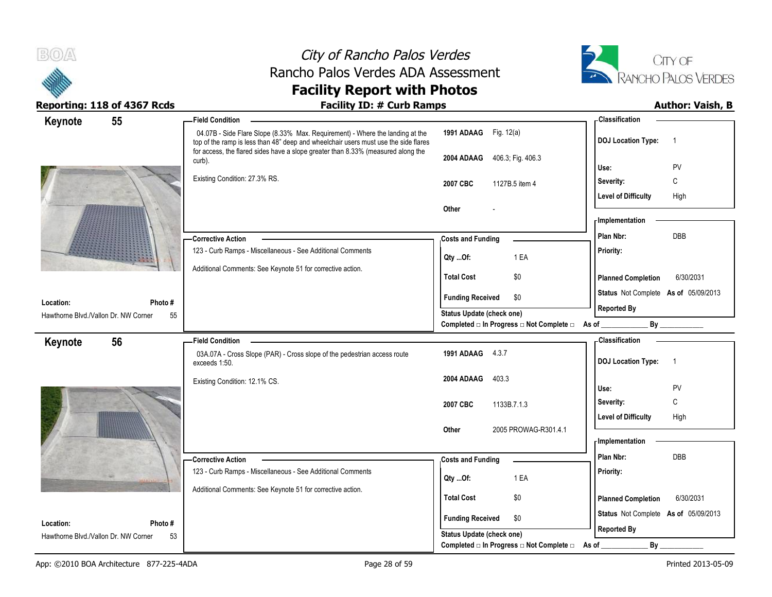# City of Rancho Palos Verdes
## Rancho Palos Verdes ADA Assessment
## Facility Report with Photos

**Reporting: 118 of 4367 Rcds** | **Facility ID: # Curb Ramps** | **Author: Vaish, B**

---

## Keynote 55

**Field Condition**

04.07B - Side Flare Slope (8.33% Max. Requirement) - Where the landing at the top of the ramp is less than 48" deep and wheelchair users must use the side flares for access, the flared sides have a slope greater than 8.33% (measured along the curb).

Existing Condition: 27.3% RS.

| | |
|---|---|
| **1991 ADAAG** | Fig. 12(a) |
| **2004 ADAAG** | 406.3; Fig. 406.3 |
| **2007 CBC** | 1127B.5 item 4 |
| **Other** | - |

**Classification**

| | |
|---|---|
| **DOJ Location Type:** | 1 |
| **Use:** | PV |
| **Severity:** | C |
| **Level of Difficulty** | High |

**Corrective Action**

123 - Curb Ramps - Miscellaneous - See Additional Comments

Additional Comments: See Keynote 51 for corrective action.

**Costs and Funding**

| | |
|---|---|
| **Qty ...Of:** | 1 EA |
| **Total Cost** | $0 |
| **Funding Received** | $0 |

**Status Update (check one)**
Completed □ In Progress □ Not Complete □ As of ____________ By ____________

**Implementation**

| | |
|---|---|
| **Plan Nbr:** | DBB |
| **Priority:** | |
| **Planned Completion** | 6/30/2031 |
| **Status** Not Complete | **As of** 05/09/2013 |
| **Reported By** | |

**Location:** Hawthorne Blvd./Vallon Dr. NW Corner | **Photo #** 55

---

## Keynote 56

**Field Condition**

03A.07A - Cross Slope (PAR) - Cross slope of the pedestrian access route exceeds 1:50.

Existing Condition: 12.1% CS.

| | |
|---|---|
| **1991 ADAAG** | 4.3.7 |
| **2004 ADAAG** | 403.3 |
| **2007 CBC** | 1133B.7.1.3 |
| **Other** | 2005 PROWAG-R301.4.1 |

**Classification**

| | |
|---|---|
| **DOJ Location Type:** | 1 |
| **Use:** | PV |
| **Severity:** | C |
| **Level of Difficulty** | High |

**Corrective Action**

123 - Curb Ramps - Miscellaneous - See Additional Comments

Additional Comments: See Keynote 51 for corrective action.

**Costs and Funding**

| | |
|---|---|
| **Qty ...Of:** | 1 EA |
| **Total Cost** | $0 |
| **Funding Received** | $0 |

**Status Update (check one)**
Completed □ In Progress □ Not Complete □ As of ____________ By ____________

**Implementation**

| | |
|---|---|
| **Plan Nbr:** | DBB |
| **Priority:** | |
| **Planned Completion** | 6/30/2031 |
| **Status** Not Complete | **As of** 05/09/2013 |
| **Reported By** | |

**Location:** Hawthorne Blvd./Vallon Dr. NW Corner | **Photo #** 53

---

App: ©2010 BOA Architecture 877-225-4ADA | Printed 2013-05-09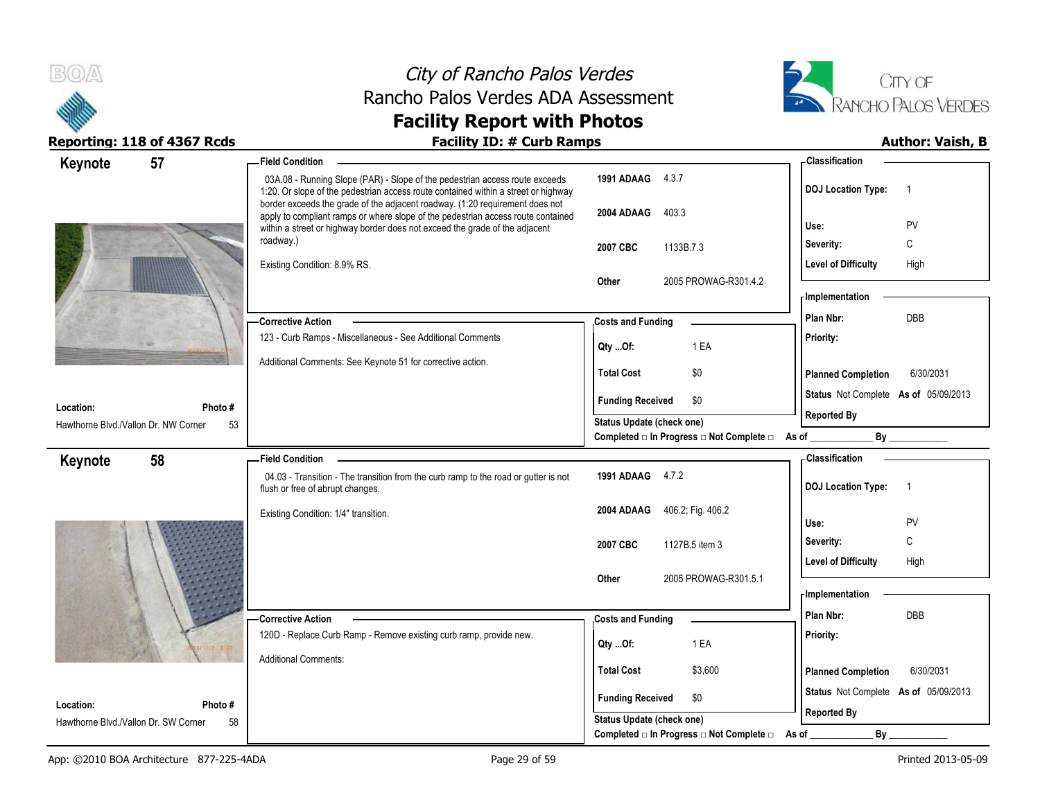# City of Rancho Palos Verdes
## Rancho Palos Verdes ADA Assessment
## Facility Report with Photos

**Reporting: 118 of 4367 Rcds** | **Facility ID: # Curb Ramps** | **Author: Vaish, B**

---

## Keynote 57

**Field Condition**

03A.08 - Running Slope (PAR) - Slope of the pedestrian access route exceeds 1:20. Or slope of the pedestrian access route contained within a street or highway border exceeds the grade of the adjacent roadway. (1:20 requirement does not apply to compliant ramps or where slope of the pedestrian access route contained within a street or highway border does not exceed the grade of the adjacent roadway.)

Existing Condition: 8.9% RS.

| | |
|---|---|
| 1991 ADAAG | 4.3.7 |
| 2004 ADAAG | 403.3 |
| 2007 CBC | 1133B.7.3 |
| Other | 2005 PROWAG-R301.4.2 |

**Classification**

| | |
|---|---|
| DOJ Location Type: | 1 |
| Use: | PV |
| Severity: | C |
| Level of Difficulty | High |

**Corrective Action**

123 - Curb Ramps - Miscellaneous - See Additional Comments

Additional Comments: See Keynote 51 for corrective action.

**Costs and Funding**

| | |
|---|---|
| Qty ...Of: | 1 EA |
| Total Cost | $0 |
| Funding Received | $0 |

**Implementation**

| | |
|---|---|
| Plan Nbr: | DBB |
| Priority: | |
| Planned Completion | 6/30/2031 |
| Status | Not Complete As of 05/09/2013 |
| Reported By | |

**Location:** Hawthorne Blvd./Vallon Dr. NW Corner | **Photo #** 53

Status Update (check one)
Completed □ In Progress □ Not Complete □ As of ____________ By ____________

---

## Keynote 58

**Field Condition**

04.03 - Transition - The transition from the curb ramp to the road or gutter is not flush or free of abrupt changes.

Existing Condition: 1/4" transition.

| | |
|---|---|
| 1991 ADAAG | 4.7.2 |
| 2004 ADAAG | 406.2; Fig. 406.2 |
| 2007 CBC | 1127B.5 item 3 |
| Other | 2005 PROWAG-R301.5.1 |

**Classification**

| | |
|---|---|
| DOJ Location Type: | 1 |
| Use: | PV |
| Severity: | C |
| Level of Difficulty | High |

**Corrective Action**

120D - Replace Curb Ramp - Remove existing curb ramp, provide new.

Additional Comments:

**Costs and Funding**

| | |
|---|---|
| Qty ...Of: | 1 EA |
| Total Cost | $3,600 |
| Funding Received | $0 |

**Implementation**

| | |
|---|---|
| Plan Nbr: | DBB |
| Priority: | |
| Planned Completion | 6/30/2031 |
| Status | Not Complete As of 05/09/2013 |
| Reported By | |

**Location:** Hawthorne Blvd./Vallon Dr. SW Corner | **Photo #** 58

Status Update (check one)
Completed □ In Progress □ Not Complete □ As of ____________ By ____________

---

App: ©2010 BOA Architecture 877-225-4ADA | Printed 2013-05-09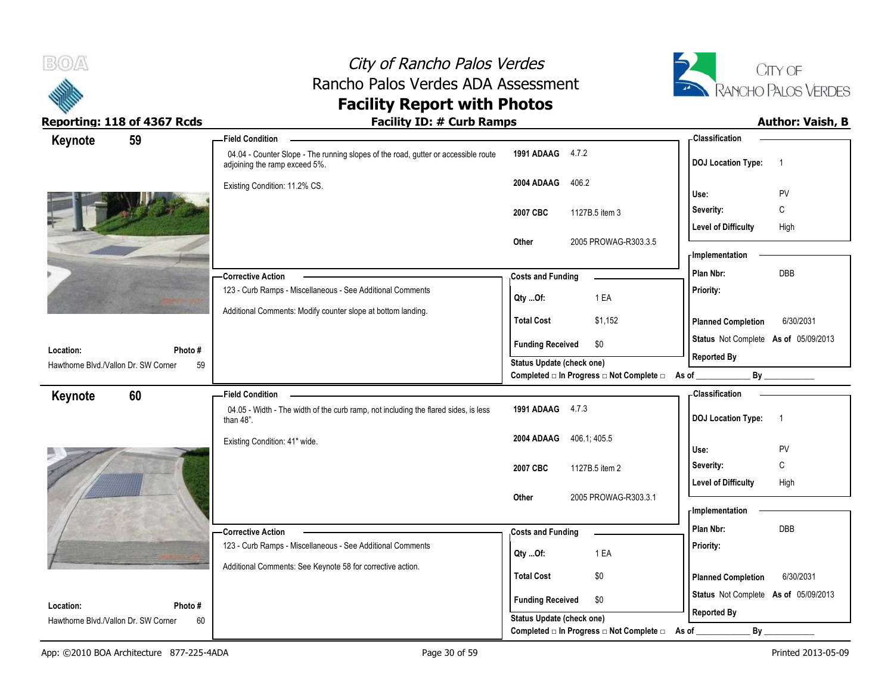# City of Rancho Palos Verdes
## Rancho Palos Verdes ADA Assessment
## Facility Report with Photos

**Reporting: 118 of 4367 Rcds**

**Facility ID: # Curb Ramps**

**Author: Vaish, B**

---

## Keynote 59

**Field Condition**

04.04 - Counter Slope - The running slopes of the road, gutter or accessible route adjoining the ramp exceed 5%.

Existing Condition: 11.2% CS.

| | |
|---|---|
| **1991 ADAAG** | 4.7.2 |
| **2004 ADAAG** | 406.2 |
| **2007 CBC** | 1127B.5 item 3 |
| **Other** | 2005 PROWAG-R303.3.5 |

**Classification**

| | |
|---|---|
| **DOJ Location Type:** | 1 |
| **Use:** | PV |
| **Severity:** | C |
| **Level of Difficulty** | High |

**Corrective Action**

123 - Curb Ramps - Miscellaneous - See Additional Comments

Additional Comments: Modify counter slope at bottom landing.

**Costs and Funding**

| | |
|---|---|
| **Qty ...Of:** | 1 EA |
| **Total Cost** | $1,152 |
| **Funding Received** | $0 |

**Status Update (check one)**

Completed □ In Progress □ Not Complete □ As of ____________ By ____________

**Implementation**

| | |
|---|---|
| **Plan Nbr:** | DBB |
| **Priority:** | |
| **Planned Completion** | 6/30/2031 |
| **Status** | Not Complete **As of** 05/09/2013 |
| **Reported By** | |

**Location:** Hawthorne Blvd./Vallon Dr. SW Corner

**Photo #** 59

---

## Keynote 60

**Field Condition**

04.05 - Width - The width of the curb ramp, not including the flared sides, is less than 48".

Existing Condition: 41" wide.

| | |
|---|---|
| **1991 ADAAG** | 4.7.3 |
| **2004 ADAAG** | 406.1; 405.5 |
| **2007 CBC** | 1127B.5 item 2 |
| **Other** | 2005 PROWAG-R303.3.1 |

**Classification**

| | |
|---|---|
| **DOJ Location Type:** | 1 |
| **Use:** | PV |
| **Severity:** | C |
| **Level of Difficulty** | High |

**Corrective Action**

123 - Curb Ramps - Miscellaneous - See Additional Comments

Additional Comments: See Keynote 58 for corrective action.

**Costs and Funding**

| | |
|---|---|
| **Qty ...Of:** | 1 EA |
| **Total Cost** | $0 |
| **Funding Received** | $0 |

**Status Update (check one)**

Completed □ In Progress □ Not Complete □ As of ____________ By ____________

**Implementation**

| | |
|---|---|
| **Plan Nbr:** | DBB |
| **Priority:** | |
| **Planned Completion** | 6/30/2031 |
| **Status** | Not Complete **As of** 05/09/2013 |
| **Reported By** | |

**Location:** Hawthorne Blvd./Vallon Dr. SW Corner

**Photo #** 60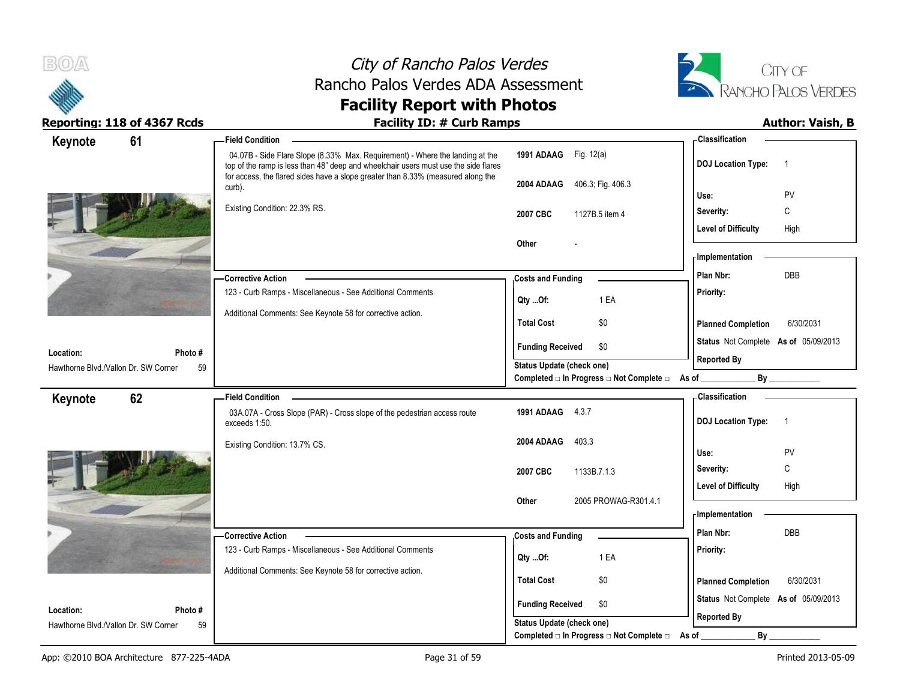# City of Rancho Palos Verdes
## Rancho Palos Verdes ADA Assessment
## Facility Report with Photos

**Reporting: 118 of 4367 Rcds** | **Facility ID: # Curb Ramps** | **Author: Vaish, B**

---

## Keynote 61

**Field Condition**

04.07B - Side Flare Slope (8.33% Max. Requirement) - Where the landing at the top of the ramp is less than 48" deep and wheelchair users must use the side flares for access, the flared sides have a slope greater than 8.33% (measured along the curb).

Existing Condition: 22.3% RS.

| | |
|---|---|
| **1991 ADAAG** | Fig. 12(a) |
| **2004 ADAAG** | 406.3; Fig. 406.3 |
| **2007 CBC** | 1127B.5 item 4 |
| **Other** | - |

**Classification**

| | |
|---|---|
| **DOJ Location Type:** | 1 |
| **Use:** | PV |
| **Severity:** | C |
| **Level of Difficulty** | High |

**Corrective Action**

123 - Curb Ramps - Miscellaneous - See Additional Comments

Additional Comments: See Keynote 58 for corrective action.

**Costs and Funding**

| | |
|---|---|
| **Qty ...Of:** | 1 EA |
| **Total Cost** | $0 |
| **Funding Received** | $0 |

**Status Update (check one)**
Completed □ In Progress □ Not Complete □ As of ____________ By ____________

**Implementation**

| | |
|---|---|
| **Plan Nbr:** | DBB |
| **Priority:** | |
| **Planned Completion** | 6/30/2031 |
| **Status** | Not Complete **As of** 05/09/2013 |
| **Reported By** | |

**Location:** Hawthorne Blvd./Vallon Dr. SW Corner
**Photo #** 59

---

## Keynote 62

**Field Condition**

03A.07A - Cross Slope (PAR) - Cross slope of the pedestrian access route exceeds 1:50.

Existing Condition: 13.7% CS.

| | |
|---|---|
| **1991 ADAAG** | 4.3.7 |
| **2004 ADAAG** | 403.3 |
| **2007 CBC** | 1133B.7.1.3 |
| **Other** | 2005 PROWAG-R301.4.1 |

**Classification**

| | |
|---|---|
| **DOJ Location Type:** | 1 |
| **Use:** | PV |
| **Severity:** | C |
| **Level of Difficulty** | High |

**Corrective Action**

123 - Curb Ramps - Miscellaneous - See Additional Comments

Additional Comments: See Keynote 58 for corrective action.

**Costs and Funding**

| | |
|---|---|
| **Qty ...Of:** | 1 EA |
| **Total Cost** | $0 |
| **Funding Received** | $0 |

**Status Update (check one)**
Completed □ In Progress □ Not Complete □ As of ____________ By ____________

**Implementation**

| | |
|---|---|
| **Plan Nbr:** | DBB |
| **Priority:** | |
| **Planned Completion** | 6/30/2031 |
| **Status** | Not Complete **As of** 05/09/2013 |
| **Reported By** | |

**Location:** Hawthorne Blvd./Vallon Dr. SW Corner
**Photo #** 59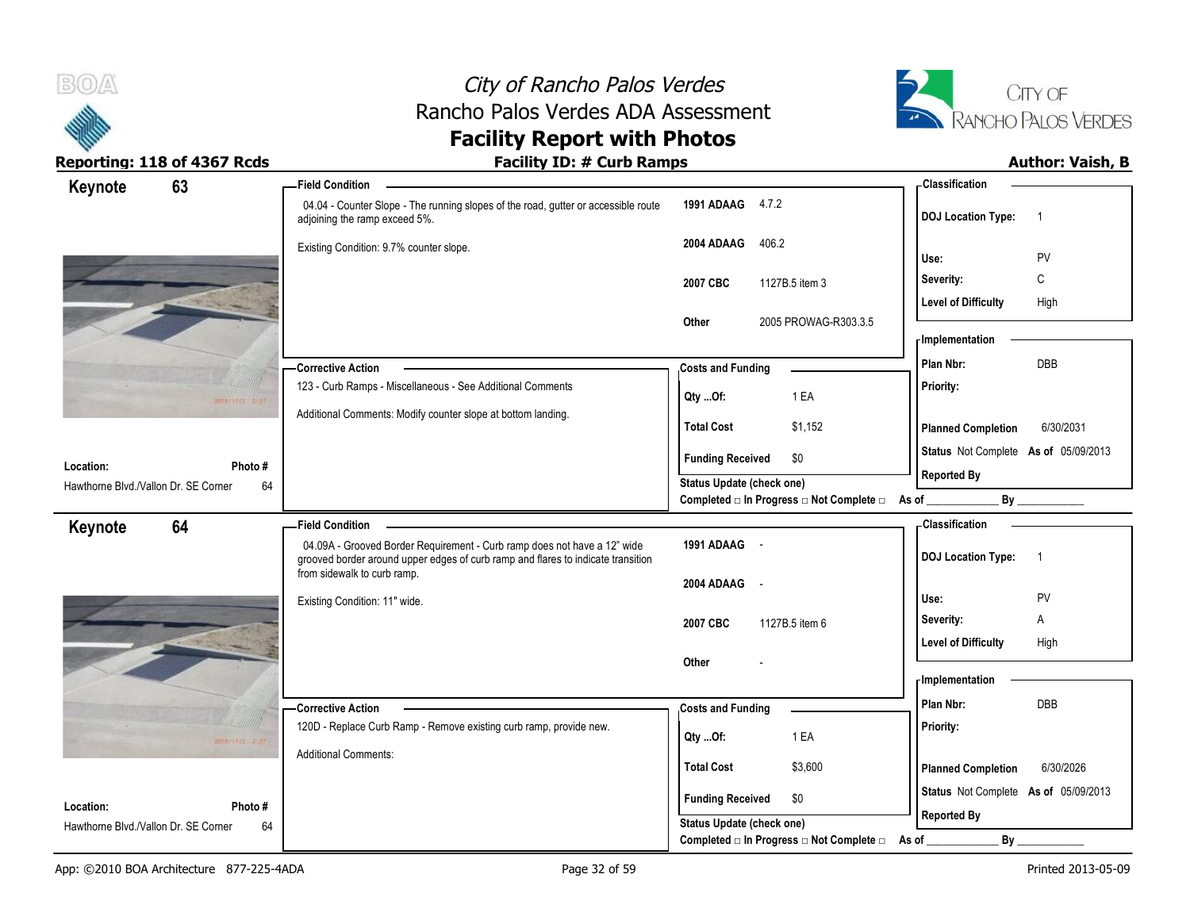# City of Rancho Palos Verdes
## Rancho Palos Verdes ADA Assessment
## Facility Report with Photos

**Reporting: 118 of 4367 Rcds** | **Facility ID: # Curb Ramps** | **Author: Vaish, B**

---

### Keynote 63

**Location:** Hawthorne Blvd./Vallon Dr. SE Corner
**Photo #:** 64

**Field Condition**

04.04 - Counter Slope - The running slopes of the road, gutter or accessible route adjoining the ramp exceed 5%.

Existing Condition: 9.7% counter slope.

| | |
|---|---|
| 1991 ADAAG | 4.7.2 |
| 2004 ADAAG | 406.2 |
| 2007 CBC | 1127B.5 item 3 |
| Other | 2005 PROWAG-R303.3.5 |

**Classification**

| | |
|---|---|
| DOJ Location Type: | 1 |
| Use: | PV |
| Severity: | C |
| Level of Difficulty | High |

**Corrective Action**

123 - Curb Ramps - Miscellaneous - See Additional Comments

Additional Comments: Modify counter slope at bottom landing.

**Costs and Funding**

| | |
|---|---|
| Qty ...Of: | 1 EA |
| Total Cost | $1,152 |
| Funding Received | $0 |

Status Update (check one)
Completed □ In Progress □ Not Complete □ As of ____________ By ____________

**Implementation**

| | |
|---|---|
| Plan Nbr: | DBB |
| Priority: | |
| Planned Completion | 6/30/2031 |
| Status | Not Complete As of 05/09/2013 |
| Reported By | |

---

### Keynote 64

**Location:** Hawthorne Blvd./Vallon Dr. SE Corner
**Photo #:** 64

**Field Condition**

04.09A - Grooved Border Requirement - Curb ramp does not have a 12" wide grooved border around upper edges of curb ramp and flares to indicate transition from sidewalk to curb ramp.

Existing Condition: 11" wide.

| | |
|---|---|
| 1991 ADAAG | - |
| 2004 ADAAG | - |
| 2007 CBC | 1127B.5 item 6 |
| Other | - |

**Classification**

| | |
|---|---|
| DOJ Location Type: | 1 |
| Use: | PV |
| Severity: | A |
| Level of Difficulty | High |

**Corrective Action**

120D - Replace Curb Ramp - Remove existing curb ramp, provide new.

Additional Comments:

**Costs and Funding**

| | |
|---|---|
| Qty ...Of: | 1 EA |
| Total Cost | $3,600 |
| Funding Received | $0 |

Status Update (check one)
Completed □ In Progress □ Not Complete □ As of ____________ By ____________

**Implementation**

| | |
|---|---|
| Plan Nbr: | DBB |
| Priority: | |
| Planned Completion | 6/30/2026 |
| Status | Not Complete As of 05/09/2013 |
| Reported By | |

---

App: ©2010 BOA Architecture 877-225-4ADA | Printed 2013-05-09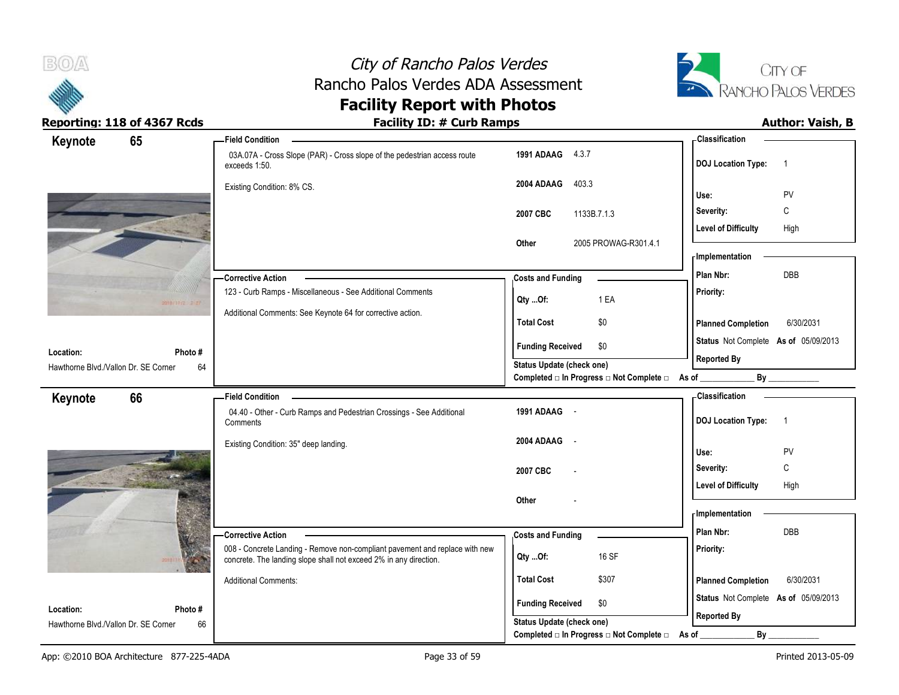# City of Rancho Palos Verdes
## Rancho Palos Verdes ADA Assessment
## Facility Report with Photos

**Reporting: 118 of 4367 Rcds** | **Facility ID: # Curb Ramps** | **Author: Vaish, B**

---

### Keynote 65

**Field Condition**

03A.07A - Cross Slope (PAR) - Cross slope of the pedestrian access route exceeds 1:50.

Existing Condition: 8% CS.

| | |
|---|---|
| 1991 ADAAG | 4.3.7 |
| 2004 ADAAG | 403.3 |
| 2007 CBC | 1133B.7.1.3 |
| Other | 2005 PROWAG-R301.4.1 |

**Classification**

| | |
|---|---|
| DOJ Location Type: | 1 |
| Use: | PV |
| Severity: | C |
| Level of Difficulty | High |

**Corrective Action**

123 - Curb Ramps - Miscellaneous - See Additional Comments

Additional Comments: See Keynote 64 for corrective action.

**Costs and Funding**

| | |
|---|---|
| Qty ...Of: | 1 EA |
| Total Cost | $0 |
| Funding Received | $0 |

**Implementation**

| | |
|---|---|
| Plan Nbr: | DBB |
| Priority: | |
| Planned Completion | 6/30/2031 |
| Status | Not Complete As of 05/09/2013 |
| Reported By | |

**Location:** Hawthorne Blvd./Vallon Dr. SE Corner — **Photo #** 64

Status Update (check one)
Completed □ In Progress □ Not Complete □ As of ____________ By ____________

---

### Keynote 66

**Field Condition**

04.40 - Other - Curb Ramps and Pedestrian Crossings - See Additional Comments

Existing Condition: 35" deep landing.

| | |
|---|---|
| 1991 ADAAG | - |
| 2004 ADAAG | - |
| 2007 CBC | - |
| Other | - |

**Classification**

| | |
|---|---|
| DOJ Location Type: | 1 |
| Use: | PV |
| Severity: | C |
| Level of Difficulty | High |

**Corrective Action**

008 - Concrete Landing - Remove non-compliant pavement and replace with new concrete. The landing slope shall not exceed 2% in any direction.

Additional Comments:

**Costs and Funding**

| | |
|---|---|
| Qty ...Of: | 16 SF |
| Total Cost | $307 |
| Funding Received | $0 |

**Implementation**

| | |
|---|---|
| Plan Nbr: | DBB |
| Priority: | |
| Planned Completion | 6/30/2031 |
| Status | Not Complete As of 05/09/2013 |
| Reported By | |

**Location:** Hawthorne Blvd./Vallon Dr. SE Corner — **Photo #** 66

Status Update (check one)
Completed □ In Progress □ Not Complete □ As of ____________ By ____________

---

App: ©2010 BOA Architecture 877-225-4ADA | Printed 2013-05-09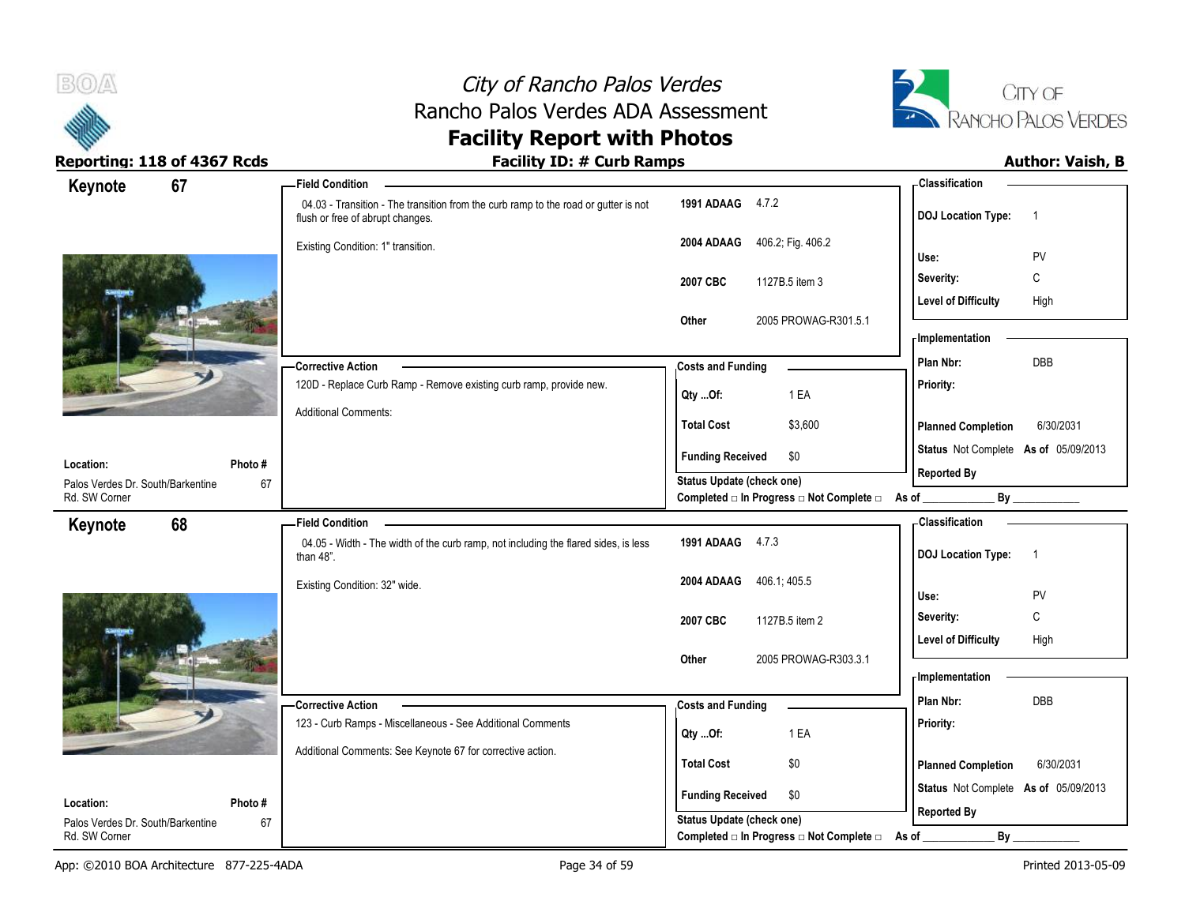## Facility ID: # Curb Ramps

Reporting: 118 of 4367 Rcds

Author: Vaish, B

### Keynote 67

**Field Condition**

04.03 - Transition - The transition from the curb ramp to the road or gutter is not flush or free of abrupt changes.

Existing Condition: 1" transition.

| | |
|---|---|
| **1991 ADAAG** | 4.7.2 |
| **2004 ADAAG** | 406.2; Fig. 406.2 |
| **2007 CBC** | 1127B.5 item 3 |
| **Other** | 2005 PROWAG-R301.5.1 |

**Classification**

| | |
|---|---|
| **DOJ Location Type:** | 1 |
| **Use:** | PV |
| **Severity:** | C |
| **Level of Difficulty** | High |

**Corrective Action**

120D - Replace Curb Ramp - Remove existing curb ramp, provide new.

Additional Comments:

**Costs and Funding**

| | |
|---|---|
| **Qty ...Of:** | 1 EA |
| **Total Cost** | $3,600 |
| **Funding Received** | $0 |

**Status Update (check one)**

Completed □ In Progress □ Not Complete □ As of ____________ By ____________

**Implementation**

| | |
|---|---|
| **Plan Nbr:** | DBB |
| **Priority:** | |
| **Planned Completion** | 6/30/2031 |
| **Status** | Not Complete **As of** 05/09/2013 |
| **Reported By** | |

**Location:** Palos Verdes Dr. South/Barkentine Rd. SW Corner

**Photo #** 67

### Keynote 68

**Field Condition**

04.05 - Width - The width of the curb ramp, not including the flared sides, is less than 48".

Existing Condition: 32" wide.

| | |
|---|---|
| **1991 ADAAG** | 4.7.3 |
| **2004 ADAAG** | 406.1; 405.5 |
| **2007 CBC** | 1127B.5 item 2 |
| **Other** | 2005 PROWAG-R303.3.1 |

**Classification**

| | |
|---|---|
| **DOJ Location Type:** | 1 |
| **Use:** | PV |
| **Severity:** | C |
| **Level of Difficulty** | High |

**Corrective Action**

123 - Curb Ramps - Miscellaneous - See Additional Comments

Additional Comments: See Keynote 67 for corrective action.

**Costs and Funding**

| | |
|---|---|
| **Qty ...Of:** | 1 EA |
| **Total Cost** | $0 |
| **Funding Received** | $0 |

**Status Update (check one)**

Completed □ In Progress □ Not Complete □ As of ____________ By ____________

**Implementation**

| | |
|---|---|
| **Plan Nbr:** | DBB |
| **Priority:** | |
| **Planned Completion** | 6/30/2031 |
| **Status** | Not Complete **As of** 05/09/2013 |
| **Reported By** | |

**Location:** Palos Verdes Dr. South/Barkentine Rd. SW Corner

**Photo #** 67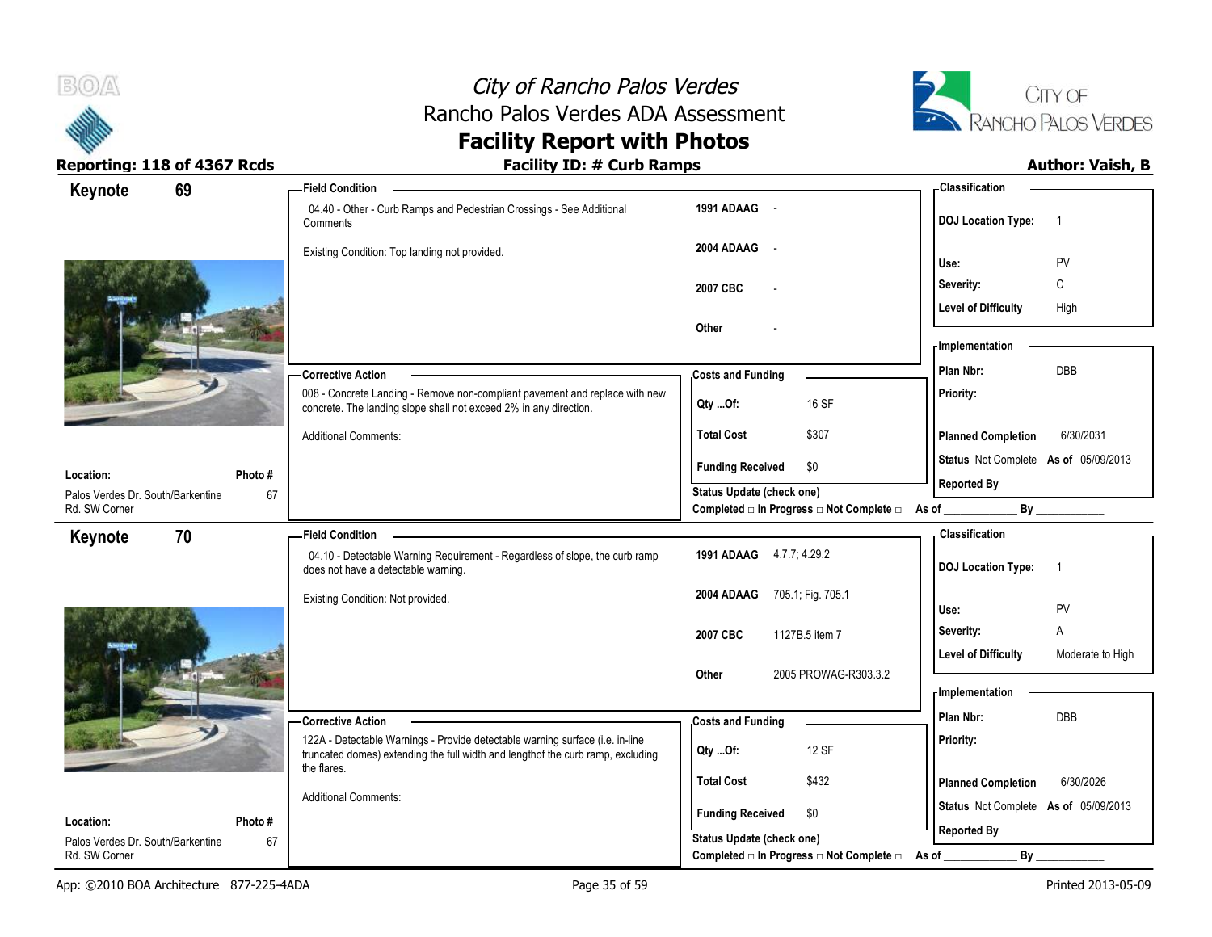# City of Rancho Palos Verdes
## Rancho Palos Verdes ADA Assessment
## Facility Report with Photos

**Reporting: 118 of 4367 Rcds** | **Facility ID: # Curb Ramps** | **Author: Vaish, B**

---

## Keynote 69

**Field Condition**

04.40 - Other - Curb Ramps and Pedestrian Crossings - See Additional Comments

Existing Condition: Top landing not provided.

| | |
|---|---|
| 1991 ADAAG | - |
| 2004 ADAAG | - |
| 2007 CBC | - |
| Other | - |

**Classification**

| | |
|---|---|
| DOJ Location Type: | 1 |
| Use: | PV |
| Severity: | C |
| Level of Difficulty | High |

**Corrective Action**

008 - Concrete Landing - Remove non-compliant pavement and replace with new concrete. The landing slope shall not exceed 2% in any direction.

Additional Comments:

**Costs and Funding**

| | |
|---|---|
| Qty ...Of: | 16 SF |
| Total Cost | $307 |
| Funding Received | $0 |

Status Update (check one)
Completed □ In Progress □ Not Complete □ As of ____________ By ____________

**Implementation**

| | |
|---|---|
| Plan Nbr: | DBB |
| Priority: | |
| Planned Completion | 6/30/2031 |
| Status | Not Complete As of 05/09/2013 |
| Reported By | |

**Location:** Palos Verdes Dr. South/Barkentine Rd. SW Corner
**Photo #:** 67

---

## Keynote 70

**Field Condition**

04.10 - Detectable Warning Requirement - Regardless of slope, the curb ramp does not have a detectable warning.

Existing Condition: Not provided.

| | |
|---|---|
| 1991 ADAAG | 4.7.7; 4.29.2 |
| 2004 ADAAG | 705.1; Fig. 705.1 |
| 2007 CBC | 1127B.5 item 7 |
| Other | 2005 PROWAG-R303.3.2 |

**Classification**

| | |
|---|---|
| DOJ Location Type: | 1 |
| Use: | PV |
| Severity: | A |
| Level of Difficulty | Moderate to High |

**Corrective Action**

122A - Detectable Warnings - Provide detectable warning surface (i.e. in-line truncated domes) extending the full width and lengthof the curb ramp, excluding the flares.

Additional Comments:

**Costs and Funding**

| | |
|---|---|
| Qty ...Of: | 12 SF |
| Total Cost | $432 |
| Funding Received | $0 |

Status Update (check one)
Completed □ In Progress □ Not Complete □ As of ____________ By ____________

**Implementation**

| | |
|---|---|
| Plan Nbr: | DBB |
| Priority: | |
| Planned Completion | 6/30/2026 |
| Status | Not Complete As of 05/09/2013 |
| Reported By | |

**Location:** Palos Verdes Dr. South/Barkentine Rd. SW Corner
**Photo #:** 67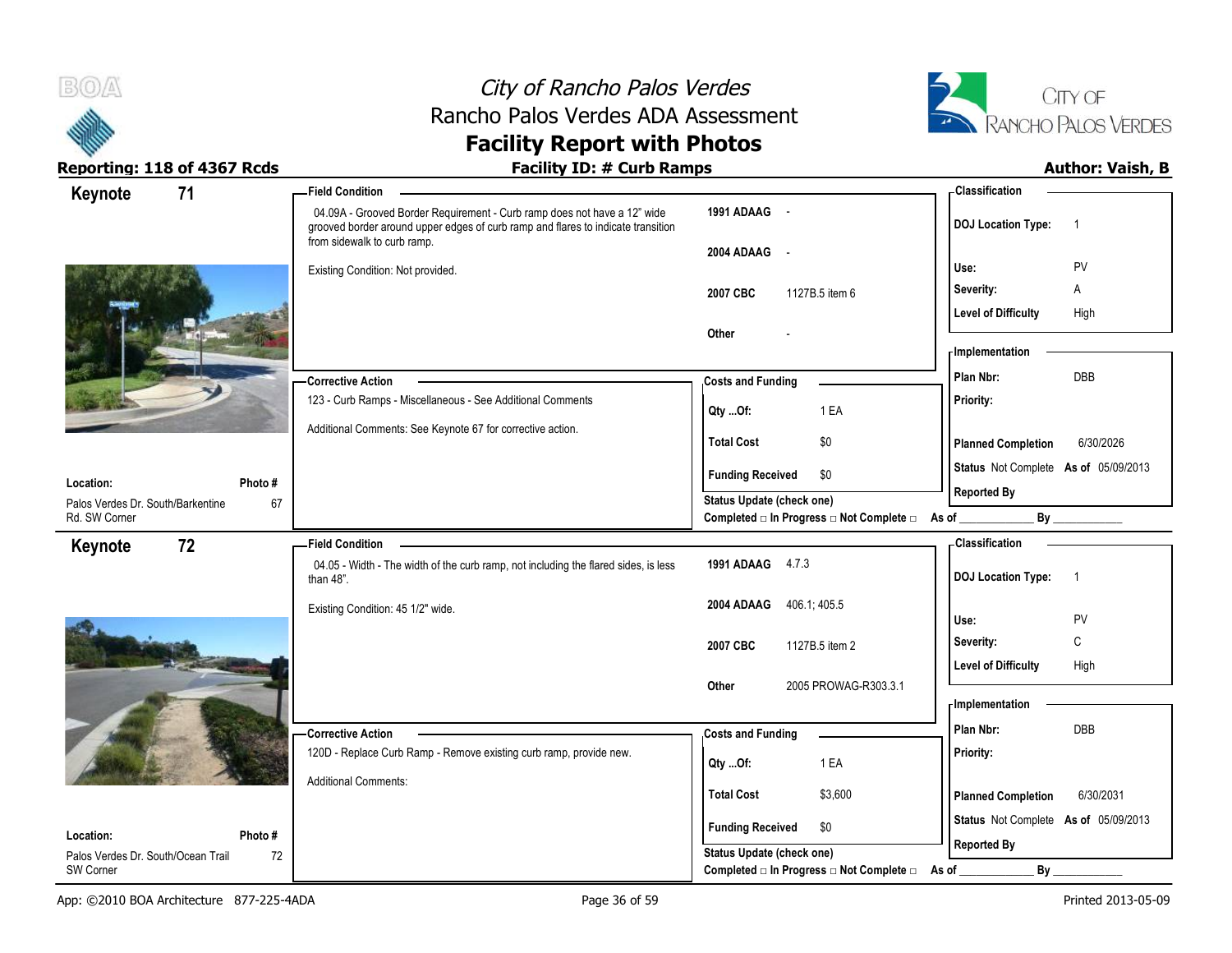# City of Rancho Palos Verdes
## Rancho Palos Verdes ADA Assessment
## Facility Report with Photos

**Reporting: 118 of 4367 Rcds** | **Facility ID: # Curb Ramps** | **Author: Vaish, B**

---

### Keynote 71

**Field Condition**

04.09A - Grooved Border Requirement - Curb ramp does not have a 12" wide grooved border around upper edges of curb ramp and flares to indicate transition from sidewalk to curb ramp.

Existing Condition: Not provided.

| | |
|---|---|
| 1991 ADAAG | - |
| 2004 ADAAG | - |
| 2007 CBC | 1127B.5 item 6 |
| Other | - |

**Classification**

| | |
|---|---|
| DOJ Location Type: | 1 |
| Use: | PV |
| Severity: | A |
| Level of Difficulty | High |

**Corrective Action**

123 - Curb Ramps - Miscellaneous - See Additional Comments

Additional Comments: See Keynote 67 for corrective action.

**Costs and Funding**

| | |
|---|---|
| Qty ...Of: | 1 EA |
| Total Cost | $0 |
| Funding Received | $0 |

**Implementation**

| | |
|---|---|
| Plan Nbr: | DBB |
| Priority: | |
| Planned Completion | 6/30/2026 |
| Status | Not Complete As of 05/09/2013 |
| Reported By | |

**Location:** Palos Verdes Dr. South/Barkentine Rd. SW Corner

**Photo #:** 67

Status Update (check one)
Completed □ In Progress □ Not Complete □ As of ____________ By ____________

---

### Keynote 72

**Field Condition**

04.05 - Width - The width of the curb ramp, not including the flared sides, is less than 48".

Existing Condition: 45 1/2" wide.

| | |
|---|---|
| 1991 ADAAG | 4.7.3 |
| 2004 ADAAG | 406.1; 405.5 |
| 2007 CBC | 1127B.5 item 2 |
| Other | 2005 PROWAG-R303.3.1 |

**Classification**

| | |
|---|---|
| DOJ Location Type: | 1 |
| Use: | PV |
| Severity: | C |
| Level of Difficulty | High |

**Corrective Action**

120D - Replace Curb Ramp - Remove existing curb ramp, provide new.

Additional Comments:

**Costs and Funding**

| | |
|---|---|
| Qty ...Of: | 1 EA |
| Total Cost | $3,600 |
| Funding Received | $0 |

**Implementation**

| | |
|---|---|
| Plan Nbr: | DBB |
| Priority: | |
| Planned Completion | 6/30/2031 |
| Status | Not Complete As of 05/09/2013 |
| Reported By | |

**Location:** Palos Verdes Dr. South/Ocean Trail SW Corner

**Photo #:** 72

Status Update (check one)
Completed □ In Progress □ Not Complete □ As of ____________ By ____________

---

App: ©2010 BOA Architecture 877-225-4ADA | Printed 2013-05-09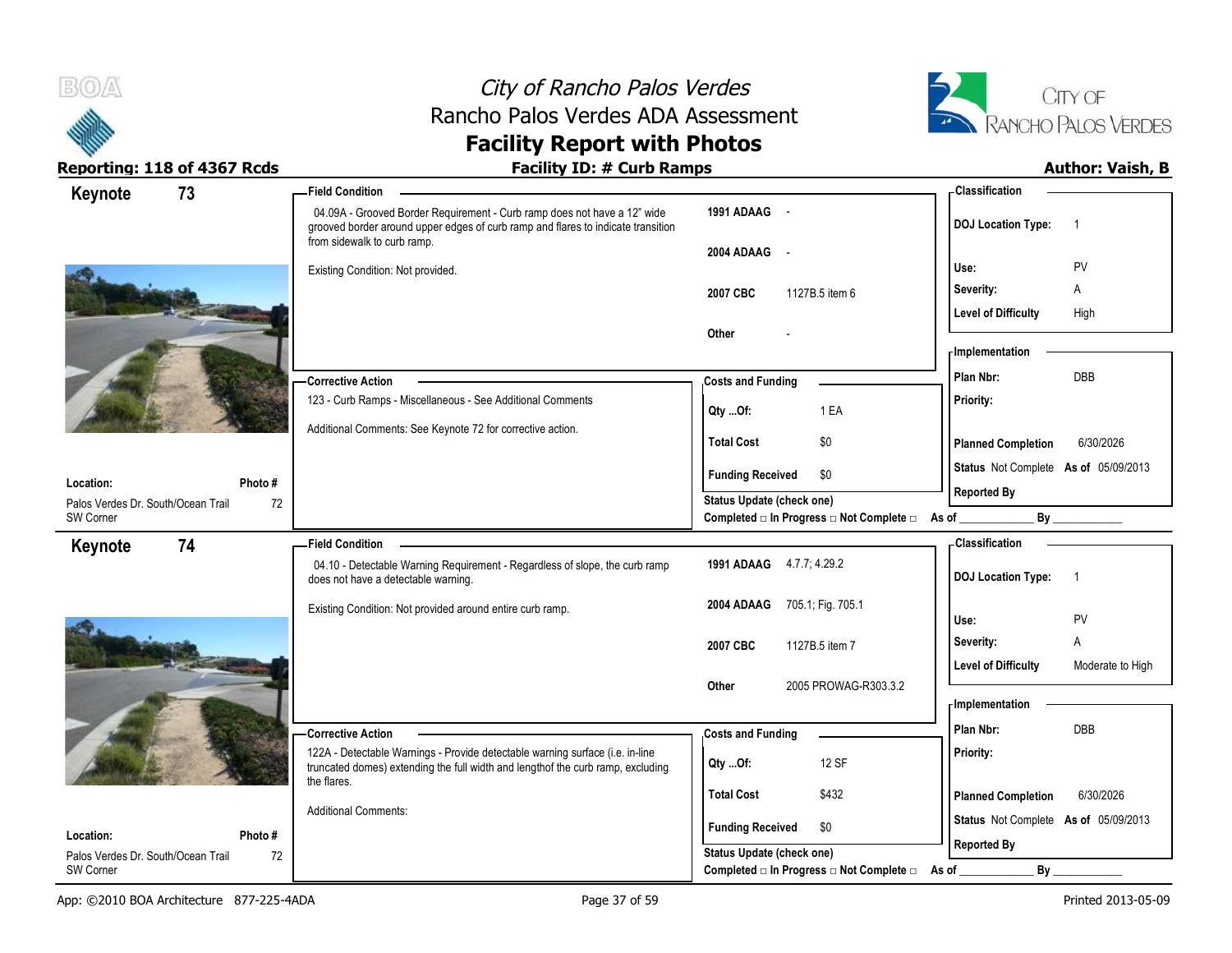## Keynote 73

**Field Condition**

04.09A - Grooved Border Requirement - Curb ramp does not have a 12" wide grooved border around upper edges of curb ramp and flares to indicate transition from sidewalk to curb ramp.

Existing Condition: Not provided.

| | |
|---|---|
| **1991 ADAAG** | - |
| **2004 ADAAG** | - |
| **2007 CBC** | 1127B.5 item 6 |
| **Other** | - |

**Classification**

| | |
|---|---|
| **DOJ Location Type:** | 1 |
| **Use:** | PV |
| **Severity:** | A |
| **Level of Difficulty** | High |

**Corrective Action**

123 - Curb Ramps - Miscellaneous - See Additional Comments

Additional Comments: See Keynote 72 for corrective action.

**Costs and Funding**

| | |
|---|---|
| **Qty ...Of:** | 1 EA |
| **Total Cost** | $0 |
| **Funding Received** | $0 |

**Implementation**

| | |
|---|---|
| **Plan Nbr:** | DBB |
| **Priority:** | |
| **Planned Completion** | 6/30/2026 |
| **Status** Not Complete | **As of** 05/09/2013 |
| **Reported By** | |

**Location:** Palos Verdes Dr. South/Ocean Trail SW Corner

**Photo #** 72

**Status Update (check one)**

Completed □ In Progress □ Not Complete □ As of ____________ By ____________

## Keynote 74

**Field Condition**

04.10 - Detectable Warning Requirement - Regardless of slope, the curb ramp does not have a detectable warning.

Existing Condition: Not provided around entire curb ramp.

| | |
|---|---|
| **1991 ADAAG** | 4.7.7; 4.29.2 |
| **2004 ADAAG** | 705.1; Fig. 705.1 |
| **2007 CBC** | 1127B.5 item 7 |
| **Other** | 2005 PROWAG-R303.3.2 |

**Classification**

| | |
|---|---|
| **DOJ Location Type:** | 1 |
| **Use:** | PV |
| **Severity:** | A |
| **Level of Difficulty** | Moderate to High |

**Corrective Action**

122A - Detectable Warnings - Provide detectable warning surface (i.e. in-line truncated domes) extending the full width and lengthof the curb ramp, excluding the flares.

Additional Comments:

**Costs and Funding**

| | |
|---|---|
| **Qty ...Of:** | 12 SF |
| **Total Cost** | $432 |
| **Funding Received** | $0 |

**Implementation**

| | |
|---|---|
| **Plan Nbr:** | DBB |
| **Priority:** | |
| **Planned Completion** | 6/30/2026 |
| **Status** Not Complete | **As of** 05/09/2013 |
| **Reported By** | |

**Location:** Palos Verdes Dr. South/Ocean Trail SW Corner

**Photo #** 72

**Status Update (check one)**

Completed □ In Progress □ Not Complete □ As of ____________ By ____________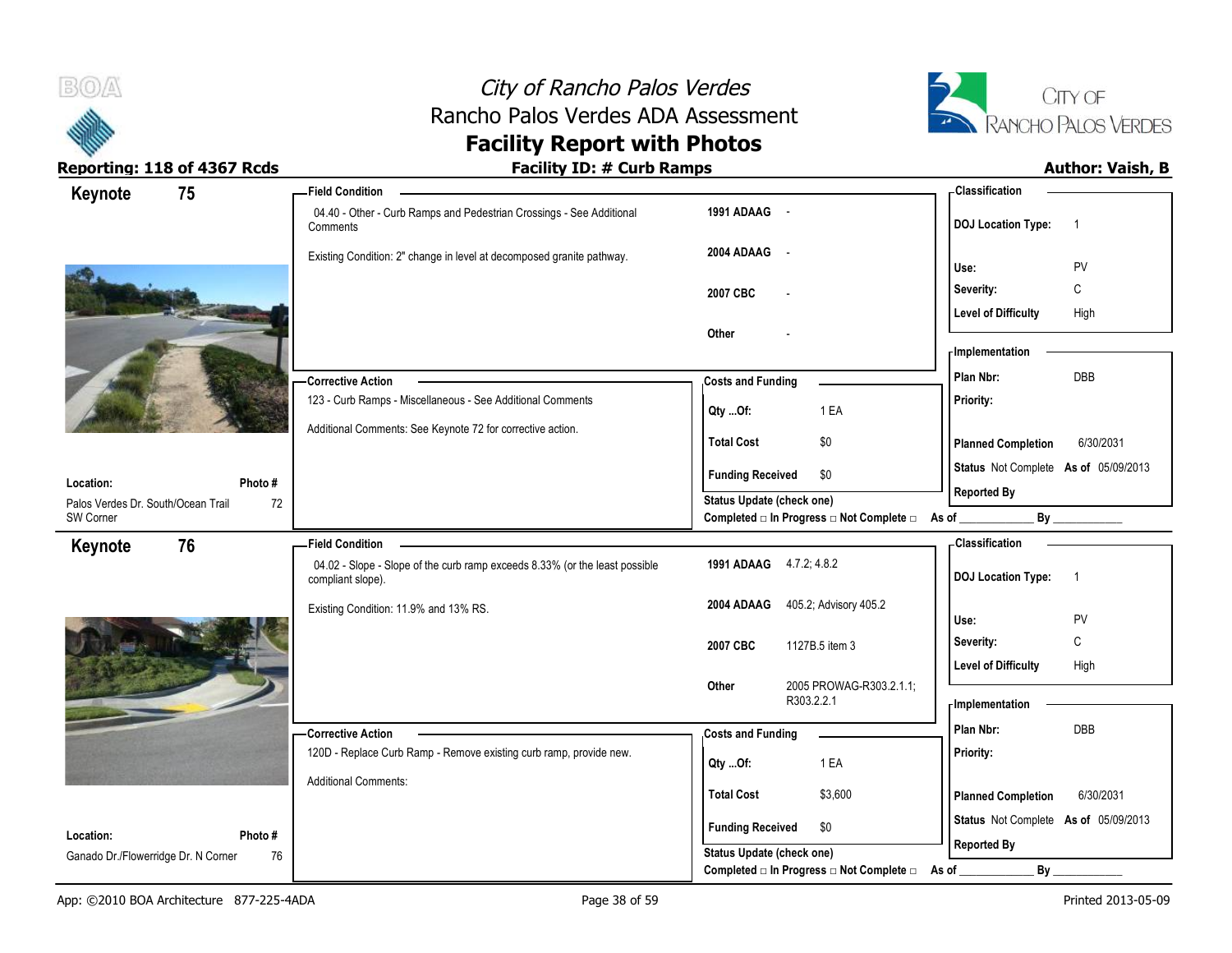# City of Rancho Palos Verdes
## Rancho Palos Verdes ADA Assessment
## Facility Report with Photos

**Reporting: 118 of 4367 Rcds** — **Facility ID: # Curb Ramps** — **Author: Vaish, B**

---

## Keynote 75

**Field Condition**

04.40 - Other - Curb Ramps and Pedestrian Crossings - See Additional Comments

Existing Condition: 2" change in level at decomposed granite pathway.

| | |
|---|---|
| 1991 ADAAG | - |
| 2004 ADAAG | - |
| 2007 CBC | - |
| Other | - |

**Classification**

| | |
|---|---|
| DOJ Location Type: | 1 |
| Use: | PV |
| Severity: | C |
| Level of Difficulty | High |

**Corrective Action**

123 - Curb Ramps - Miscellaneous - See Additional Comments

Additional Comments: See Keynote 72 for corrective action.

**Costs and Funding**

| | |
|---|---|
| Qty ...Of: | 1 EA |
| Total Cost | $0 |
| Funding Received | $0 |

**Implementation**

| | |
|---|---|
| Plan Nbr: | DBB |
| Priority: | |
| Planned Completion | 6/30/2031 |
| Status | Not Complete As of 05/09/2013 |
| Reported By | |

**Location:** Palos Verdes Dr. South/Ocean Trail SW Corner

**Photo #** 72

Status Update (check one)
Completed □ In Progress □ Not Complete □ As of ____________ By ____________

---

## Keynote 76

**Field Condition**

04.02 - Slope - Slope of the curb ramp exceeds 8.33% (or the least possible compliant slope).

Existing Condition: 11.9% and 13% RS.

| | |
|---|---|
| 1991 ADAAG | 4.7.2; 4.8.2 |
| 2004 ADAAG | 405.2; Advisory 405.2 |
| 2007 CBC | 1127B.5 item 3 |
| Other | 2005 PROWAG-R303.2.1.1; R303.2.2.1 |

**Classification**

| | |
|---|---|
| DOJ Location Type: | 1 |
| Use: | PV |
| Severity: | C |
| Level of Difficulty | High |

**Corrective Action**

120D - Replace Curb Ramp - Remove existing curb ramp, provide new.

Additional Comments:

**Costs and Funding**

| | |
|---|---|
| Qty ...Of: | 1 EA |
| Total Cost | $3,600 |
| Funding Received | $0 |

**Implementation**

| | |
|---|---|
| Plan Nbr: | DBB |
| Priority: | |
| Planned Completion | 6/30/2031 |
| Status | Not Complete As of 05/09/2013 |
| Reported By | |

**Location:** Ganado Dr./Flowerridge Dr. N Corner

**Photo #** 76

Status Update (check one)
Completed □ In Progress □ Not Complete □ As of ____________ By ____________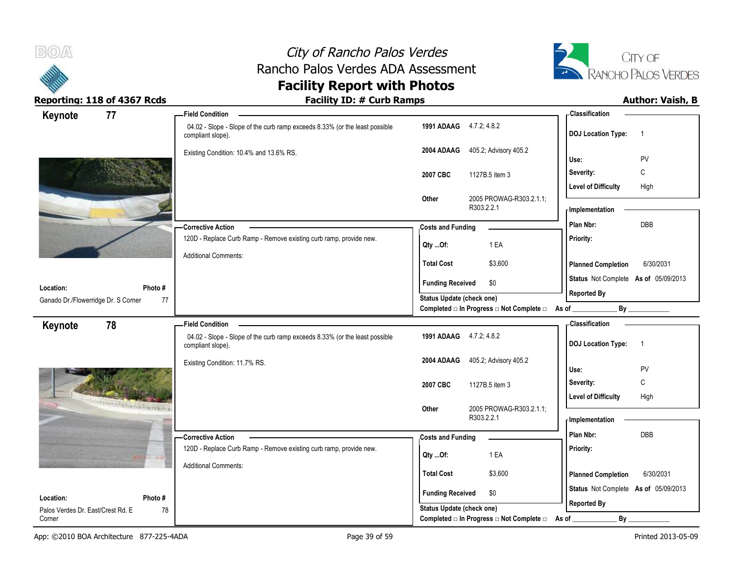# City of Rancho Palos Verdes
## Rancho Palos Verdes ADA Assessment
## Facility Report with Photos

**Reporting: 118 of 4367 Rcds** | **Facility ID: # Curb Ramps** | **Author: Vaish, B**

---

## Keynote 77

**Location:** Ganado Dr./Flowerridge Dr. S Corner
**Photo #:** 77

**Field Condition**

04.02 - Slope - Slope of the curb ramp exceeds 8.33% (or the least possible compliant slope).

Existing Condition: 10.4% and 13.6% RS.

| | |
|---|---|
| **1991 ADAAG** | 4.7.2; 4.8.2 |
| **2004 ADAAG** | 405.2; Advisory 405.2 |
| **2007 CBC** | 1127B.5 item 3 |
| **Other** | 2005 PROWAG-R303.2.1.1; R303.2.2.1 |

**Classification**

| | |
|---|---|
| **DOJ Location Type:** | 1 |
| **Use:** | PV |
| **Severity:** | C |
| **Level of Difficulty** | High |

**Corrective Action**

120D - Replace Curb Ramp - Remove existing curb ramp, provide new.

Additional Comments:

**Costs and Funding**

| | |
|---|---|
| **Qty ...Of:** | 1 EA |
| **Total Cost** | $3,600 |
| **Funding Received** | $0 |

**Status Update (check one)**
Completed □ In Progress □ Not Complete □ As of ____________ By ____________

**Implementation**

| | |
|---|---|
| **Plan Nbr:** | DBB |
| **Priority:** | |
| **Planned Completion** | 6/30/2031 |
| **Status** | Not Complete **As of** 05/09/2013 |
| **Reported By** | |

---

## Keynote 78

**Location:** Palos Verdes Dr. East/Crest Rd. E Corner
**Photo #:** 78

**Field Condition**

04.02 - Slope - Slope of the curb ramp exceeds 8.33% (or the least possible compliant slope).

Existing Condition: 11.7% RS.

| | |
|---|---|
| **1991 ADAAG** | 4.7.2; 4.8.2 |
| **2004 ADAAG** | 405.2; Advisory 405.2 |
| **2007 CBC** | 1127B.5 item 3 |
| **Other** | 2005 PROWAG-R303.2.1.1; R303.2.2.1 |

**Classification**

| | |
|---|---|
| **DOJ Location Type:** | 1 |
| **Use:** | PV |
| **Severity:** | C |
| **Level of Difficulty** | High |

**Corrective Action**

120D - Replace Curb Ramp - Remove existing curb ramp, provide new.

Additional Comments:

**Costs and Funding**

| | |
|---|---|
| **Qty ...Of:** | 1 EA |
| **Total Cost** | $3,600 |
| **Funding Received** | $0 |

**Status Update (check one)**
Completed □ In Progress □ Not Complete □ As of ____________ By ____________

**Implementation**

| | |
|---|---|
| **Plan Nbr:** | DBB |
| **Priority:** | |
| **Planned Completion** | 6/30/2031 |
| **Status** | Not Complete **As of** 05/09/2013 |
| **Reported By** | |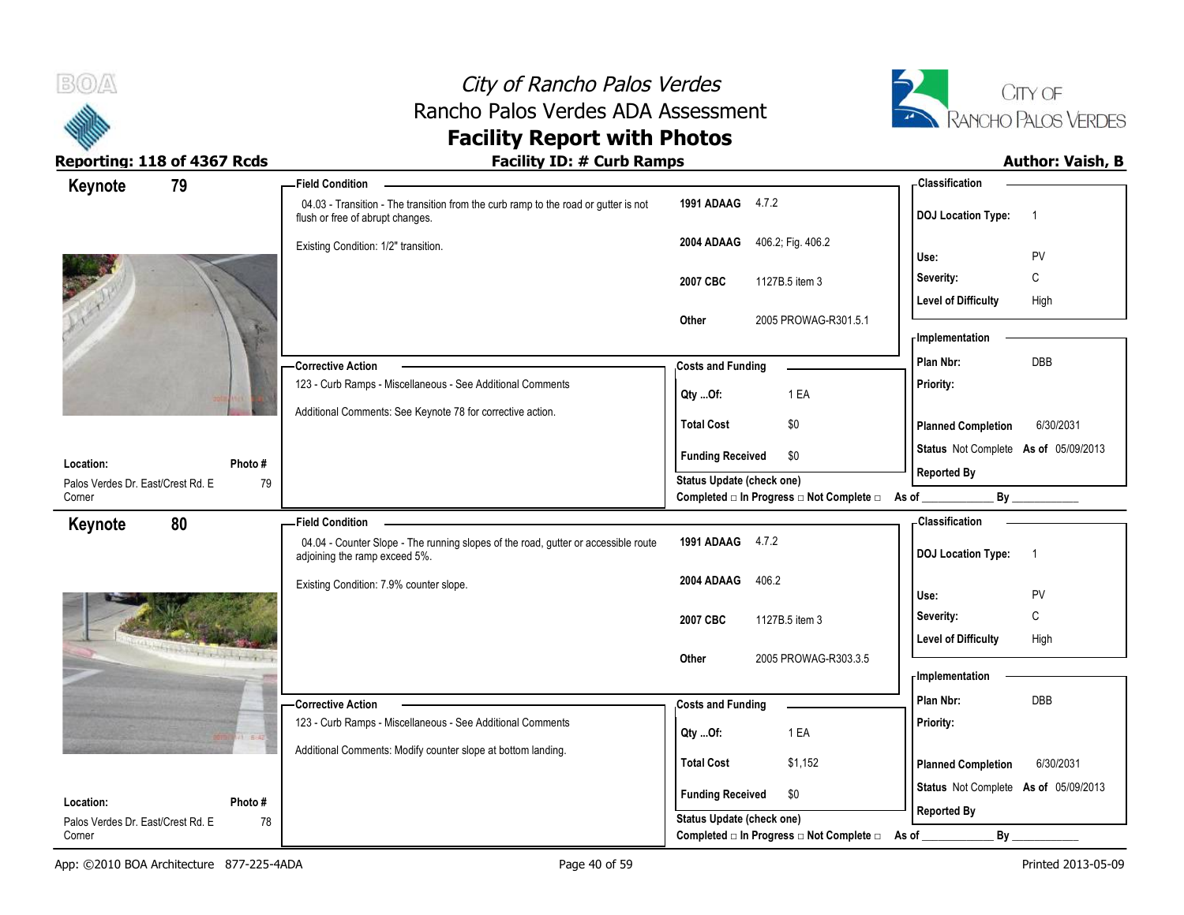# City of Rancho Palos Verdes
## Rancho Palos Verdes ADA Assessment
## Facility Report with Photos

**Reporting: 118 of 4367 Rcds** | **Facility ID: # Curb Ramps** | **Author: Vaish, B**

---

### Keynote 79

**Location:** Palos Verdes Dr. East/Crest Rd. E Corner
**Photo #:** 79

**Field Condition**

04.03 - Transition - The transition from the curb ramp to the road or gutter is not flush or free of abrupt changes.

Existing Condition: 1/2" transition.

| | |
|---|---|
| **1991 ADAAG** | 4.7.2 |
| **2004 ADAAG** | 406.2; Fig. 406.2 |
| **2007 CBC** | 1127B.5 item 3 |
| **Other** | 2005 PROWAG-R301.5.1 |

**Classification**

| | |
|---|---|
| **DOJ Location Type:** | 1 |
| **Use:** | PV |
| **Severity:** | C |
| **Level of Difficulty** | High |

**Corrective Action**

123 - Curb Ramps - Miscellaneous - See Additional Comments

Additional Comments: See Keynote 78 for corrective action.

**Costs and Funding**

| | |
|---|---|
| **Qty ...Of:** | 1 EA |
| **Total Cost** | $0 |
| **Funding Received** | $0 |

**Implementation**

| | |
|---|---|
| **Plan Nbr:** | DBB |
| **Priority:** | |
| **Planned Completion** | 6/30/2031 |
| **Status** | Not Complete **As of** 05/09/2013 |
| **Reported By** | |

**Status Update (check one)**
Completed □ In Progress □ Not Complete □ As of ____________ By ____________

---

### Keynote 80

**Location:** Palos Verdes Dr. East/Crest Rd. E Corner
**Photo #:** 78

**Field Condition**

04.04 - Counter Slope - The running slopes of the road, gutter or accessible route adjoining the ramp exceed 5%.

Existing Condition: 7.9% counter slope.

| | |
|---|---|
| **1991 ADAAG** | 4.7.2 |
| **2004 ADAAG** | 406.2 |
| **2007 CBC** | 1127B.5 item 3 |
| **Other** | 2005 PROWAG-R303.3.5 |

**Classification**

| | |
|---|---|
| **DOJ Location Type:** | 1 |
| **Use:** | PV |
| **Severity:** | C |
| **Level of Difficulty** | High |

**Corrective Action**

123 - Curb Ramps - Miscellaneous - See Additional Comments

Additional Comments: Modify counter slope at bottom landing.

**Costs and Funding**

| | |
|---|---|
| **Qty ...Of:** | 1 EA |
| **Total Cost** | $1,152 |
| **Funding Received** | $0 |

**Implementation**

| | |
|---|---|
| **Plan Nbr:** | DBB |
| **Priority:** | |
| **Planned Completion** | 6/30/2031 |
| **Status** | Not Complete **As of** 05/09/2013 |
| **Reported By** | |

**Status Update (check one)**
Completed □ In Progress □ Not Complete □ As of ____________ By ____________

---

App: ©2010 BOA Architecture 877-225-4ADA | Printed 2013-05-09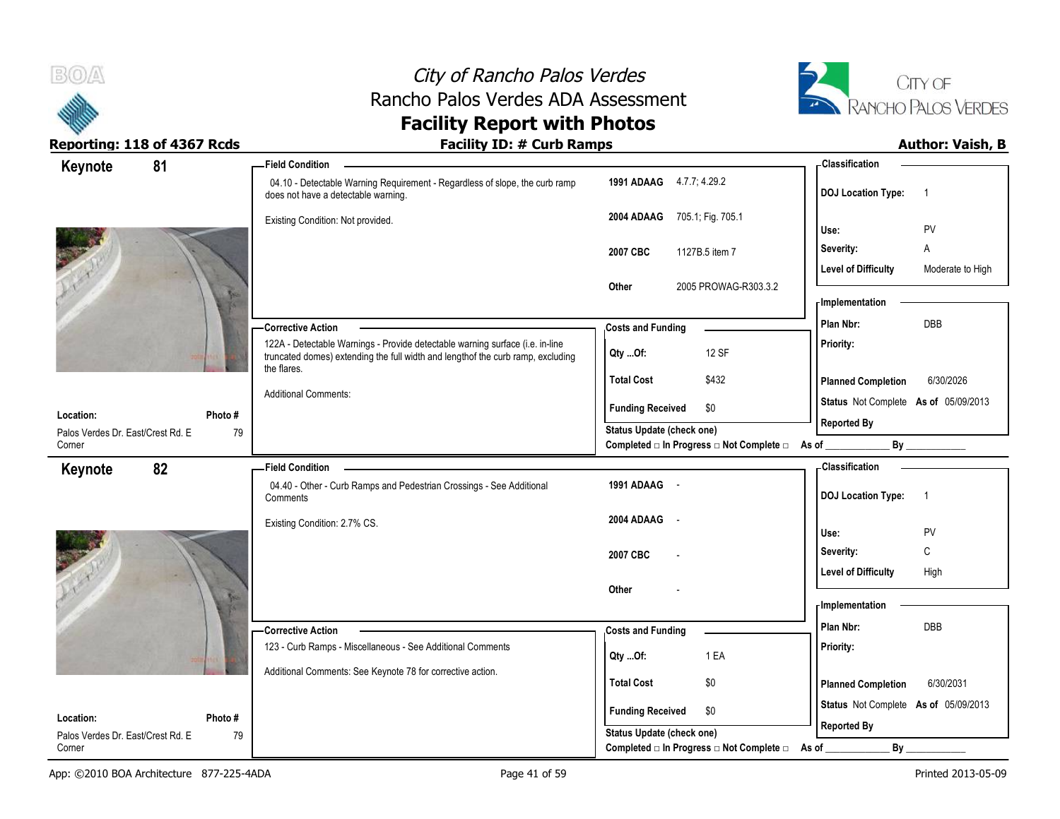# City of Rancho Palos Verdes
## Rancho Palos Verdes ADA Assessment
## Facility Report with Photos

**Reporting: 118 of 4367 Rcds** | **Facility ID: # Curb Ramps** | **Author: Vaish, B**

---

### Keynote 81

**Field Condition**

04.10 - Detectable Warning Requirement - Regardless of slope, the curb ramp does not have a detectable warning.

Existing Condition: Not provided.

| | |
|---|---|
| **1991 ADAAG** | 4.7.7; 4.29.2 |
| **2004 ADAAG** | 705.1; Fig. 705.1 |
| **2007 CBC** | 1127B.5 item 7 |
| **Other** | 2005 PROWAG-R303.3.2 |

**Classification**

| | |
|---|---|
| **DOJ Location Type:** | 1 |
| **Use:** | PV |
| **Severity:** | A |
| **Level of Difficulty** | Moderate to High |

**Corrective Action**

122A - Detectable Warnings - Provide detectable warning surface (i.e. in-line truncated domes) extending the full width and lengthof the curb ramp, excluding the flares.

Additional Comments:

**Costs and Funding**

| | |
|---|---|
| **Qty ...Of:** | 12 SF |
| **Total Cost** | $432 |
| **Funding Received** | $0 |

**Status Update (check one)**
Completed □ In Progress □ Not Complete □ As of ____________ By ____________

**Implementation**

| | |
|---|---|
| **Plan Nbr:** | DBB |
| **Priority:** | |
| **Planned Completion** | 6/30/2026 |
| **Status** | Not Complete **As of** 05/09/2013 |
| **Reported By** | |

**Location:** Palos Verdes Dr. East/Crest Rd. E Corner
**Photo #** 79

---

### Keynote 82

**Field Condition**

04.40 - Other - Curb Ramps and Pedestrian Crossings - See Additional Comments

Existing Condition: 2.7% CS.

| | |
|---|---|
| **1991 ADAAG** | - |
| **2004 ADAAG** | - |
| **2007 CBC** | - |
| **Other** | - |

**Classification**

| | |
|---|---|
| **DOJ Location Type:** | 1 |
| **Use:** | PV |
| **Severity:** | C |
| **Level of Difficulty** | High |

**Corrective Action**

123 - Curb Ramps - Miscellaneous - See Additional Comments

Additional Comments: See Keynote 78 for corrective action.

**Costs and Funding**

| | |
|---|---|
| **Qty ...Of:** | 1 EA |
| **Total Cost** | $0 |
| **Funding Received** | $0 |

**Status Update (check one)**
Completed □ In Progress □ Not Complete □ As of ____________ By ____________

**Implementation**

| | |
|---|---|
| **Plan Nbr:** | DBB |
| **Priority:** | |
| **Planned Completion** | 6/30/2031 |
| **Status** | Not Complete **As of** 05/09/2013 |
| **Reported By** | |

**Location:** Palos Verdes Dr. East/Crest Rd. E Corner
**Photo #** 79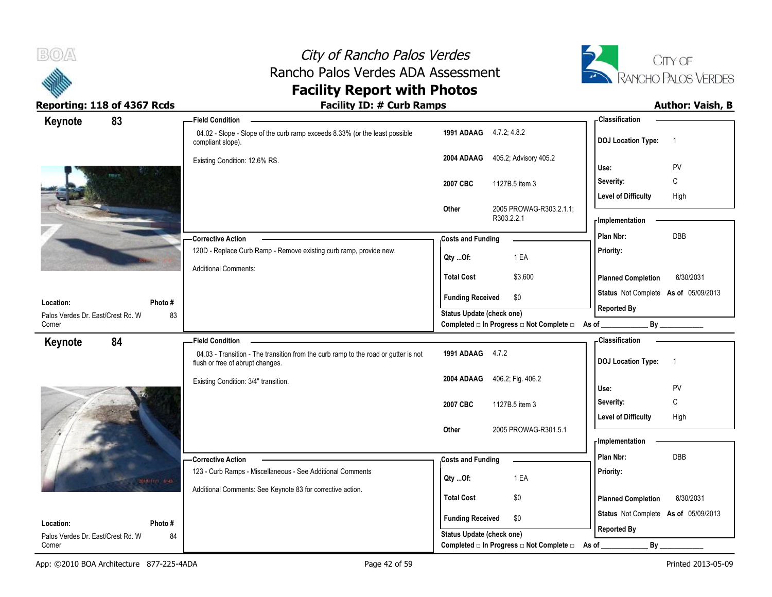# City of Rancho Palos Verdes
## Rancho Palos Verdes ADA Assessment
## Facility Report with Photos

**Reporting: 118 of 4367 Rcds** | **Facility ID: # Curb Ramps** | **Author: Vaish, B**

---

## Keynote 83

**Field Condition**

04.02 - Slope - Slope of the curb ramp exceeds 8.33% (or the least possible compliant slope).

Existing Condition: 12.6% RS.

| | |
|---|---|
| **1991 ADAAG** | 4.7.2; 4.8.2 |
| **2004 ADAAG** | 405.2; Advisory 405.2 |
| **2007 CBC** | 1127B.5 item 3 |
| **Other** | 2005 PROWAG-R303.2.1.1; R303.2.2.1 |

**Classification**

| | |
|---|---|
| **DOJ Location Type:** | 1 |
| **Use:** | PV |
| **Severity:** | C |
| **Level of Difficulty** | High |

**Corrective Action**

120D - Replace Curb Ramp - Remove existing curb ramp, provide new.

Additional Comments:

**Costs and Funding**

| | |
|---|---|
| **Qty ...Of:** | 1 EA |
| **Total Cost** | $3,600 |
| **Funding Received** | $0 |

**Status Update (check one)**
Completed □ In Progress □ Not Complete □ As of ____________ By ____________

**Implementation**

| | |
|---|---|
| **Plan Nbr:** | DBB |
| **Priority:** | |
| **Planned Completion** | 6/30/2031 |
| **Status** Not Complete | **As of** 05/09/2013 |
| **Reported By** | |

**Location:** Palos Verdes Dr. East/Crest Rd. W Corner
**Photo #** 83

---

## Keynote 84

**Field Condition**

04.03 - Transition - The transition from the curb ramp to the road or gutter is not flush or free of abrupt changes.

Existing Condition: 3/4" transition.

| | |
|---|---|
| **1991 ADAAG** | 4.7.2 |
| **2004 ADAAG** | 406.2; Fig. 406.2 |
| **2007 CBC** | 1127B.5 item 3 |
| **Other** | 2005 PROWAG-R301.5.1 |

**Classification**

| | |
|---|---|
| **DOJ Location Type:** | 1 |
| **Use:** | PV |
| **Severity:** | C |
| **Level of Difficulty** | High |

**Corrective Action**

123 - Curb Ramps - Miscellaneous - See Additional Comments

Additional Comments: See Keynote 83 for corrective action.

**Costs and Funding**

| | |
|---|---|
| **Qty ...Of:** | 1 EA |
| **Total Cost** | $0 |
| **Funding Received** | $0 |

**Status Update (check one)**
Completed □ In Progress □ Not Complete □ As of ____________ By ____________

**Implementation**

| | |
|---|---|
| **Plan Nbr:** | DBB |
| **Priority:** | |
| **Planned Completion** | 6/30/2031 |
| **Status** Not Complete | **As of** 05/09/2013 |
| **Reported By** | |

**Location:** Palos Verdes Dr. East/Crest Rd. W Corner
**Photo #** 84

---

App: ©2010 BOA Architecture 877-225-4ADA | Printed 2013-05-09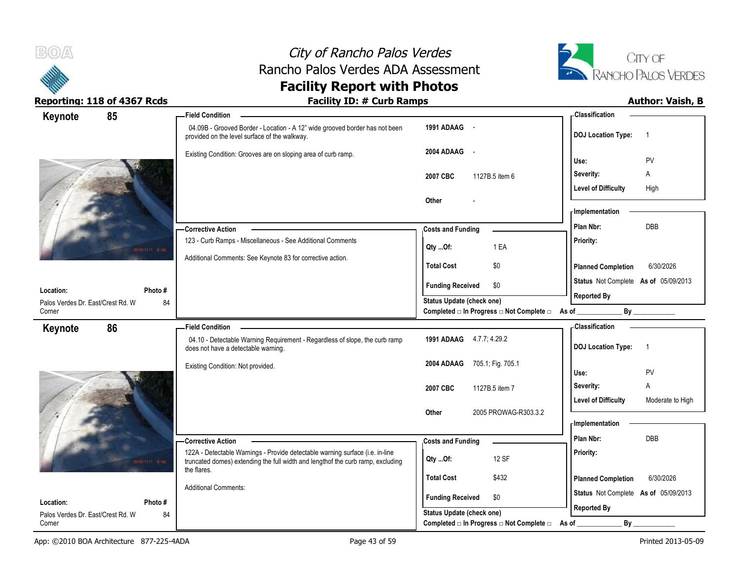# City of Rancho Palos Verdes
## Rancho Palos Verdes ADA Assessment
## Facility Report with Photos

**Reporting: 118 of 4367 Rcds** | **Facility ID: # Curb Ramps** | **Author: Vaish, B**

---

## Keynote 85

**Field Condition**

04.09B - Grooved Border - Location - A 12" wide grooved border has not been provided on the level surface of the walkway.

Existing Condition: Grooves are on sloping area of curb ramp.

| | |
|---|---|
| 1991 ADAAG | - |
| 2004 ADAAG | - |
| 2007 CBC | 1127B.5 item 6 |
| Other | - |

**Classification**

| | |
|---|---|
| DOJ Location Type: | 1 |
| Use: | PV |
| Severity: | A |
| Level of Difficulty | High |

**Corrective Action**

123 - Curb Ramps - Miscellaneous - See Additional Comments

Additional Comments: See Keynote 83 for corrective action.

**Costs and Funding**

| | |
|---|---|
| Qty ...Of: | 1 EA |
| Total Cost | $0 |
| Funding Received | $0 |

**Implementation**

| | |
|---|---|
| Plan Nbr: | DBB |
| Priority: | |
| Planned Completion | 6/30/2026 |
| Status | Not Complete As of 05/09/2013 |
| Reported By | |

**Location:** Palos Verdes Dr. East/Crest Rd. W Corner

**Photo #** 84

Status Update (check one)
Completed □ In Progress □ Not Complete □ As of ____________ By ____________

---

## Keynote 86

**Field Condition**

04.10 - Detectable Warning Requirement - Regardless of slope, the curb ramp does not have a detectable warning.

Existing Condition: Not provided.

| | |
|---|---|
| 1991 ADAAG | 4.7.7; 4.29.2 |
| 2004 ADAAG | 705.1; Fig. 705.1 |
| 2007 CBC | 1127B.5 item 7 |
| Other | 2005 PROWAG-R303.3.2 |

**Classification**

| | |
|---|---|
| DOJ Location Type: | 1 |
| Use: | PV |
| Severity: | A |
| Level of Difficulty | Moderate to High |

**Corrective Action**

122A - Detectable Warnings - Provide detectable warning surface (i.e. in-line truncated domes) extending the full width and lengthof the curb ramp, excluding the flares.

Additional Comments:

**Costs and Funding**

| | |
|---|---|
| Qty ...Of: | 12 SF |
| Total Cost | $432 |
| Funding Received | $0 |

**Implementation**

| | |
|---|---|
| Plan Nbr: | DBB |
| Priority: | |
| Planned Completion | 6/30/2026 |
| Status | Not Complete As of 05/09/2013 |
| Reported By | |

**Location:** Palos Verdes Dr. East/Crest Rd. W Corner

**Photo #** 84

Status Update (check one)
Completed □ In Progress □ Not Complete □ As of ____________ By ____________

---

App: ©2010 BOA Architecture 877-225-4ADA | Printed 2013-05-09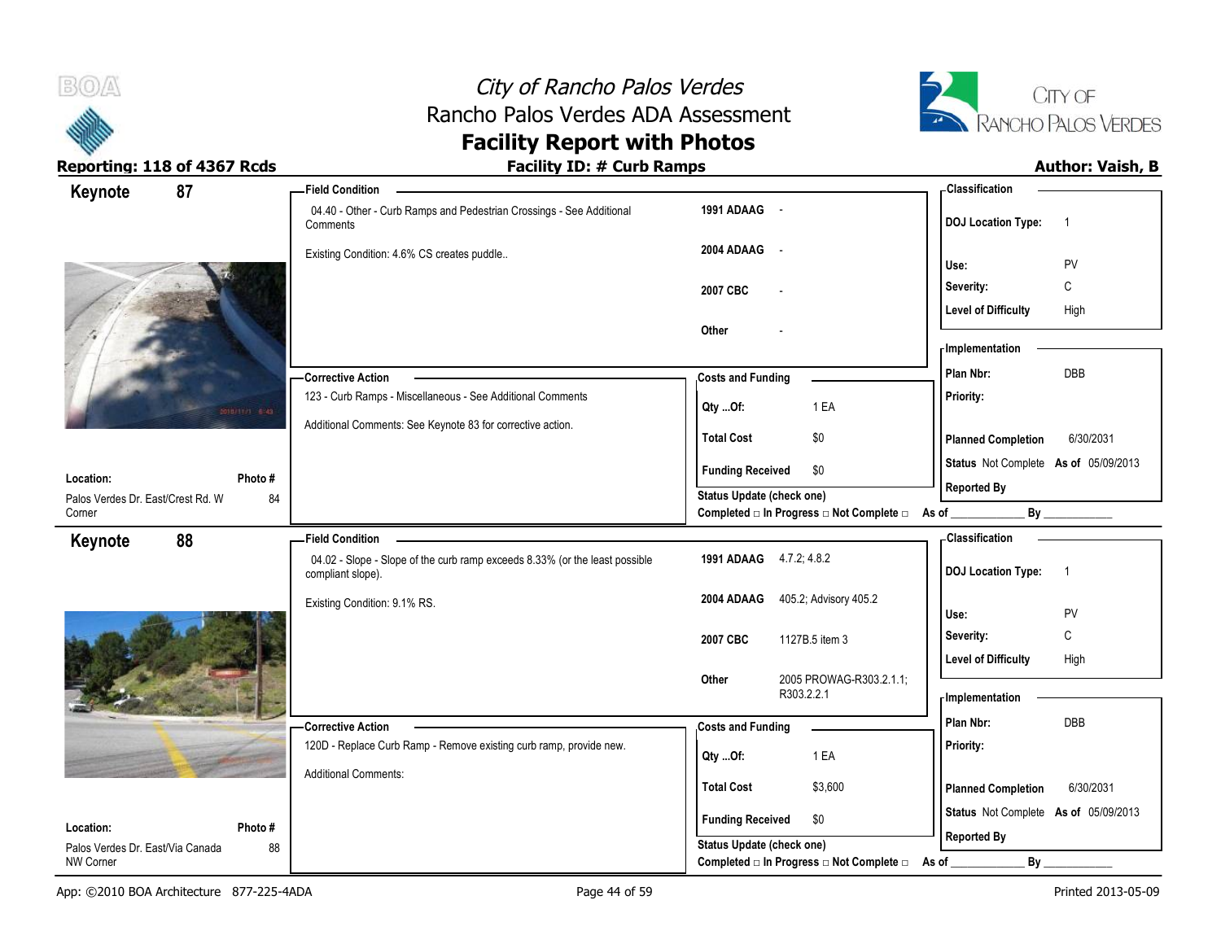# City of Rancho Palos Verdes
## Rancho Palos Verdes ADA Assessment
## Facility Report with Photos

**Reporting: 118 of 4367 Rcds** | **Facility ID: # Curb Ramps** | **Author: Vaish, B**

---

## Keynote 87

**Location:** Palos Verdes Dr. East/Crest Rd. W Corner

**Photo #:** 84

**Field Condition**

04.40 - Other - Curb Ramps and Pedestrian Crossings - See Additional Comments

Existing Condition: 4.6% CS creates puddle..

| | |
|---|---|
| 1991 ADAAG | - |
| 2004 ADAAG | - |
| 2007 CBC | - |
| Other | - |

**Classification**

| | |
|---|---|
| DOJ Location Type: | 1 |
| Use: | PV |
| Severity: | C |
| Level of Difficulty | High |

**Corrective Action**

123 - Curb Ramps - Miscellaneous - See Additional Comments

Additional Comments: See Keynote 83 for corrective action.

**Costs and Funding**

| | |
|---|---|
| Qty ...Of: | 1 EA |
| Total Cost | $0 |
| Funding Received | $0 |

**Implementation**

| | |
|---|---|
| Plan Nbr: | DBB |
| Priority: | |
| Planned Completion | 6/30/2031 |
| Status | Not Complete As of 05/09/2013 |
| Reported By | |

Status Update (check one)

Completed □ In Progress □ Not Complete □ As of ____________ By ____________

---

## Keynote 88

**Location:** Palos Verdes Dr. East/Via Canada NW Corner

**Photo #:** 88

**Field Condition**

04.02 - Slope - Slope of the curb ramp exceeds 8.33% (or the least possible compliant slope).

Existing Condition: 9.1% RS.

| | |
|---|---|
| 1991 ADAAG | 4.7.2; 4.8.2 |
| 2004 ADAAG | 405.2; Advisory 405.2 |
| 2007 CBC | 1127B.5 item 3 |
| Other | 2005 PROWAG-R303.2.1.1; R303.2.2.1 |

**Classification**

| | |
|---|---|
| DOJ Location Type: | 1 |
| Use: | PV |
| Severity: | C |
| Level of Difficulty | High |

**Corrective Action**

120D - Replace Curb Ramp - Remove existing curb ramp, provide new.

Additional Comments:

**Costs and Funding**

| | |
|---|---|
| Qty ...Of: | 1 EA |
| Total Cost | $3,600 |
| Funding Received | $0 |

**Implementation**

| | |
|---|---|
| Plan Nbr: | DBB |
| Priority: | |
| Planned Completion | 6/30/2031 |
| Status | Not Complete As of 05/09/2013 |
| Reported By | |

Status Update (check one)

Completed □ In Progress □ Not Complete □ As of ____________ By ____________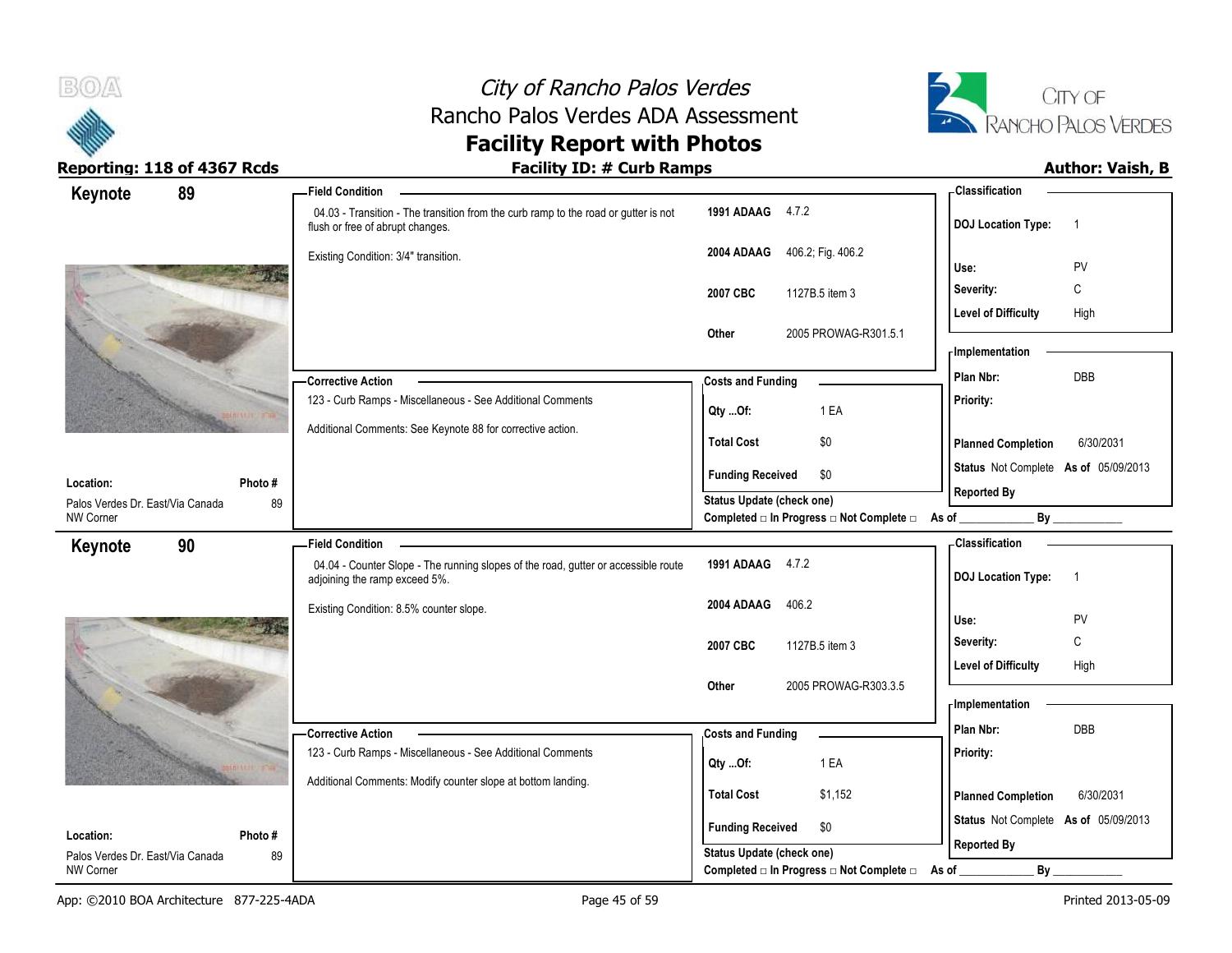# City of Rancho Palos Verdes
## Rancho Palos Verdes ADA Assessment
## Facility Report with Photos

**Reporting: 118 of 4367 Rcds** | **Facility ID: # Curb Ramps** | **Author: Vaish, B**

---

### Keynote 89

**Field Condition**

04.03 - Transition - The transition from the curb ramp to the road or gutter is not flush or free of abrupt changes.

Existing Condition: 3/4" transition.

| | |
|---|---|
| **1991 ADAAG** | 4.7.2 |
| **2004 ADAAG** | 406.2; Fig. 406.2 |
| **2007 CBC** | 1127B.5 item 3 |
| **Other** | 2005 PROWAG-R301.5.1 |

**Classification**

| | |
|---|---|
| DOJ Location Type: | 1 |
| Use: | PV |
| Severity: | C |
| Level of Difficulty | High |

**Corrective Action**

123 - Curb Ramps - Miscellaneous - See Additional Comments

Additional Comments: See Keynote 88 for corrective action.

**Costs and Funding**

| | |
|---|---|
| Qty ...Of: | 1 EA |
| Total Cost | $0 |
| Funding Received | $0 |

Status Update (check one)
Completed □ In Progress □ Not Complete □ As of ____________ By ____________

**Implementation**

| | |
|---|---|
| Plan Nbr: | DBB |
| Priority: | |
| Planned Completion | 6/30/2031 |
| Status | Not Complete As of 05/09/2013 |
| Reported By | |

**Location:** Palos Verdes Dr. East/Via Canada NW Corner
**Photo #** 89

---

### Keynote 90

**Field Condition**

04.04 - Counter Slope - The running slopes of the road, gutter or accessible route adjoining the ramp exceed 5%.

Existing Condition: 8.5% counter slope.

| | |
|---|---|
| **1991 ADAAG** | 4.7.2 |
| **2004 ADAAG** | 406.2 |
| **2007 CBC** | 1127B.5 item 3 |
| **Other** | 2005 PROWAG-R303.3.5 |

**Classification**

| | |
|---|---|
| DOJ Location Type: | 1 |
| Use: | PV |
| Severity: | C |
| Level of Difficulty | High |

**Corrective Action**

123 - Curb Ramps - Miscellaneous - See Additional Comments

Additional Comments: Modify counter slope at bottom landing.

**Costs and Funding**

| | |
|---|---|
| Qty ...Of: | 1 EA |
| Total Cost | $1,152 |
| Funding Received | $0 |

Status Update (check one)
Completed □ In Progress □ Not Complete □ As of ____________ By ____________

**Implementation**

| | |
|---|---|
| Plan Nbr: | DBB |
| Priority: | |
| Planned Completion | 6/30/2031 |
| Status | Not Complete As of 05/09/2013 |
| Reported By | |

**Location:** Palos Verdes Dr. East/Via Canada NW Corner
**Photo #** 89

---

App: ©2010 BOA Architecture 877-225-4ADA | Printed 2013-05-09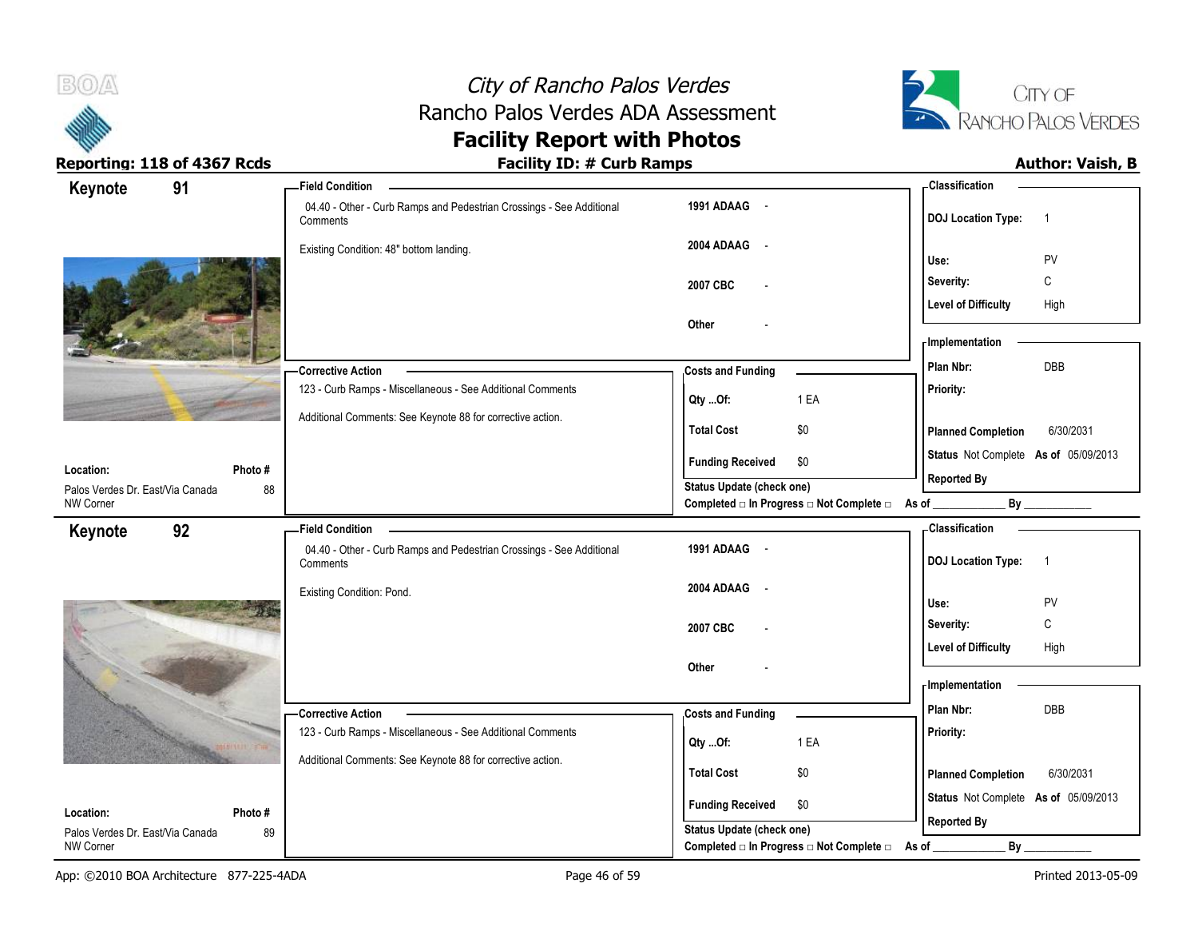# City of Rancho Palos Verdes
## Rancho Palos Verdes ADA Assessment
## Facility Report with Photos

**Reporting: 118 of 4367 Rcds** | **Facility ID: # Curb Ramps** | **Author: Vaish, B**

---

## Keynote 91

**Field Condition**

04.40 - Other - Curb Ramps and Pedestrian Crossings - See Additional Comments

Existing Condition: 48" bottom landing.

| | |
|---|---|
| **1991 ADAAG** | - |
| **2004 ADAAG** | - |
| **2007 CBC** | - |
| **Other** | - |

**Classification**

| | |
|---|---|
| **DOJ Location Type:** | 1 |
| **Use:** | PV |
| **Severity:** | C |
| **Level of Difficulty** | High |

**Corrective Action**

123 - Curb Ramps - Miscellaneous - See Additional Comments

Additional Comments: See Keynote 88 for corrective action.

**Costs and Funding**

| | |
|---|---|
| **Qty ...Of:** | 1 EA |
| **Total Cost** | $0 |
| **Funding Received** | $0 |

**Implementation**

| | |
|---|---|
| **Plan Nbr:** | DBB |
| **Priority:** | |
| **Planned Completion** | 6/30/2031 |
| **Status** | Not Complete **As of** 05/09/2013 |
| **Reported By** | |

**Location:** Palos Verdes Dr. East/Via Canada NW Corner

**Photo #** 88

**Status Update (check one)**
Completed □ In Progress □ Not Complete □ As of ____________ By ____________

---

## Keynote 92

**Field Condition**

04.40 - Other - Curb Ramps and Pedestrian Crossings - See Additional Comments

Existing Condition: Pond.

| | |
|---|---|
| **1991 ADAAG** | - |
| **2004 ADAAG** | - |
| **2007 CBC** | - |
| **Other** | - |

**Classification**

| | |
|---|---|
| **DOJ Location Type:** | 1 |
| **Use:** | PV |
| **Severity:** | C |
| **Level of Difficulty** | High |

**Corrective Action**

123 - Curb Ramps - Miscellaneous - See Additional Comments

Additional Comments: See Keynote 88 for corrective action.

**Costs and Funding**

| | |
|---|---|
| **Qty ...Of:** | 1 EA |
| **Total Cost** | $0 |
| **Funding Received** | $0 |

**Implementation**

| | |
|---|---|
| **Plan Nbr:** | DBB |
| **Priority:** | |
| **Planned Completion** | 6/30/2031 |
| **Status** | Not Complete **As of** 05/09/2013 |
| **Reported By** | |

**Location:** Palos Verdes Dr. East/Via Canada NW Corner

**Photo #** 89

**Status Update (check one)**
Completed □ In Progress □ Not Complete □ As of ____________ By ____________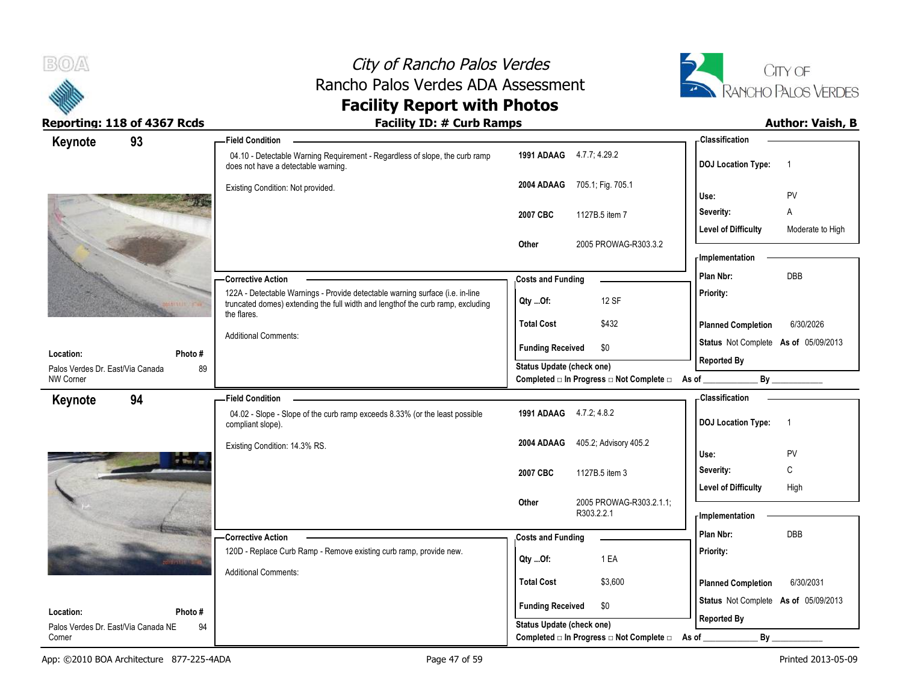# City of Rancho Palos Verdes
## Rancho Palos Verdes ADA Assessment
## Facility Report with Photos

**Reporting: 118 of 4367 Rcds** | **Facility ID: # Curb Ramps** | **Author: Vaish, B**

---

### Keynote 93

**Location:** Palos Verdes Dr. East/Via Canada NW Corner
**Photo #:** 89

**Field Condition**

04.10 - Detectable Warning Requirement - Regardless of slope, the curb ramp does not have a detectable warning.

Existing Condition: Not provided.

| | |
|---|---|
| **1991 ADAAG** | 4.7.7; 4.29.2 |
| **2004 ADAAG** | 705.1; Fig. 705.1 |
| **2007 CBC** | 1127B.5 item 7 |
| **Other** | 2005 PROWAG-R303.3.2 |

**Corrective Action**

122A - Detectable Warnings - Provide detectable warning surface (i.e. in-line truncated domes) extending the full width and lengthof the curb ramp, excluding the flares.

Additional Comments:

**Costs and Funding**

| | |
|---|---|
| **Qty ...Of:** | 12 SF |
| **Total Cost** | $432 |
| **Funding Received** | $0 |

**Status Update (check one)**
Completed □ In Progress □ Not Complete □ As of ____________ By ____________

**Classification**

| | |
|---|---|
| **DOJ Location Type:** | 1 |
| **Use:** | PV |
| **Severity:** | A |
| **Level of Difficulty** | Moderate to High |

**Implementation**

| | |
|---|---|
| **Plan Nbr:** | DBB |
| **Priority:** | |
| **Planned Completion** | 6/30/2026 |
| **Status** | Not Complete **As of** 05/09/2013 |
| **Reported By** | |

---

### Keynote 94

**Location:** Palos Verdes Dr. East/Via Canada NE Corner
**Photo #:** 94

**Field Condition**

04.02 - Slope - Slope of the curb ramp exceeds 8.33% (or the least possible compliant slope).

Existing Condition: 14.3% RS.

| | |
|---|---|
| **1991 ADAAG** | 4.7.2; 4.8.2 |
| **2004 ADAAG** | 405.2; Advisory 405.2 |
| **2007 CBC** | 1127B.5 item 3 |
| **Other** | 2005 PROWAG-R303.2.1.1; R303.2.2.1 |

**Corrective Action**

120D - Replace Curb Ramp - Remove existing curb ramp, provide new.

Additional Comments:

**Costs and Funding**

| | |
|---|---|
| **Qty ...Of:** | 1 EA |
| **Total Cost** | $3,600 |
| **Funding Received** | $0 |

**Status Update (check one)**
Completed □ In Progress □ Not Complete □ As of ____________ By ____________

**Classification**

| | |
|---|---|
| **DOJ Location Type:** | 1 |
| **Use:** | PV |
| **Severity:** | C |
| **Level of Difficulty** | High |

**Implementation**

| | |
|---|---|
| **Plan Nbr:** | DBB |
| **Priority:** | |
| **Planned Completion** | 6/30/2031 |
| **Status** | Not Complete **As of** 05/09/2013 |
| **Reported By** | |

---

App: ©2010 BOA Architecture 877-225-4ADA | Printed 2013-05-09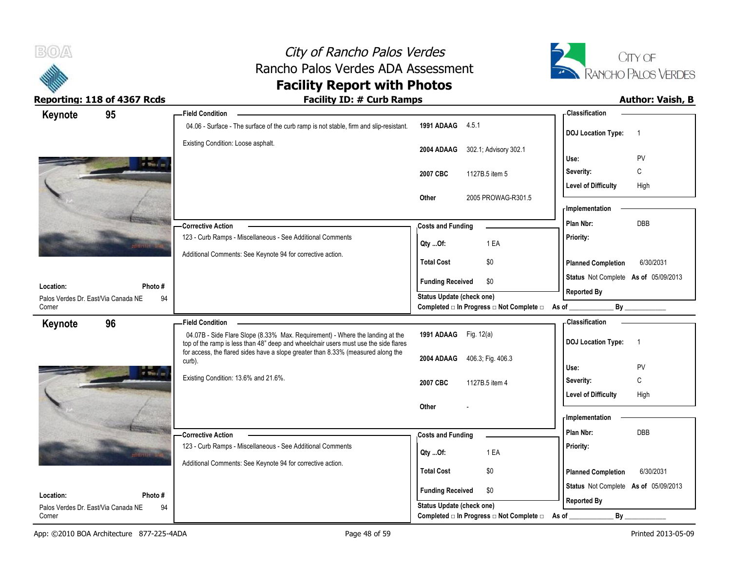# City of Rancho Palos Verdes
## Rancho Palos Verdes ADA Assessment
## Facility Report with Photos

**Reporting: 118 of 4367 Rcds** | **Facility ID: # Curb Ramps** | **Author: Vaish, B**

---

### Keynote 95

**Field Condition**

04.06 - Surface - The surface of the curb ramp is not stable, firm and slip-resistant.

Existing Condition: Loose asphalt.

| | |
|---|---|
| **1991 ADAAG** | 4.5.1 |
| **2004 ADAAG** | 302.1; Advisory 302.1 |
| **2007 CBC** | 1127B.5 item 5 |
| **Other** | 2005 PROWAG-R301.5 |

**Classification**

| | |
|---|---|
| **DOJ Location Type:** | 1 |
| **Use:** | PV |
| **Severity:** | C |
| **Level of Difficulty** | High |

**Corrective Action**

123 - Curb Ramps - Miscellaneous - See Additional Comments

Additional Comments: See Keynote 94 for corrective action.

**Costs and Funding**

| | |
|---|---|
| **Qty ...Of:** | 1 EA |
| **Total Cost** | $0 |
| **Funding Received** | $0 |

**Implementation**

| | |
|---|---|
| **Plan Nbr:** | DBB |
| **Priority:** | |
| **Planned Completion** | 6/30/2031 |
| **Status** | Not Complete **As of** 05/09/2013 |
| **Reported By** | |

**Location:** Palos Verdes Dr. East/Via Canada NE Corner

**Photo #** 94

**Status Update (check one)**
Completed □ In Progress □ Not Complete □ As of ____________ By ____________

---

### Keynote 96

**Field Condition**

04.07B - Side Flare Slope (8.33% Max. Requirement) - Where the landing at the top of the ramp is less than 48" deep and wheelchair users must use the side flares for access, the flared sides have a slope greater than 8.33% (measured along the curb).

Existing Condition: 13.6% and 21.6%.

| | |
|---|---|
| **1991 ADAAG** | Fig. 12(a) |
| **2004 ADAAG** | 406.3; Fig. 406.3 |
| **2007 CBC** | 1127B.5 item 4 |
| **Other** | - |

**Classification**

| | |
|---|---|
| **DOJ Location Type:** | 1 |
| **Use:** | PV |
| **Severity:** | C |
| **Level of Difficulty** | High |

**Corrective Action**

123 - Curb Ramps - Miscellaneous - See Additional Comments

Additional Comments: See Keynote 94 for corrective action.

**Costs and Funding**

| | |
|---|---|
| **Qty ...Of:** | 1 EA |
| **Total Cost** | $0 |
| **Funding Received** | $0 |

**Implementation**

| | |
|---|---|
| **Plan Nbr:** | DBB |
| **Priority:** | |
| **Planned Completion** | 6/30/2031 |
| **Status** | Not Complete **As of** 05/09/2013 |
| **Reported By** | |

**Location:** Palos Verdes Dr. East/Via Canada NE Corner

**Photo #** 94

**Status Update (check one)**
Completed □ In Progress □ Not Complete □ As of ____________ By ____________

---

App: ©2010 BOA Architecture 877-225-4ADA | Printed 2013-05-09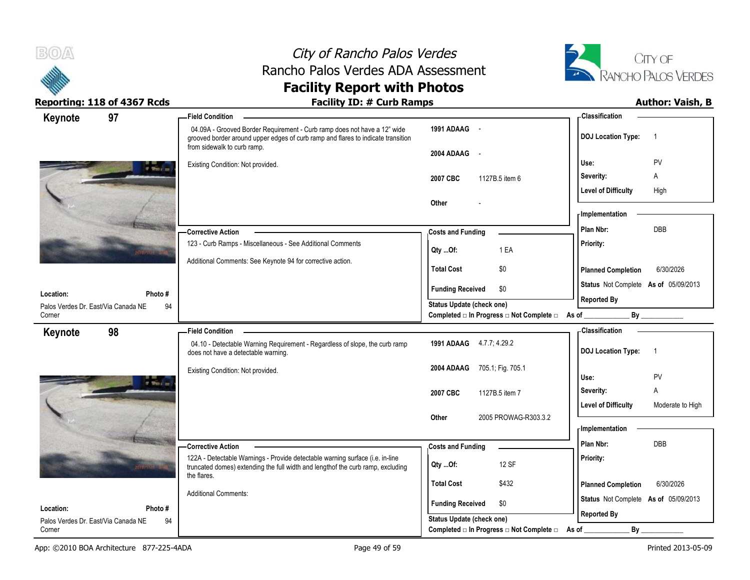# City of Rancho Palos Verdes
## Rancho Palos Verdes ADA Assessment
## Facility Report with Photos

**Reporting: 118 of 4367 Rcds** | **Facility ID: # Curb Ramps** | **Author: Vaish, B**

---

## Keynote 97

**Field Condition**

04.09A - Grooved Border Requirement - Curb ramp does not have a 12" wide grooved border around upper edges of curb ramp and flares to indicate transition from sidewalk to curb ramp.

Existing Condition: Not provided.

| | |
|---|---|
| 1991 ADAAG | - |
| 2004 ADAAG | - |
| 2007 CBC | 1127B.5 item 6 |
| Other | - |

**Classification**

| | |
|---|---|
| DOJ Location Type: | 1 |
| Use: | PV |
| Severity: | A |
| Level of Difficulty | High |

**Corrective Action**

123 - Curb Ramps - Miscellaneous - See Additional Comments

Additional Comments: See Keynote 94 for corrective action.

**Costs and Funding**

| | |
|---|---|
| Qty ...Of: | 1 EA |
| Total Cost | $0 |
| Funding Received | $0 |

**Implementation**

| | |
|---|---|
| Plan Nbr: | DBB |
| Priority: | |
| Planned Completion | 6/30/2026 |
| Status | Not Complete As of 05/09/2013 |
| Reported By | |

Status Update (check one)
Completed □ In Progress □ Not Complete □ As of ____________ By ____________

**Location:** Palos Verdes Dr. East/Via Canada NE Corner
**Photo #:** 94

---

## Keynote 98

**Field Condition**

04.10 - Detectable Warning Requirement - Regardless of slope, the curb ramp does not have a detectable warning.

Existing Condition: Not provided.

| | |
|---|---|
| 1991 ADAAG | 4.7.7; 4.29.2 |
| 2004 ADAAG | 705.1; Fig. 705.1 |
| 2007 CBC | 1127B.5 item 7 |
| Other | 2005 PROWAG-R303.3.2 |

**Classification**

| | |
|---|---|
| DOJ Location Type: | 1 |
| Use: | PV |
| Severity: | A |
| Level of Difficulty | Moderate to High |

**Corrective Action**

122A - Detectable Warnings - Provide detectable warning surface (i.e. in-line truncated domes) extending the full width and lengthof the curb ramp, excluding the flares.

Additional Comments:

**Costs and Funding**

| | |
|---|---|
| Qty ...Of: | 12 SF |
| Total Cost | $432 |
| Funding Received | $0 |

**Implementation**

| | |
|---|---|
| Plan Nbr: | DBB |
| Priority: | |
| Planned Completion | 6/30/2026 |
| Status | Not Complete As of 05/09/2013 |
| Reported By | |

Status Update (check one)
Completed □ In Progress □ Not Complete □ As of ____________ By ____________

**Location:** Palos Verdes Dr. East/Via Canada NE Corner
**Photo #:** 94

---

App: ©2010 BOA Architecture 877-225-4ADA | Printed 2013-05-09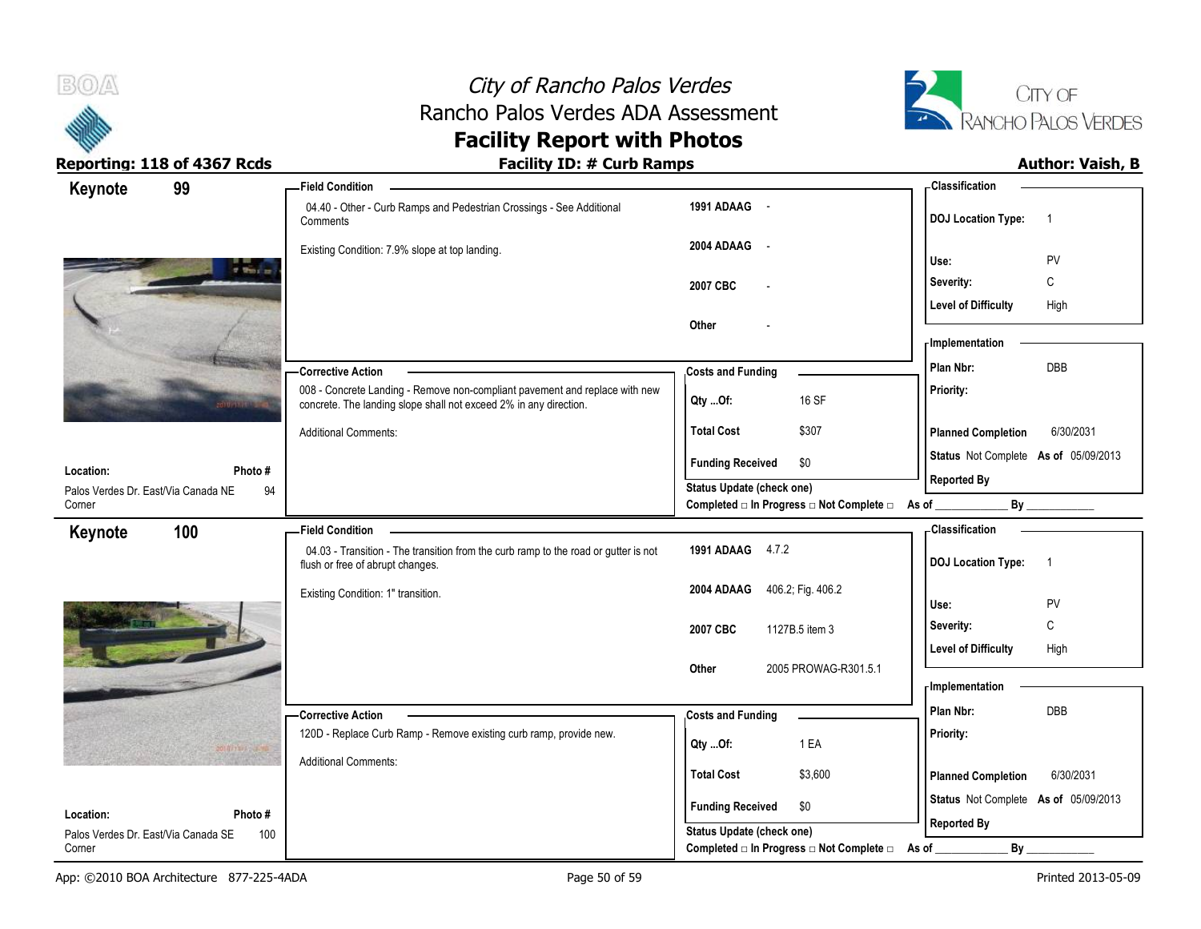# City of Rancho Palos Verdes
## Rancho Palos Verdes ADA Assessment
## Facility Report with Photos

**Reporting: 118 of 4367 Rcds** | **Facility ID: # Curb Ramps** | **Author: Vaish, B**

---

## Keynote 99

**Field Condition**

04.40 - Other - Curb Ramps and Pedestrian Crossings - See Additional Comments

Existing Condition: 7.9% slope at top landing.

| | |
|---|---|
| 1991 ADAAG | - |
| 2004 ADAAG | - |
| 2007 CBC | - |
| Other | - |

**Classification**

| | |
|---|---|
| DOJ Location Type: | 1 |
| Use: | PV |
| Severity: | C |
| Level of Difficulty | High |

**Corrective Action**

008 - Concrete Landing - Remove non-compliant pavement and replace with new concrete. The landing slope shall not exceed 2% in any direction.

Additional Comments:

**Costs and Funding**

| | |
|---|---|
| Qty ...Of: | 16 SF |
| Total Cost | $307 |
| Funding Received | $0 |

Status Update (check one)
Completed □ In Progress □ Not Complete □ As of ____________ By ____________

**Implementation**

| | |
|---|---|
| Plan Nbr: | DBB |
| Priority: | |
| Planned Completion | 6/30/2031 |
| Status | Not Complete As of 05/09/2013 |
| Reported By | |

**Location:** Palos Verdes Dr. East/Via Canada NE Corner
**Photo #** 94

---

## Keynote 100

**Field Condition**

04.03 - Transition - The transition from the curb ramp to the road or gutter is not flush or free of abrupt changes.

Existing Condition: 1" transition.

| | |
|---|---|
| 1991 ADAAG | 4.7.2 |
| 2004 ADAAG | 406.2; Fig. 406.2 |
| 2007 CBC | 1127B.5 item 3 |
| Other | 2005 PROWAG-R301.5.1 |

**Classification**

| | |
|---|---|
| DOJ Location Type: | 1 |
| Use: | PV |
| Severity: | C |
| Level of Difficulty | High |

**Corrective Action**

120D - Replace Curb Ramp - Remove existing curb ramp, provide new.

Additional Comments:

**Costs and Funding**

| | |
|---|---|
| Qty ...Of: | 1 EA |
| Total Cost | $3,600 |
| Funding Received | $0 |

Status Update (check one)
Completed □ In Progress □ Not Complete □ As of ____________ By ____________

**Implementation**

| | |
|---|---|
| Plan Nbr: | DBB |
| Priority: | |
| Planned Completion | 6/30/2031 |
| Status | Not Complete As of 05/09/2013 |
| Reported By | |

**Location:** Palos Verdes Dr. East/Via Canada SE Corner
**Photo #** 100

---

App: ©2010 BOA Architecture 877-225-4ADA | Printed 2013-05-09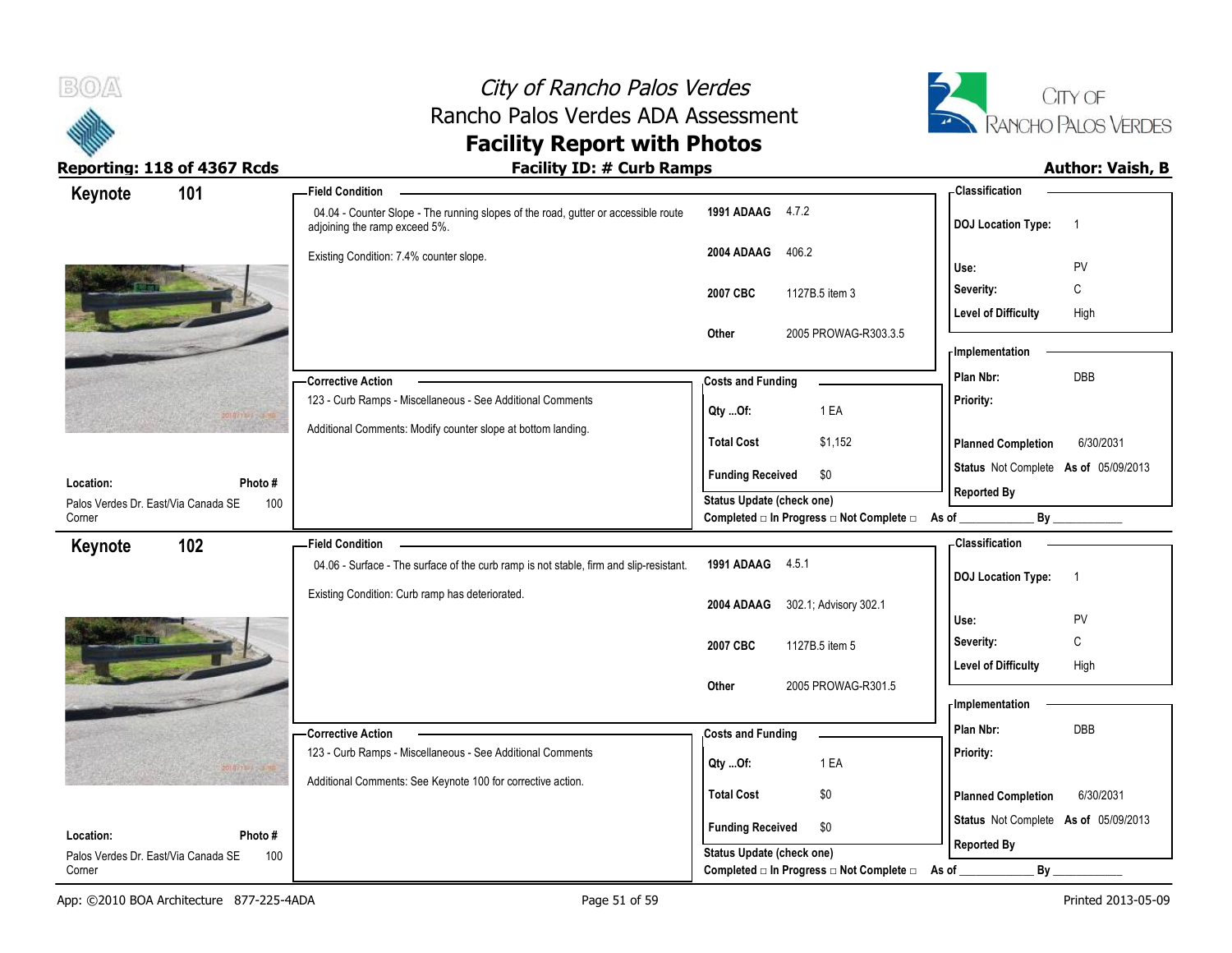# City of Rancho Palos Verdes
## Rancho Palos Verdes ADA Assessment
## Facility Report with Photos

**Reporting: 118 of 4367 Rcds** | **Facility ID: # Curb Ramps** | **Author: Vaish, B**

---

### Keynote 101

**Field Condition**

04.04 - Counter Slope - The running slopes of the road, gutter or accessible route adjoining the ramp exceed 5%.

Existing Condition: 7.4% counter slope.

| | |
|---|---|
| **1991 ADAAG** | 4.7.2 |
| **2004 ADAAG** | 406.2 |
| **2007 CBC** | 1127B.5 item 3 |
| **Other** | 2005 PROWAG-R303.3.5 |

**Classification**

| | |
|---|---|
| **DOJ Location Type:** | 1 |
| **Use:** | PV |
| **Severity:** | C |
| **Level of Difficulty** | High |

**Corrective Action**

123 - Curb Ramps - Miscellaneous - See Additional Comments

Additional Comments: Modify counter slope at bottom landing.

**Costs and Funding**

| | |
|---|---|
| **Qty ...Of:** | 1 EA |
| **Total Cost** | $1,152 |
| **Funding Received** | $0 |

**Implementation**

| | |
|---|---|
| **Plan Nbr:** | DBB |
| **Priority:** | |
| **Planned Completion** | 6/30/2031 |
| **Status** | Not Complete **As of** 05/09/2013 |
| **Reported By** | |

**Location:** Palos Verdes Dr. East/Via Canada SE Corner

**Photo #** 100

**Status Update (check one)**
Completed □ In Progress □ Not Complete □ As of ____________ By ____________

---

### Keynote 102

**Field Condition**

04.06 - Surface - The surface of the curb ramp is not stable, firm and slip-resistant.

Existing Condition: Curb ramp has deteriorated.

| | |
|---|---|
| **1991 ADAAG** | 4.5.1 |
| **2004 ADAAG** | 302.1; Advisory 302.1 |
| **2007 CBC** | 1127B.5 item 5 |
| **Other** | 2005 PROWAG-R301.5 |

**Classification**

| | |
|---|---|
| **DOJ Location Type:** | 1 |
| **Use:** | PV |
| **Severity:** | C |
| **Level of Difficulty** | High |

**Corrective Action**

123 - Curb Ramps - Miscellaneous - See Additional Comments

Additional Comments: See Keynote 100 for corrective action.

**Costs and Funding**

| | |
|---|---|
| **Qty ...Of:** | 1 EA |
| **Total Cost** | $0 |
| **Funding Received** | $0 |

**Implementation**

| | |
|---|---|
| **Plan Nbr:** | DBB |
| **Priority:** | |
| **Planned Completion** | 6/30/2031 |
| **Status** | Not Complete **As of** 05/09/2013 |
| **Reported By** | |

**Location:** Palos Verdes Dr. East/Via Canada SE Corner

**Photo #** 100

**Status Update (check one)**
Completed □ In Progress □ Not Complete □ As of ____________ By ____________

---

App: ©2010 BOA Architecture 877-225-4ADA | Printed 2013-05-09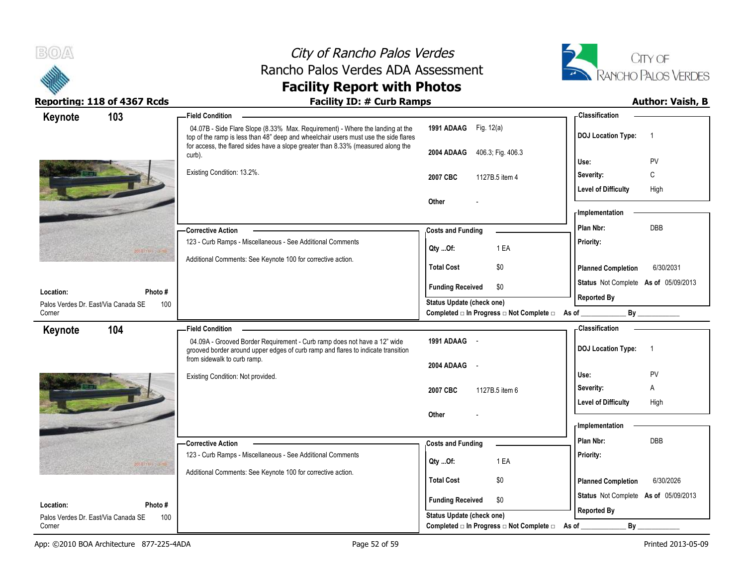# City of Rancho Palos Verdes
## Rancho Palos Verdes ADA Assessment
## Facility Report with Photos

**Reporting: 118 of 4367 Rcds** | **Facility ID: # Curb Ramps** | **Author: Vaish, B**

---

### Keynote 103

**Field Condition**

04.07B - Side Flare Slope (8.33% Max. Requirement) - Where the landing at the top of the ramp is less than 48" deep and wheelchair users must use the side flares for access, the flared sides have a slope greater than 8.33% (measured along the curb).

Existing Condition: 13.2%.

| | |
|---|---|
| 1991 ADAAG | Fig. 12(a) |
| 2004 ADAAG | 406.3; Fig. 406.3 |
| 2007 CBC | 1127B.5 item 4 |
| Other | - |

**Classification**

| | |
|---|---|
| DOJ Location Type: | 1 |
| Use: | PV |
| Severity: | C |
| Level of Difficulty | High |

**Implementation**

| | |
|---|---|
| Plan Nbr: | DBB |
| Priority: | |
| Planned Completion | 6/30/2031 |
| Status | Not Complete As of 05/09/2013 |
| Reported By | |

**Corrective Action**

123 - Curb Ramps - Miscellaneous - See Additional Comments

Additional Comments: See Keynote 100 for corrective action.

**Costs and Funding**

| | |
|---|---|
| Qty ...Of: | 1 EA |
| Total Cost | $0 |
| Funding Received | $0 |

Status Update (check one)
Completed □ In Progress □ Not Complete □ As of ____________ By ____________

**Location:** Palos Verdes Dr. East/Via Canada SE Corner
**Photo #** 100

---

### Keynote 104

**Field Condition**

04.09A - Grooved Border Requirement - Curb ramp does not have a 12" wide grooved border around upper edges of curb ramp and flares to indicate transition from sidewalk to curb ramp.

Existing Condition: Not provided.

| | |
|---|---|
| 1991 ADAAG | - |
| 2004 ADAAG | - |
| 2007 CBC | 1127B.5 item 6 |
| Other | - |

**Classification**

| | |
|---|---|
| DOJ Location Type: | 1 |
| Use: | PV |
| Severity: | A |
| Level of Difficulty | High |

**Implementation**

| | |
|---|---|
| Plan Nbr: | DBB |
| Priority: | |
| Planned Completion | 6/30/2026 |
| Status | Not Complete As of 05/09/2013 |
| Reported By | |

**Corrective Action**

123 - Curb Ramps - Miscellaneous - See Additional Comments

Additional Comments: See Keynote 100 for corrective action.

**Costs and Funding**

| | |
|---|---|
| Qty ...Of: | 1 EA |
| Total Cost | $0 |
| Funding Received | $0 |

Status Update (check one)
Completed □ In Progress □ Not Complete □ As of ____________ By ____________

**Location:** Palos Verdes Dr. East/Via Canada SE Corner
**Photo #** 100

---

App: ©2010 BOA Architecture 877-225-4ADA | Printed 2013-05-09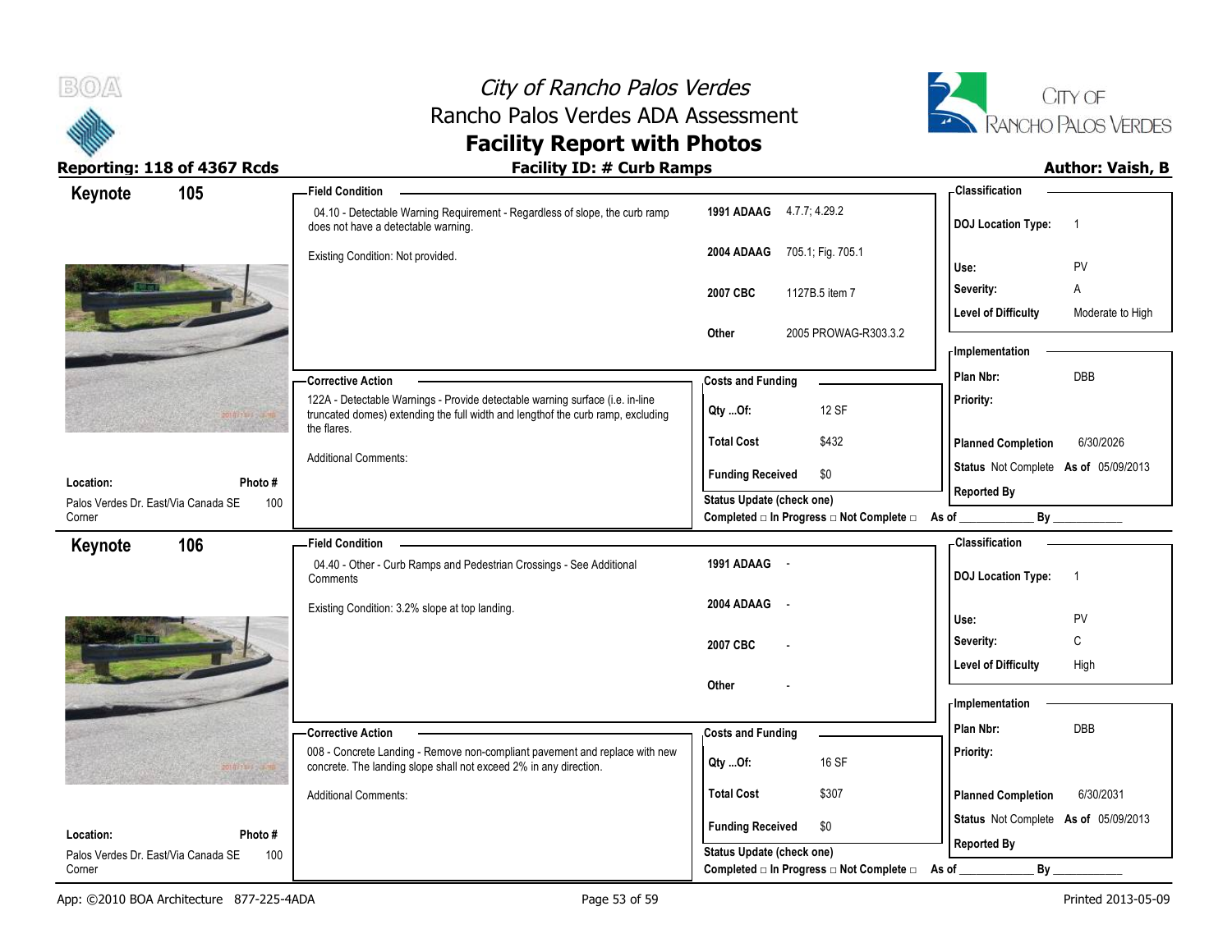# City of Rancho Palos Verdes
## Rancho Palos Verdes ADA Assessment
## Facility Report with Photos

**Reporting: 118 of 4367 Rcds** | **Facility ID: # Curb Ramps** | **Author: Vaish, B**

---

### Keynote 105

**Field Condition**

04.10 - Detectable Warning Requirement - Regardless of slope, the curb ramp does not have a detectable warning.

Existing Condition: Not provided.

| | |
|---|---|
| **1991 ADAAG** | 4.7.7; 4.29.2 |
| **2004 ADAAG** | 705.1; Fig. 705.1 |
| **2007 CBC** | 1127B.5 item 7 |
| **Other** | 2005 PROWAG-R303.3.2 |

**Classification**

| | |
|---|---|
| **DOJ Location Type:** | 1 |
| **Use:** | PV |
| **Severity:** | A |
| **Level of Difficulty** | Moderate to High |

**Corrective Action**

122A - Detectable Warnings - Provide detectable warning surface (i.e. in-line truncated domes) extending the full width and lengthof the curb ramp, excluding the flares.

Additional Comments:

**Costs and Funding**

| | |
|---|---|
| **Qty ...Of:** | 12 SF |
| **Total Cost** | $432 |
| **Funding Received** | $0 |

**Status Update (check one)**
Completed □ In Progress □ Not Complete □ As of ____________ By ____________

**Implementation**

| | |
|---|---|
| **Plan Nbr:** | DBB |
| **Priority:** | |
| **Planned Completion** | 6/30/2026 |
| **Status** | Not Complete **As of** 05/09/2013 |
| **Reported By** | |

**Location:** Palos Verdes Dr. East/Via Canada SE Corner
**Photo #** 100

---

### Keynote 106

**Field Condition**

04.40 - Other - Curb Ramps and Pedestrian Crossings - See Additional Comments

Existing Condition: 3.2% slope at top landing.

| | |
|---|---|
| **1991 ADAAG** | - |
| **2004 ADAAG** | - |
| **2007 CBC** | - |
| **Other** | - |

**Classification**

| | |
|---|---|
| **DOJ Location Type:** | 1 |
| **Use:** | PV |
| **Severity:** | C |
| **Level of Difficulty** | High |

**Corrective Action**

008 - Concrete Landing - Remove non-compliant pavement and replace with new concrete. The landing slope shall not exceed 2% in any direction.

Additional Comments:

**Costs and Funding**

| | |
|---|---|
| **Qty ...Of:** | 16 SF |
| **Total Cost** | $307 |
| **Funding Received** | $0 |

**Status Update (check one)**
Completed □ In Progress □ Not Complete □ As of ____________ By ____________

**Implementation**

| | |
|---|---|
| **Plan Nbr:** | DBB |
| **Priority:** | |
| **Planned Completion** | 6/30/2031 |
| **Status** | Not Complete **As of** 05/09/2013 |
| **Reported By** | |

**Location:** Palos Verdes Dr. East/Via Canada SE Corner
**Photo #** 100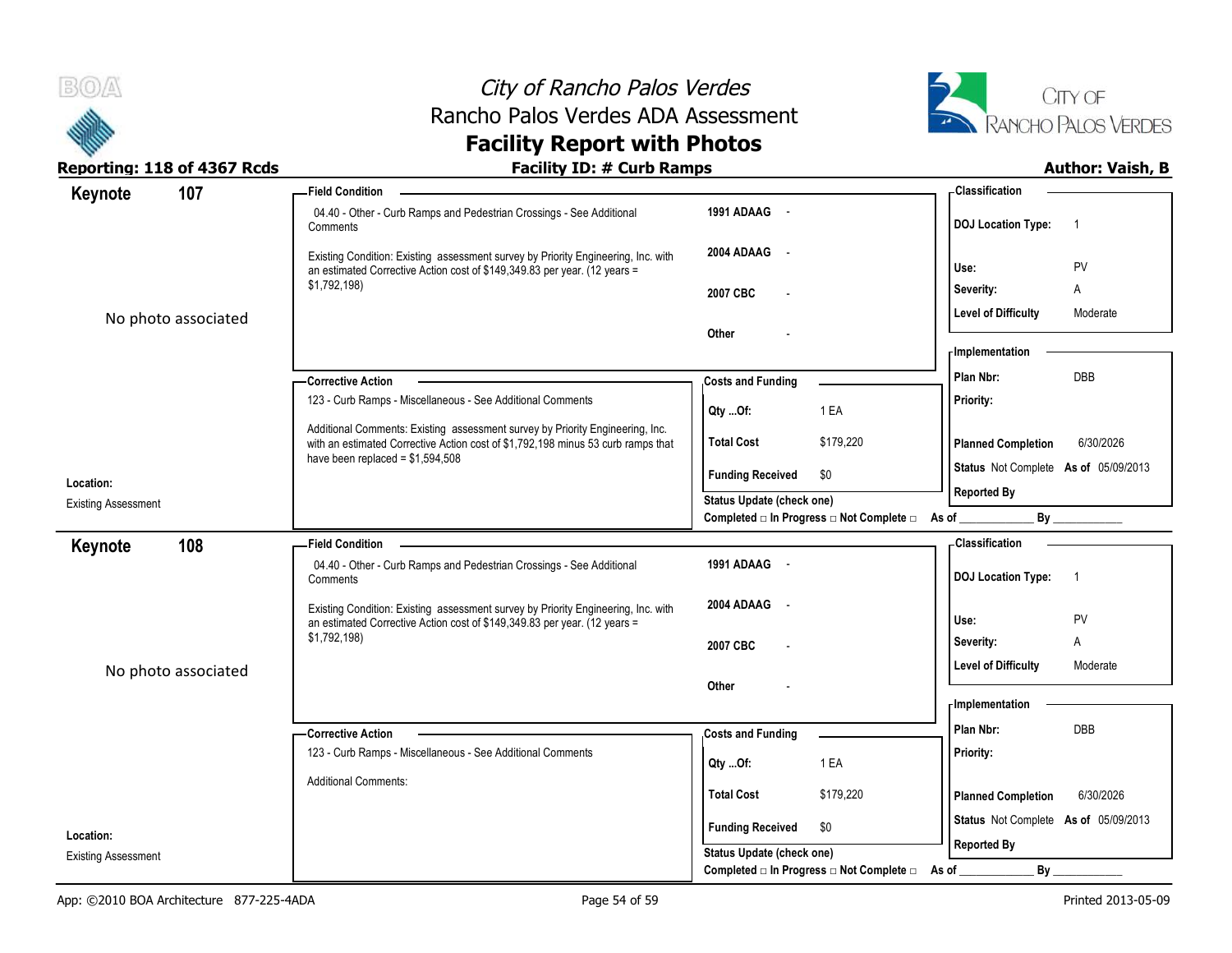# City of Rancho Palos Verdes
## Rancho Palos Verdes ADA Assessment
## Facility Report with Photos

**Reporting: 118 of 4367 Rcds** | **Facility ID: # Curb Ramps** | **Author: Vaish, B**

---

## Keynote 107

No photo associated

**Location:**
Existing Assessment

**Field Condition**

04.40 - Other - Curb Ramps and Pedestrian Crossings - See Additional Comments

Existing Condition: Existing assessment survey by Priority Engineering, Inc. with an estimated Corrective Action cost of $149,349.83 per year. (12 years = $1,792,198)

| | |
|---|---|
| 1991 ADAAG | - |
| 2004 ADAAG | - |
| 2007 CBC | - |
| Other | - |

**Corrective Action**

123 - Curb Ramps - Miscellaneous - See Additional Comments

Additional Comments: Existing assessment survey by Priority Engineering, Inc. with an estimated Corrective Action cost of $1,792,198 minus 53 curb ramps that have been replaced = $1,594,508

**Costs and Funding**

| | |
|---|---|
| Qty ...Of: | 1 EA |
| Total Cost | $179,220 |
| Funding Received | $0 |

Status Update (check one)
Completed □ In Progress □ Not Complete □ As of ____________ By ____________

**Classification**

| | |
|---|---|
| DOJ Location Type: | 1 |
| Use: | PV |
| Severity: | A |
| Level of Difficulty | Moderate |

**Implementation**

| | |
|---|---|
| Plan Nbr: | DBB |
| Priority: | |
| Planned Completion | 6/30/2026 |
| Status | Not Complete As of 05/09/2013 |
| Reported By | |

---

## Keynote 108

No photo associated

**Location:**
Existing Assessment

**Field Condition**

04.40 - Other - Curb Ramps and Pedestrian Crossings - See Additional Comments

Existing Condition: Existing assessment survey by Priority Engineering, Inc. with an estimated Corrective Action cost of $149,349.83 per year. (12 years = $1,792,198)

| | |
|---|---|
| 1991 ADAAG | - |
| 2004 ADAAG | - |
| 2007 CBC | - |
| Other | - |

**Corrective Action**

123 - Curb Ramps - Miscellaneous - See Additional Comments

Additional Comments:

**Costs and Funding**

| | |
|---|---|
| Qty ...Of: | 1 EA |
| Total Cost | $179,220 |
| Funding Received | $0 |

Status Update (check one)
Completed □ In Progress □ Not Complete □ As of ____________ By ____________

**Classification**

| | |
|---|---|
| DOJ Location Type: | 1 |
| Use: | PV |
| Severity: | A |
| Level of Difficulty | Moderate |

**Implementation**

| | |
|---|---|
| Plan Nbr: | DBB |
| Priority: | |
| Planned Completion | 6/30/2026 |
| Status | Not Complete As of 05/09/2013 |
| Reported By | |

App: ©2010 BOA Architecture 877-225-4ADA | Printed 2013-05-09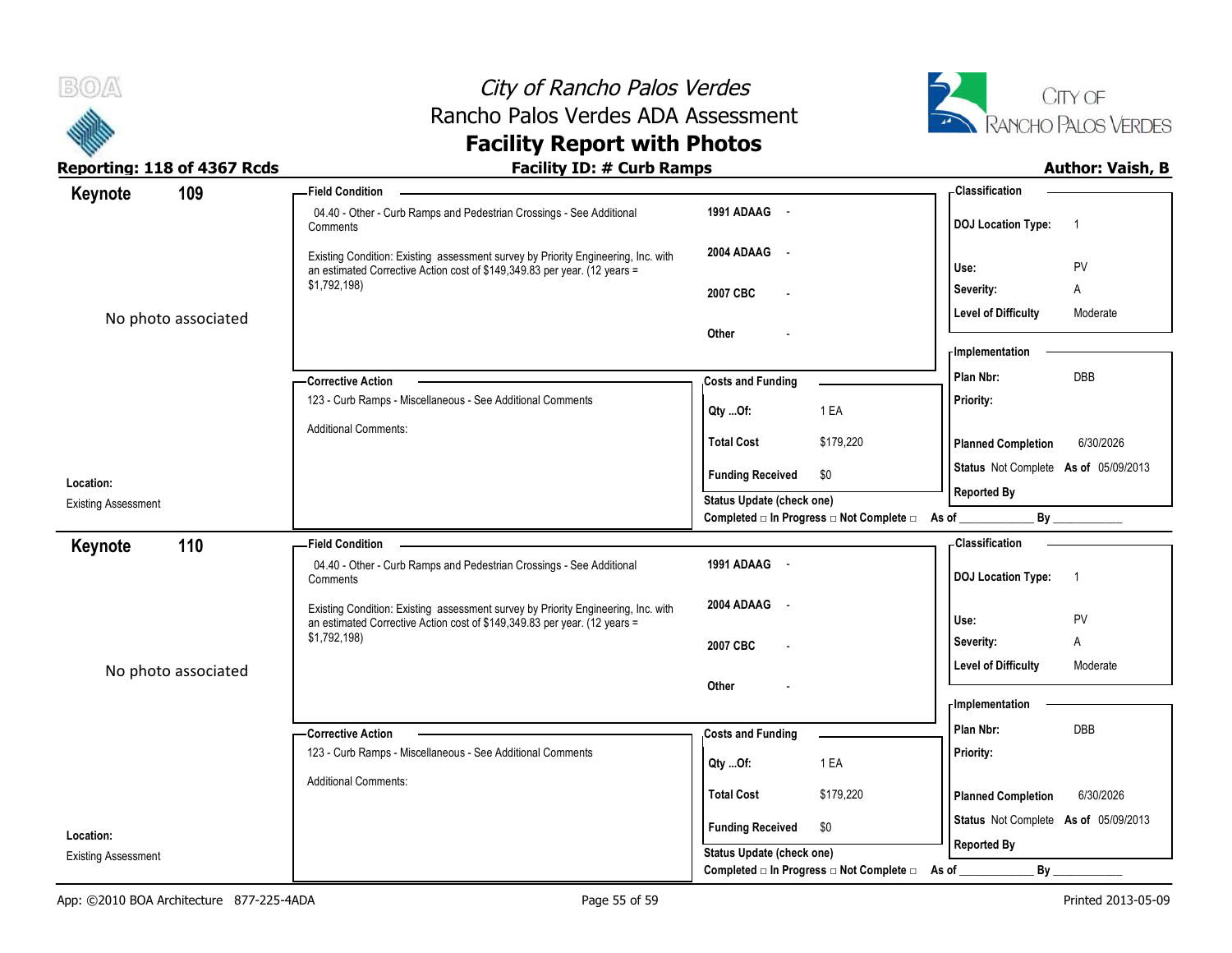## Keynote 109

No photo associated

**Location:**
Existing Assessment

**Field Condition**

04.40 - Other - Curb Ramps and Pedestrian Crossings - See Additional Comments

Existing Condition: Existing assessment survey by Priority Engineering, Inc. with an estimated Corrective Action cost of $149,349.83 per year. (12 years = $1,792,198)

| | |
|---|---|
| 1991 ADAAG | - |
| 2004 ADAAG | - |
| 2007 CBC | - |
| Other | - |

**Corrective Action**

123 - Curb Ramps - Miscellaneous - See Additional Comments

Additional Comments:

**Costs and Funding**

| | |
|---|---|
| Qty ...Of: | 1 EA |
| Total Cost | $179,220 |
| Funding Received | $0 |

Status Update (check one)
Completed □ In Progress □ Not Complete □ As of ____________ By ____________

**Classification**

| | |
|---|---|
| DOJ Location Type: | 1 |
| Use: | PV |
| Severity: | A |
| Level of Difficulty | Moderate |

**Implementation**

| | |
|---|---|
| Plan Nbr: | DBB |
| Priority: | |
| Planned Completion | 6/30/2026 |
| Status | Not Complete As of 05/09/2013 |
| Reported By | |

## Keynote 110

No photo associated

**Location:**
Existing Assessment

**Field Condition**

04.40 - Other - Curb Ramps and Pedestrian Crossings - See Additional Comments

Existing Condition: Existing assessment survey by Priority Engineering, Inc. with an estimated Corrective Action cost of $149,349.83 per year. (12 years = $1,792,198)

| | |
|---|---|
| 1991 ADAAG | - |
| 2004 ADAAG | - |
| 2007 CBC | - |
| Other | - |

**Corrective Action**

123 - Curb Ramps - Miscellaneous - See Additional Comments

Additional Comments:

**Costs and Funding**

| | |
|---|---|
| Qty ...Of: | 1 EA |
| Total Cost | $179,220 |
| Funding Received | $0 |

Status Update (check one)
Completed □ In Progress □ Not Complete □ As of ____________ By ____________

**Classification**

| | |
|---|---|
| DOJ Location Type: | 1 |
| Use: | PV |
| Severity: | A |
| Level of Difficulty | Moderate |

**Implementation**

| | |
|---|---|
| Plan Nbr: | DBB |
| Priority: | |
| Planned Completion | 6/30/2026 |
| Status | Not Complete As of 05/09/2013 |
| Reported By | |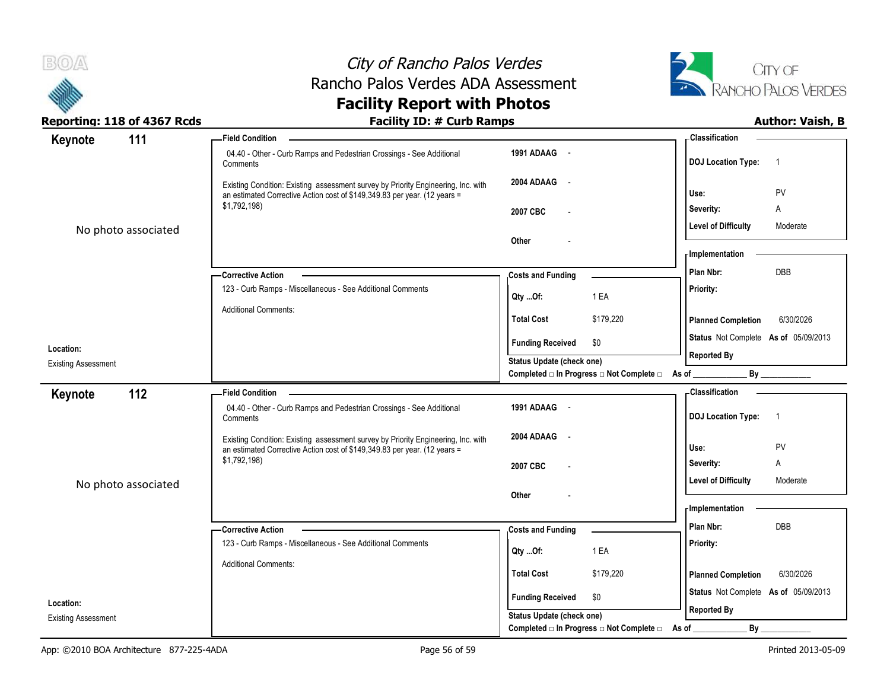# City of Rancho Palos Verdes
## Rancho Palos Verdes ADA Assessment
## Facility Report with Photos

**Reporting: 118 of 4367 Rcds** — **Facility ID: # Curb Ramps** — **Author: Vaish, B**

---

## Keynote 111

No photo associated

**Location:**
Existing Assessment

**Field Condition**

04.40 - Other - Curb Ramps and Pedestrian Crossings - See Additional Comments

Existing Condition: Existing assessment survey by Priority Engineering, Inc. with an estimated Corrective Action cost of $149,349.83 per year. (12 years = $1,792,198)

| | |
|---|---|
| 1991 ADAAG | - |
| 2004 ADAAG | - |
| 2007 CBC | - |
| Other | - |

**Corrective Action**

123 - Curb Ramps - Miscellaneous - See Additional Comments

Additional Comments:

**Costs and Funding**

| | |
|---|---|
| Qty ...Of: | 1 EA |
| Total Cost | $179,220 |
| Funding Received | $0 |

Status Update (check one)
Completed □ In Progress □ Not Complete □ As of ____________ By ____________

**Classification**

| | |
|---|---|
| DOJ Location Type: | 1 |
| Use: | PV |
| Severity: | A |
| Level of Difficulty | Moderate |

**Implementation**

| | |
|---|---|
| Plan Nbr: | DBB |
| Priority: | |
| Planned Completion | 6/30/2026 |
| Status | Not Complete As of 05/09/2013 |
| Reported By | |

---

## Keynote 112

No photo associated

**Location:**
Existing Assessment

**Field Condition**

04.40 - Other - Curb Ramps and Pedestrian Crossings - See Additional Comments

Existing Condition: Existing assessment survey by Priority Engineering, Inc. with an estimated Corrective Action cost of $149,349.83 per year. (12 years = $1,792,198)

| | |
|---|---|
| 1991 ADAAG | - |
| 2004 ADAAG | - |
| 2007 CBC | - |
| Other | - |

**Corrective Action**

123 - Curb Ramps - Miscellaneous - See Additional Comments

Additional Comments:

**Costs and Funding**

| | |
|---|---|
| Qty ...Of: | 1 EA |
| Total Cost | $179,220 |
| Funding Received | $0 |

Status Update (check one)
Completed □ In Progress □ Not Complete □ As of ____________ By ____________

**Classification**

| | |
|---|---|
| DOJ Location Type: | 1 |
| Use: | PV |
| Severity: | A |
| Level of Difficulty | Moderate |

**Implementation**

| | |
|---|---|
| Plan Nbr: | DBB |
| Priority: | |
| Planned Completion | 6/30/2026 |
| Status | Not Complete As of 05/09/2013 |
| Reported By | |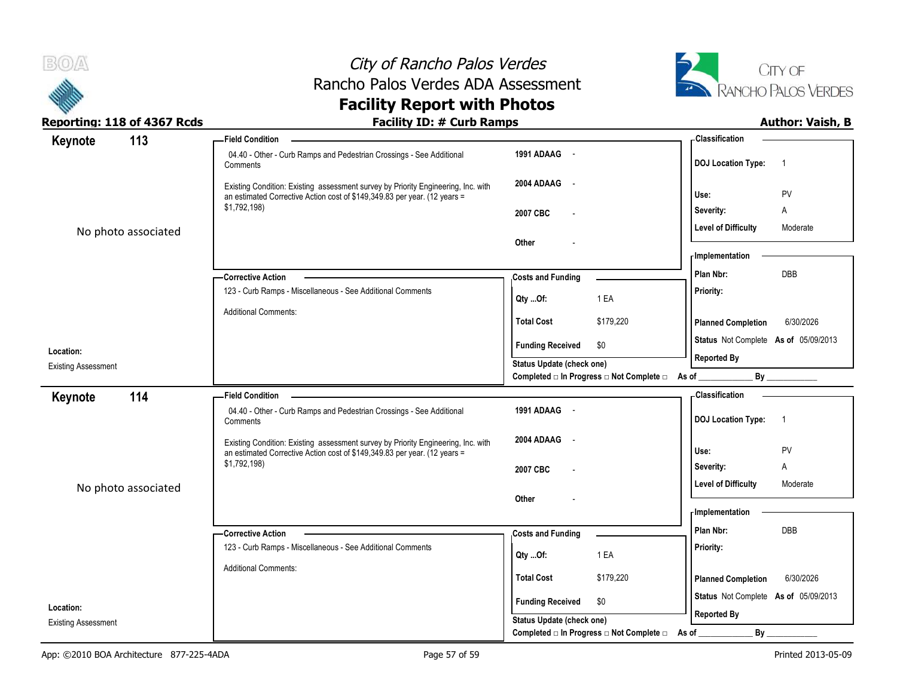# City of Rancho Palos Verdes
## Rancho Palos Verdes ADA Assessment
## Facility Report with Photos

**Reporting: 118 of 4367 Rcds** | **Facility ID: # Curb Ramps** | **Author: Vaish, B**

---

## Keynote 113

No photo associated

**Location:**
Existing Assessment

**Field Condition**

04.40 - Other - Curb Ramps and Pedestrian Crossings - See Additional Comments

Existing Condition: Existing assessment survey by Priority Engineering, Inc. with an estimated Corrective Action cost of $149,349.83 per year. (12 years = $1,792,198)

| Code | |
|---|---|
| 1991 ADAAG | - |
| 2004 ADAAG | - |
| 2007 CBC | - |
| Other | - |

**Corrective Action**

123 - Curb Ramps - Miscellaneous - See Additional Comments

Additional Comments:

**Costs and Funding**

| | |
|---|---|
| Qty ...Of: | 1 EA |
| Total Cost | $179,220 |
| Funding Received | $0 |

Status Update (check one)
Completed □ In Progress □ Not Complete □ As of ____________ By ____________

**Classification**

| | |
|---|---|
| DOJ Location Type: | 1 |
| Use: | PV |
| Severity: | A |
| Level of Difficulty | Moderate |

**Implementation**

| | |
|---|---|
| Plan Nbr: | DBB |
| Priority: | |
| Planned Completion | 6/30/2026 |
| Status | Not Complete As of 05/09/2013 |
| Reported By | |

---

## Keynote 114

No photo associated

**Location:**
Existing Assessment

**Field Condition**

04.40 - Other - Curb Ramps and Pedestrian Crossings - See Additional Comments

Existing Condition: Existing assessment survey by Priority Engineering, Inc. with an estimated Corrective Action cost of $149,349.83 per year. (12 years = $1,792,198)

| Code | |
|---|---|
| 1991 ADAAG | - |
| 2004 ADAAG | - |
| 2007 CBC | - |
| Other | - |

**Corrective Action**

123 - Curb Ramps - Miscellaneous - See Additional Comments

Additional Comments:

**Costs and Funding**

| | |
|---|---|
| Qty ...Of: | 1 EA |
| Total Cost | $179,220 |
| Funding Received | $0 |

Status Update (check one)
Completed □ In Progress □ Not Complete □ As of ____________ By ____________

**Classification**

| | |
|---|---|
| DOJ Location Type: | 1 |
| Use: | PV |
| Severity: | A |
| Level of Difficulty | Moderate |

**Implementation**

| | |
|---|---|
| Plan Nbr: | DBB |
| Priority: | |
| Planned Completion | 6/30/2026 |
| Status | Not Complete As of 05/09/2013 |
| Reported By | |

---

App: ©2010 BOA Architecture 877-225-4ADA | Printed 2013-05-09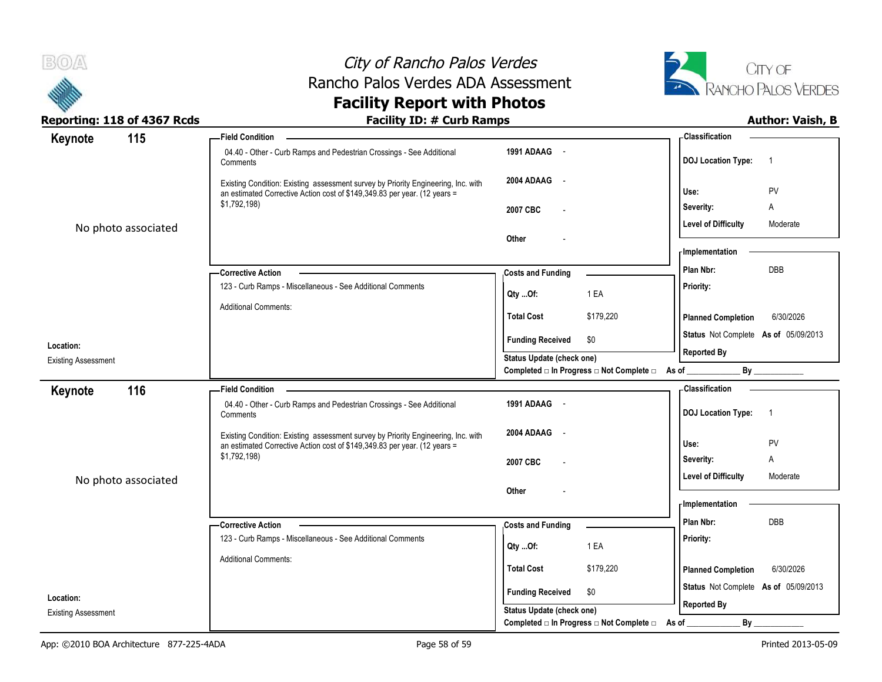# City of Rancho Palos Verdes
## Rancho Palos Verdes ADA Assessment
## Facility Report with Photos

**Reporting: 118 of 4367 Rcds** | **Facility ID: # Curb Ramps** | **Author: Vaish, B**

---

### Keynote 115

No photo associated

**Location:**
Existing Assessment

**Field Condition**

04.40 - Other - Curb Ramps and Pedestrian Crossings - See Additional Comments

Existing Condition: Existing assessment survey by Priority Engineering, Inc. with an estimated Corrective Action cost of $149,349.83 per year. (12 years = $1,792,198)

| | |
|---|---|
| 1991 ADAAG | - |
| 2004 ADAAG | - |
| 2007 CBC | - |
| Other | - |

**Corrective Action**

123 - Curb Ramps - Miscellaneous - See Additional Comments

Additional Comments:

**Costs and Funding**

| | |
|---|---|
| Qty ...Of: | 1 EA |
| Total Cost | $179,220 |
| Funding Received | $0 |

Status Update (check one)
Completed □ In Progress □ Not Complete □ As of ____________ By ____________

**Classification**

| | |
|---|---|
| DOJ Location Type: | 1 |
| Use: | PV |
| Severity: | A |
| Level of Difficulty | Moderate |

**Implementation**

| | |
|---|---|
| Plan Nbr: | DBB |
| Priority: | |
| Planned Completion | 6/30/2026 |
| Status | Not Complete As of 05/09/2013 |
| Reported By | |

---

### Keynote 116

No photo associated

**Location:**
Existing Assessment

**Field Condition**

04.40 - Other - Curb Ramps and Pedestrian Crossings - See Additional Comments

Existing Condition: Existing assessment survey by Priority Engineering, Inc. with an estimated Corrective Action cost of $149,349.83 per year. (12 years = $1,792,198)

| | |
|---|---|
| 1991 ADAAG | - |
| 2004 ADAAG | - |
| 2007 CBC | - |
| Other | - |

**Corrective Action**

123 - Curb Ramps - Miscellaneous - See Additional Comments

Additional Comments:

**Costs and Funding**

| | |
|---|---|
| Qty ...Of: | 1 EA |
| Total Cost | $179,220 |
| Funding Received | $0 |

Status Update (check one)
Completed □ In Progress □ Not Complete □ As of ____________ By ____________

**Classification**

| | |
|---|---|
| DOJ Location Type: | 1 |
| Use: | PV |
| Severity: | A |
| Level of Difficulty | Moderate |

**Implementation**

| | |
|---|---|
| Plan Nbr: | DBB |
| Priority: | |
| Planned Completion | 6/30/2026 |
| Status | Not Complete As of 05/09/2013 |
| Reported By | |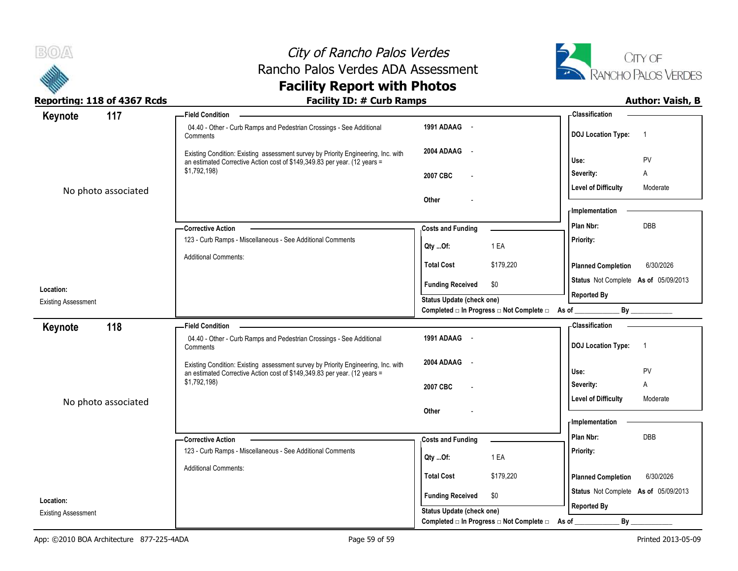# City of Rancho Palos Verdes
## Rancho Palos Verdes ADA Assessment
## Facility Report with Photos

**Reporting: 118 of 4367 Rcds** | **Facility ID: # Curb Ramps** | **Author: Vaish, B**

---

### Keynote 117

No photo associated

**Location:**
Existing Assessment

**Field Condition**

04.40 - Other - Curb Ramps and Pedestrian Crossings - See Additional Comments

Existing Condition: Existing assessment survey by Priority Engineering, Inc. with an estimated Corrective Action cost of $149,349.83 per year. (12 years = $1,792,198)

| | |
|---|---|
| **1991 ADAAG** | - |
| **2004 ADAAG** | - |
| **2007 CBC** | - |
| **Other** | - |

**Corrective Action**

123 - Curb Ramps - Miscellaneous - See Additional Comments

Additional Comments:

**Costs and Funding**

| | |
|---|---|
| **Qty ...Of:** | 1 EA |
| **Total Cost** | $179,220 |
| **Funding Received** | $0 |

**Status Update (check one)**
Completed □ In Progress □ Not Complete □ As of ____________ By ____________

**Classification**

| | |
|---|---|
| **DOJ Location Type:** | 1 |
| **Use:** | PV |
| **Severity:** | A |
| **Level of Difficulty** | Moderate |

**Implementation**

| | |
|---|---|
| **Plan Nbr:** | DBB |
| **Priority:** | |
| **Planned Completion** | 6/30/2026 |
| **Status** | Not Complete **As of** 05/09/2013 |
| **Reported By** | |

---

### Keynote 118

No photo associated

**Location:**
Existing Assessment

**Field Condition**

04.40 - Other - Curb Ramps and Pedestrian Crossings - See Additional Comments

Existing Condition: Existing assessment survey by Priority Engineering, Inc. with an estimated Corrective Action cost of $149,349.83 per year. (12 years = $1,792,198)

| | |
|---|---|
| **1991 ADAAG** | - |
| **2004 ADAAG** | - |
| **2007 CBC** | - |
| **Other** | - |

**Corrective Action**

123 - Curb Ramps - Miscellaneous - See Additional Comments

Additional Comments:

**Costs and Funding**

| | |
|---|---|
| **Qty ...Of:** | 1 EA |
| **Total Cost** | $179,220 |
| **Funding Received** | $0 |

**Status Update (check one)**
Completed □ In Progress □ Not Complete □ As of ____________ By ____________

**Classification**

| | |
|---|---|
| **DOJ Location Type:** | 1 |
| **Use:** | PV |
| **Severity:** | A |
| **Level of Difficulty** | Moderate |

**Implementation**

| | |
|---|---|
| **Plan Nbr:** | DBB |
| **Priority:** | |
| **Planned Completion** | 6/30/2026 |
| **Status** | Not Complete **As of** 05/09/2013 |
| **Reported By** | |

App: ©2010 BOA Architecture 877-225-4ADA | Printed 2013-05-09